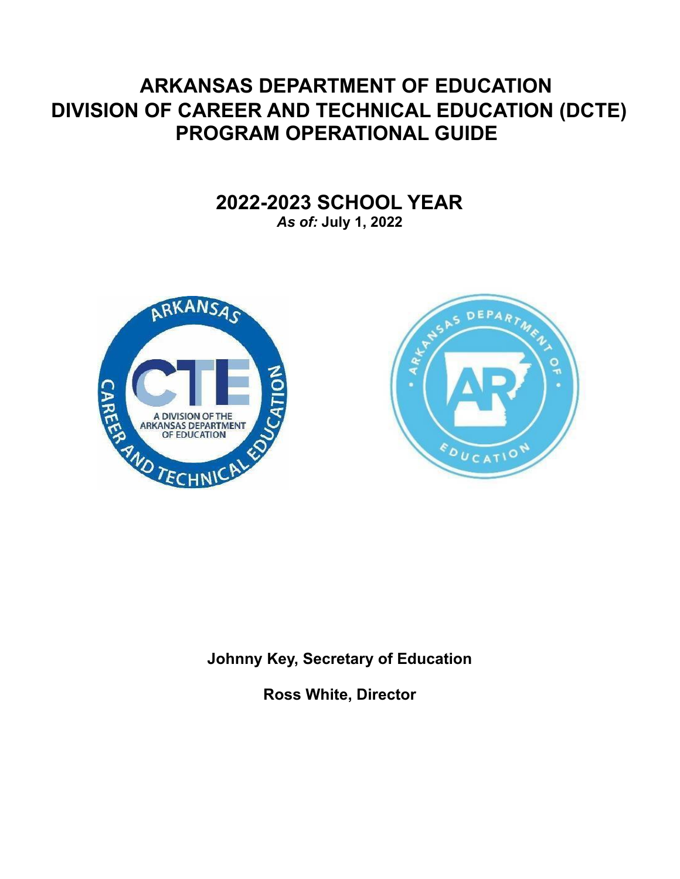# ARKANSAS DEPARTMENT OF EDUCATION
# DIVISION OF CAREER AND TECHNICAL EDUCATION (DCTE)
# PROGRAM OPERATIONAL GUIDE

## 2022-2023 SCHOOL YEAR

***As of:* July 1, 2022**

**Johnny Key, Secretary of Education**

**Ross White, Director**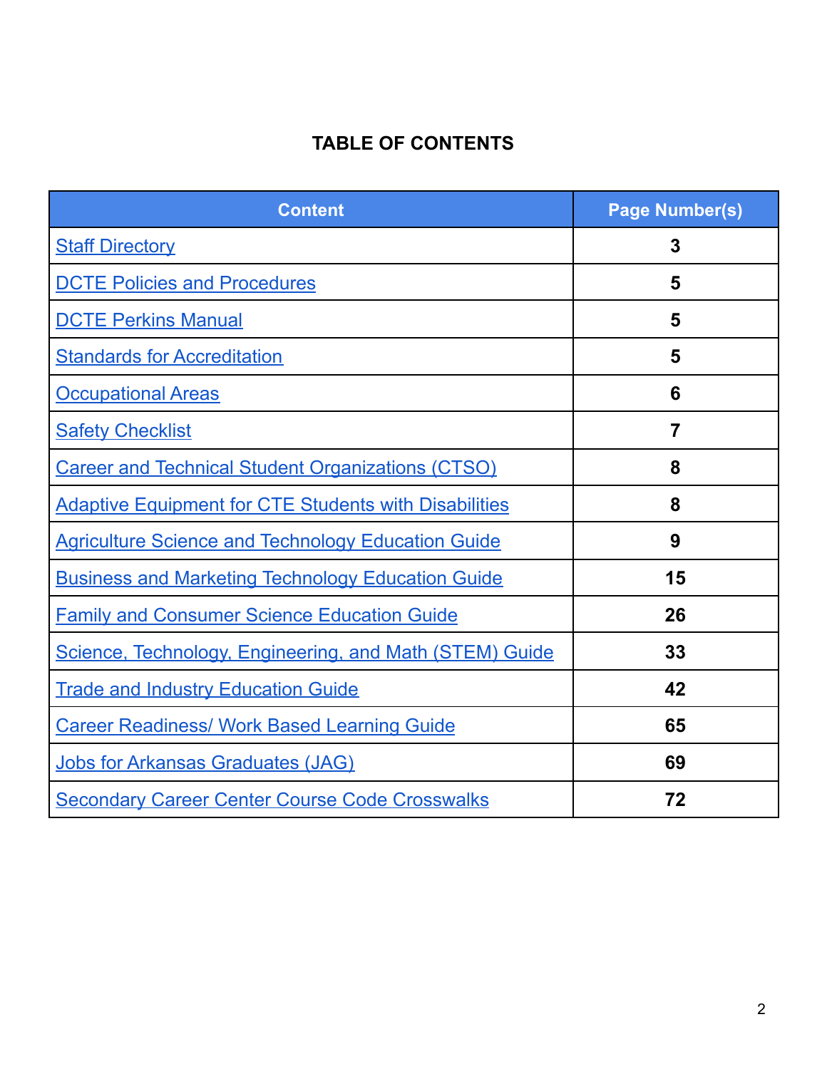# TABLE OF CONTENTS

| Content | Page Number(s) |
|---|---|
| Staff Directory | **3** |
| DCTE Policies and Procedures | **5** |
| DCTE Perkins Manual | **5** |
| Standards for Accreditation | **5** |
| Occupational Areas | **6** |
| Safety Checklist | **7** |
| Career and Technical Student Organizations (CTSO) | **8** |
| Adaptive Equipment for CTE Students with Disabilities | **8** |
| Agriculture Science and Technology Education Guide | **9** |
| Business and Marketing Technology Education Guide | **15** |
| Family and Consumer Science Education Guide | **26** |
| Science, Technology, Engineering, and Math (STEM) Guide | **33** |
| Trade and Industry Education Guide | **42** |
| Career Readiness/ Work Based Learning Guide | **65** |
| Jobs for Arkansas Graduates (JAG) | **69** |
| Secondary Career Center Course Code Crosswalks | **72** |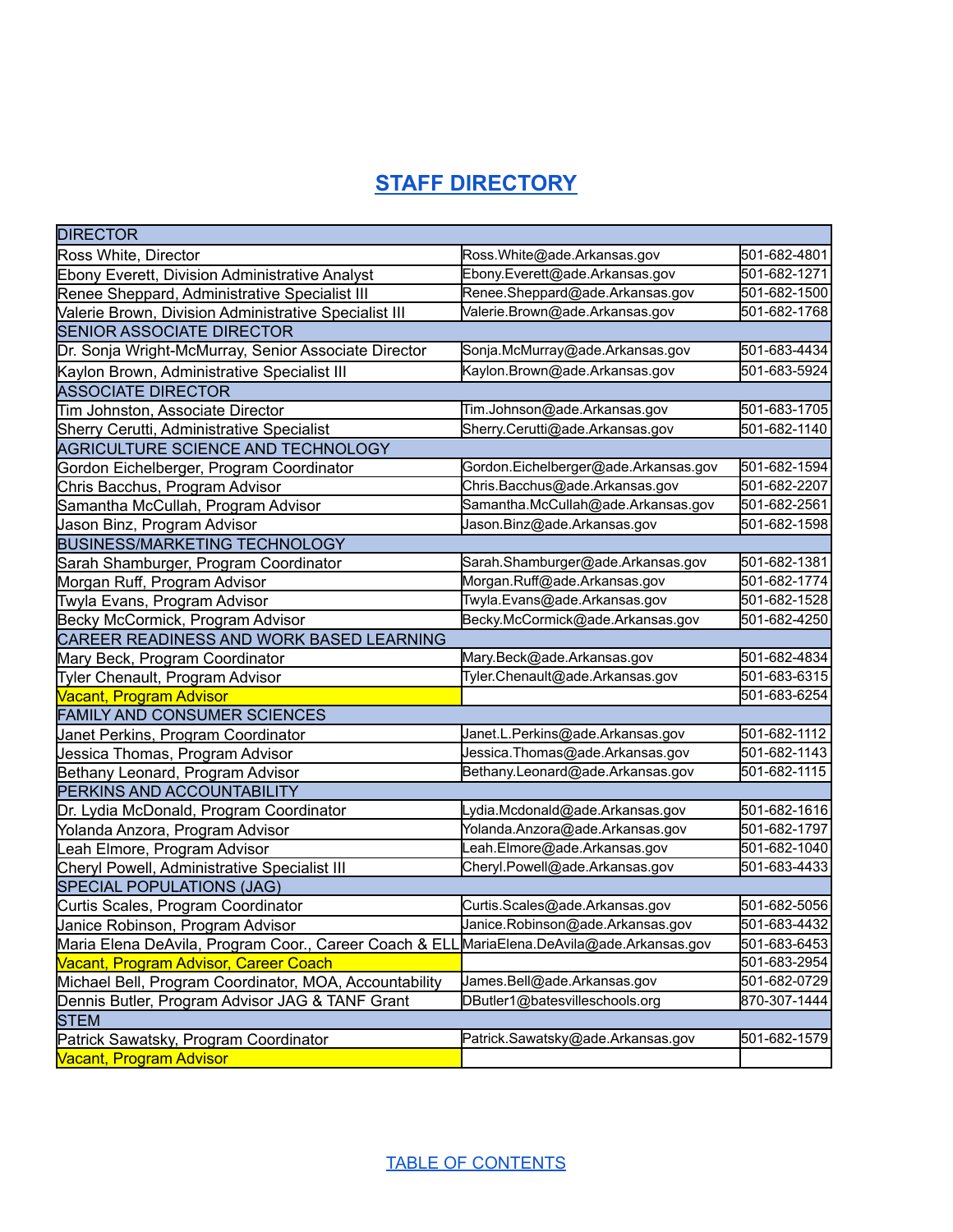## STAFF DIRECTORY

| DIRECTOR | | |
|---|---|---|
| Ross White, Director | Ross.White@ade.Arkansas.gov | 501-682-4801 |
| Ebony Everett, Division Administrative Analyst | Ebony.Everett@ade.Arkansas.gov | 501-682-1271 |
| Renee Sheppard, Administrative Specialist III | Renee.Sheppard@ade.Arkansas.gov | 501-682-1500 |
| Valerie Brown, Division Administrative Specialist III | Valerie.Brown@ade.Arkansas.gov | 501-682-1768 |
| SENIOR ASSOCIATE DIRECTOR | | |
| Dr. Sonja Wright-McMurray, Senior Associate Director | Sonja.McMurray@ade.Arkansas.gov | 501-683-4434 |
| Kaylon Brown, Administrative Specialist III | Kaylon.Brown@ade.Arkansas.gov | 501-683-5924 |
| ASSOCIATE DIRECTOR | | |
| Tim Johnston, Associate Director | Tim.Johnson@ade.Arkansas.gov | 501-683-1705 |
| Sherry Cerutti, Administrative Specialist | Sherry.Cerutti@ade.Arkansas.gov | 501-682-1140 |
| AGRICULTURE SCIENCE AND TECHNOLOGY | | |
| Gordon Eichelberger, Program Coordinator | Gordon.Eichelberger@ade.Arkansas.gov | 501-682-1594 |
| Chris Bacchus, Program Advisor | Chris.Bacchus@ade.Arkansas.gov | 501-682-2207 |
| Samantha McCullah, Program Advisor | Samantha.McCullah@ade.Arkansas.gov | 501-682-2561 |
| Jason Binz, Program Advisor | Jason.Binz@ade.Arkansas.gov | 501-682-1598 |
| BUSINESS/MARKETING TECHNOLOGY | | |
| Sarah Shamburger, Program Coordinator | Sarah.Shamburger@ade.Arkansas.gov | 501-682-1381 |
| Morgan Ruff, Program Advisor | Morgan.Ruff@ade.Arkansas.gov | 501-682-1774 |
| Twyla Evans, Program Advisor | Twyla.Evans@ade.Arkansas.gov | 501-682-1528 |
| Becky McCormick, Program Advisor | Becky.McCormick@ade.Arkansas.gov | 501-682-4250 |
| CAREER READINESS AND WORK BASED LEARNING | | |
| Mary Beck, Program Coordinator | Mary.Beck@ade.Arkansas.gov | 501-682-4834 |
| Tyler Chenault, Program Advisor | Tyler.Chenault@ade.Arkansas.gov | 501-683-6315 |
| Vacant, Program Advisor | | 501-683-6254 |
| FAMILY AND CONSUMER SCIENCES | | |
| Janet Perkins, Program Coordinator | Janet.L.Perkins@ade.Arkansas.gov | 501-682-1112 |
| Jessica Thomas, Program Advisor | Jessica.Thomas@ade.Arkansas.gov | 501-682-1143 |
| Bethany Leonard, Program Advisor | Bethany.Leonard@ade.Arkansas.gov | 501-682-1115 |
| PERKINS AND ACCOUNTABILITY | | |
| Dr. Lydia McDonald, Program Coordinator | Lydia.Mcdonald@ade.Arkansas.gov | 501-682-1616 |
| Yolanda Anzora, Program Advisor | Yolanda.Anzora@ade.Arkansas.gov | 501-682-1797 |
| Leah Elmore, Program Advisor | Leah.Elmore@ade.Arkansas.gov | 501-682-1040 |
| Cheryl Powell, Administrative Specialist III | Cheryl.Powell@ade.Arkansas.gov | 501-683-4433 |
| SPECIAL POPULATIONS (JAG) | | |
| Curtis Scales, Program Coordinator | Curtis.Scales@ade.Arkansas.gov | 501-682-5056 |
| Janice Robinson, Program Advisor | Janice.Robinson@ade.Arkansas.gov | 501-683-4432 |
| Maria Elena DeAvila, Program Coor., Career Coach & ELL | MariaElena.DeAvila@ade.Arkansas.gov | 501-683-6453 |
| Vacant, Program Advisor, Career Coach | | 501-683-2954 |
| Michael Bell, Program Coordinator, MOA, Accountability | James.Bell@ade.Arkansas.gov | 501-682-0729 |
| Dennis Butler, Program Advisor JAG & TANF Grant | DButler1@batesvilleschools.org | 870-307-1444 |
| STEM | | |
| Patrick Sawatsky, Program Coordinator | Patrick.Sawatsky@ade.Arkansas.gov | 501-682-1579 |
| Vacant, Program Advisor | | |

TABLE OF CONTENTS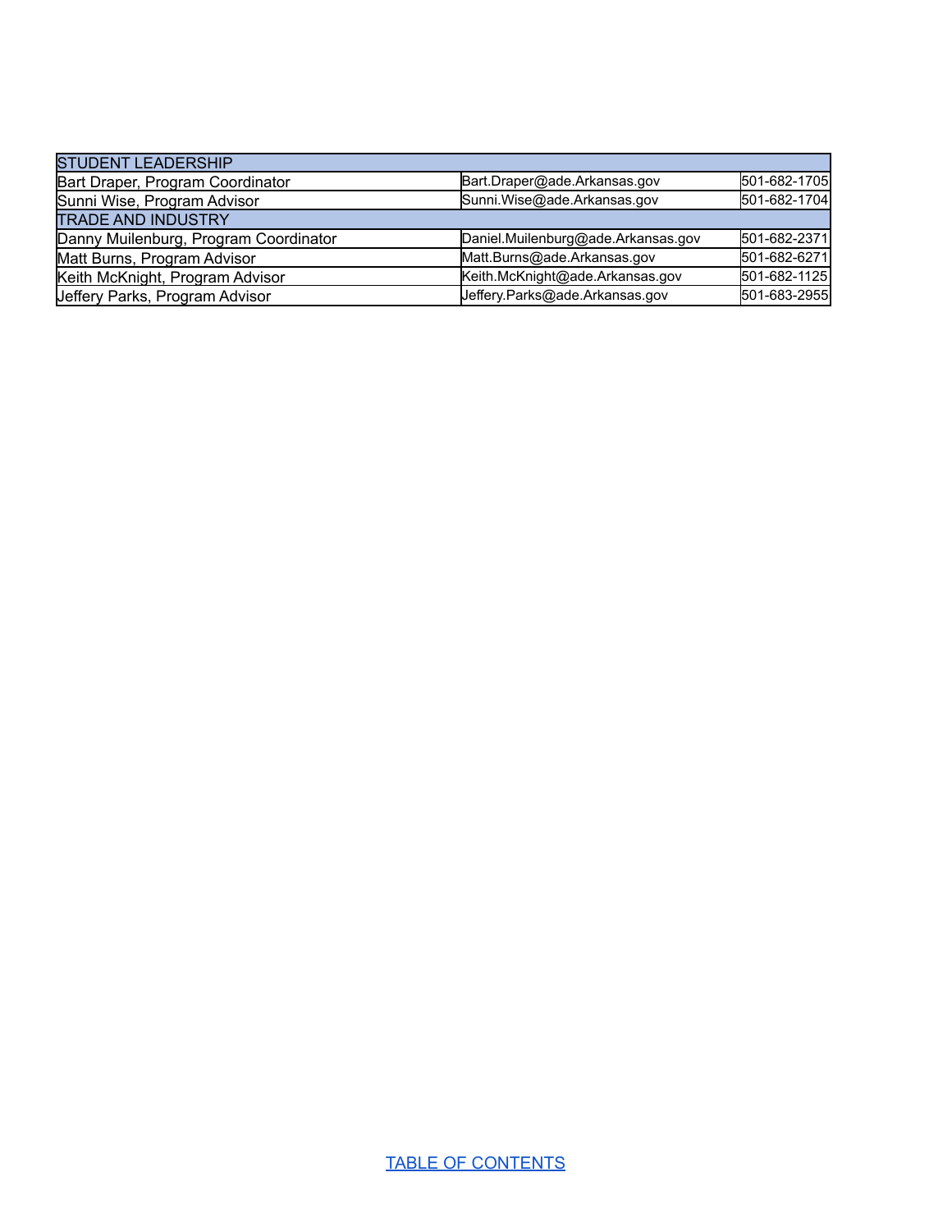| STUDENT LEADERSHIP | | |
|---|---|---|
| Bart Draper, Program Coordinator | Bart.Draper@ade.Arkansas.gov | 501-682-1705 |
| Sunni Wise, Program Advisor | Sunni.Wise@ade.Arkansas.gov | 501-682-1704 |
| TRADE AND INDUSTRY | | |
| Danny Muilenburg, Program Coordinator | Daniel.Muilenburg@ade.Arkansas.gov | 501-682-2371 |
| Matt Burns, Program Advisor | Matt.Burns@ade.Arkansas.gov | 501-682-6271 |
| Keith McKnight, Program Advisor | Keith.McKnight@ade.Arkansas.gov | 501-682-1125 |
| Jeffery Parks, Program Advisor | Jeffery.Parks@ade.Arkansas.gov | 501-683-2955 |

TABLE OF CONTENTS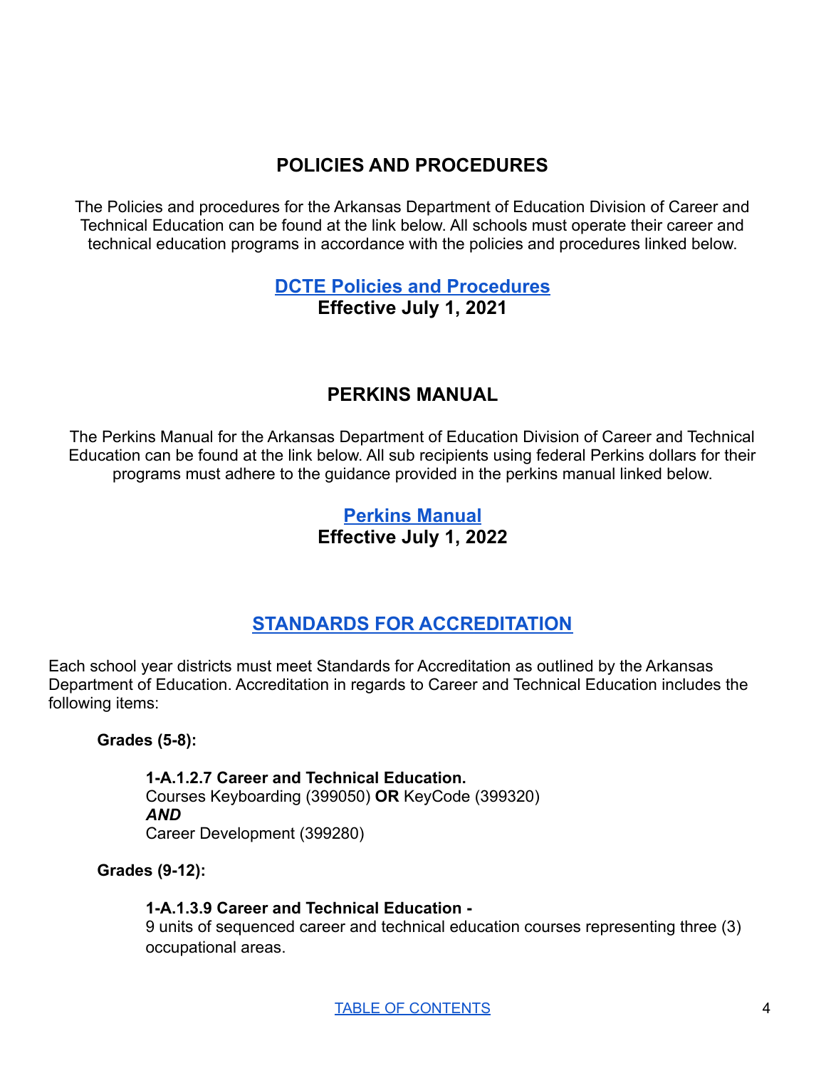## POLICIES AND PROCEDURES

The Policies and procedures for the Arkansas Department of Education Division of Career and Technical Education can be found at the link below. All schools must operate their career and technical education programs in accordance with the policies and procedures linked below.

**DCTE Policies and Procedures**
**Effective July 1, 2021**

## PERKINS MANUAL

The Perkins Manual for the Arkansas Department of Education Division of Career and Technical Education can be found at the link below. All sub recipients using federal Perkins dollars for their programs must adhere to the guidance provided in the perkins manual linked below.

**Perkins Manual**
**Effective July 1, 2022**

## STANDARDS FOR ACCREDITATION

Each school year districts must meet Standards for Accreditation as outlined by the Arkansas Department of Education. Accreditation in regards to Career and Technical Education includes the following items:

**Grades (5-8):**

**1-A.1.2.7 Career and Technical Education.**
Courses Keyboarding (399050) **OR** KeyCode (399320)
***AND***
Career Development (399280)

**Grades (9-12):**

**1-A.1.3.9 Career and Technical Education -**
9 units of sequenced career and technical education courses representing three (3) occupational areas.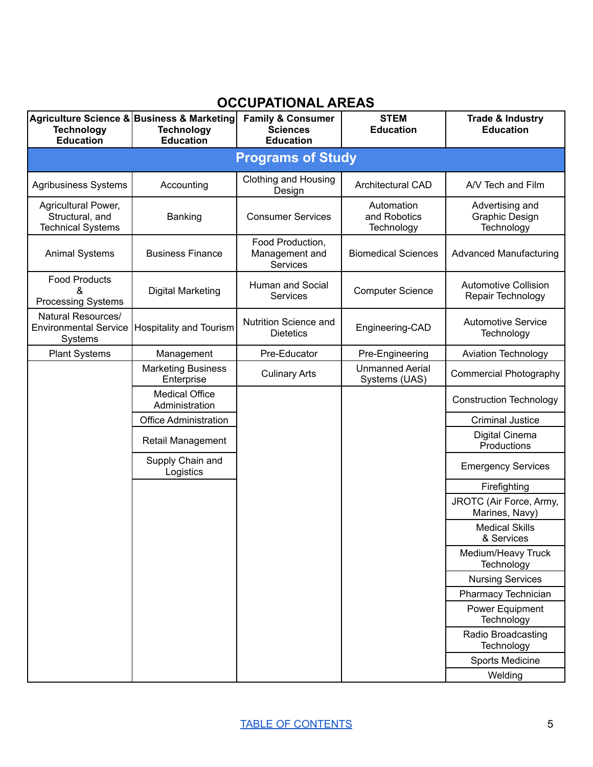# OCCUPATIONAL AREAS

| Agriculture Science & Technology Education | Business & Marketing Technology Education | Family & Consumer Sciences Education | STEM Education | Trade & Industry Education |
|---|---|---|---|---|
| **Programs of Study** | | | | |
| Agribusiness Systems | Accounting | Clothing and Housing Design | Architectural CAD | A/V Tech and Film |
| Agricultural Power, Structural, and Technical Systems | Banking | Consumer Services | Automation and Robotics Technology | Advertising and Graphic Design Technology |
| Animal Systems | Business Finance | Food Production, Management and Services | Biomedical Sciences | Advanced Manufacturing |
| Food Products & Processing Systems | Digital Marketing | Human and Social Services | Computer Science | Automotive Collision Repair Technology |
| Natural Resources/ Environmental Service Systems | Hospitality and Tourism | Nutrition Science and Dietetics | Engineering-CAD | Automotive Service Technology |
| Plant Systems | Management | Pre-Educator | Pre-Engineering | Aviation Technology |
| | Marketing Business Enterprise | Culinary Arts | Unmanned Aerial Systems (UAS) | Commercial Photography |
| | Medical Office Administration | | | Construction Technology |
| | Office Administration | | | Criminal Justice |
| | Retail Management | | | Digital Cinema Productions |
| | Supply Chain and Logistics | | | Emergency Services |
| | | | | Firefighting |
| | | | | JROTC (Air Force, Army, Marines, Navy) |
| | | | | Medical Skills & Services |
| | | | | Medium/Heavy Truck Technology |
| | | | | Nursing Services |
| | | | | Pharmacy Technician |
| | | | | Power Equipment Technology |
| | | | | Radio Broadcasting Technology |
| | | | | Sports Medicine |
| | | | | Welding |

TABLE OF CONTENTS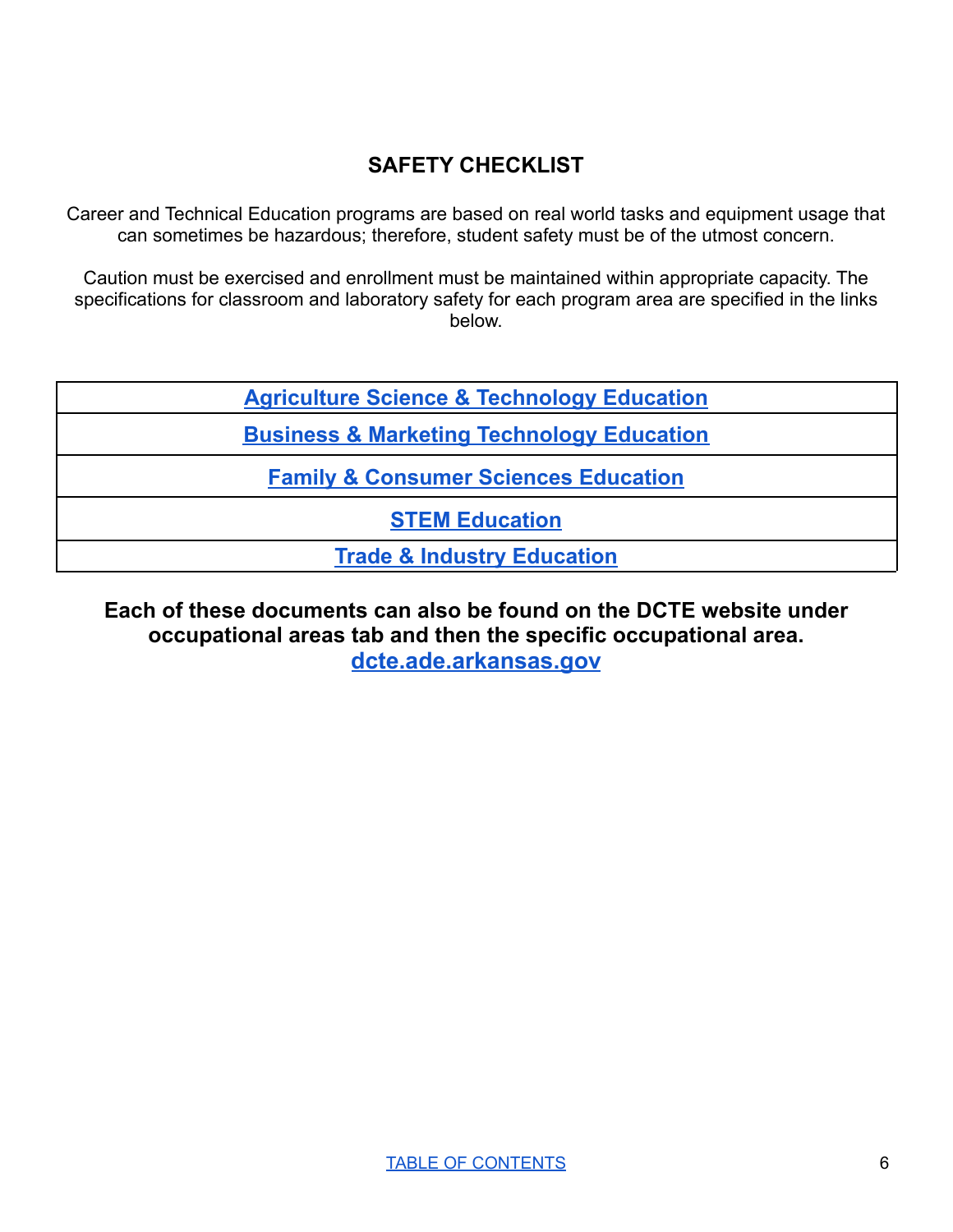## SAFETY CHECKLIST

Career and Technical Education programs are based on real world tasks and equipment usage that can sometimes be hazardous; therefore, student safety must be of the utmost concern.

Caution must be exercised and enrollment must be maintained within appropriate capacity. The specifications for classroom and laboratory safety for each program area are specified in the links below.

| Agriculture Science & Technology Education |
| --- |
| Business & Marketing Technology Education |
| Family & Consumer Sciences Education |
| STEM Education |
| Trade & Industry Education |

**Each of these documents can also be found on the DCTE website under occupational areas tab and then the specific occupational area.**
**dcte.ade.arkansas.gov**

TABLE OF CONTENTS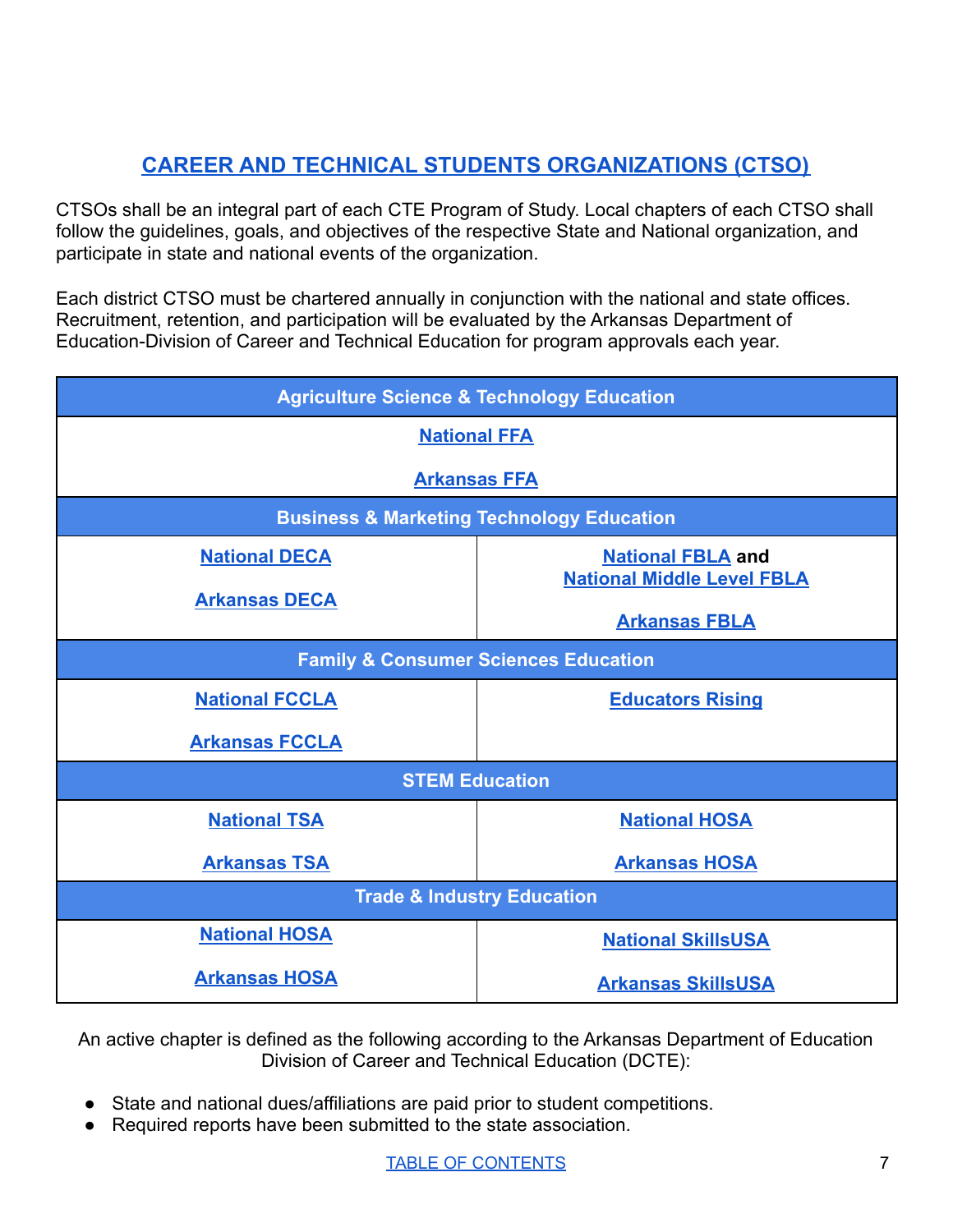# CAREER AND TECHNICAL STUDENTS ORGANIZATIONS (CTSO)

CTSOs shall be an integral part of each CTE Program of Study. Local chapters of each CTSO shall follow the guidelines, goals, and objectives of the respective State and National organization, and participate in state and national events of the organization.

Each district CTSO must be chartered annually in conjunction with the national and state offices. Recruitment, retention, and participation will be evaluated by the Arkansas Department of Education-Division of Career and Technical Education for program approvals each year.

| Agriculture Science & Technology Education | |
|---|---|
| National FFA<br><br>Arkansas FFA | |
| **Business & Marketing Technology Education** | |
| National DECA<br><br>Arkansas DECA | National FBLA and<br>National Middle Level FBLA<br><br>Arkansas FBLA |
| **Family & Consumer Sciences Education** | |
| National FCCLA<br><br>Arkansas FCCLA | Educators Rising |
| **STEM Education** | |
| National TSA<br><br>Arkansas TSA | National HOSA<br><br>Arkansas HOSA |
| **Trade & Industry Education** | |
| National HOSA<br><br>Arkansas HOSA | National SkillsUSA<br><br>Arkansas SkillsUSA |

An active chapter is defined as the following according to the Arkansas Department of Education Division of Career and Technical Education (DCTE):

- State and national dues/affiliations are paid prior to student competitions.
- Required reports have been submitted to the state association.

TABLE OF CONTENTS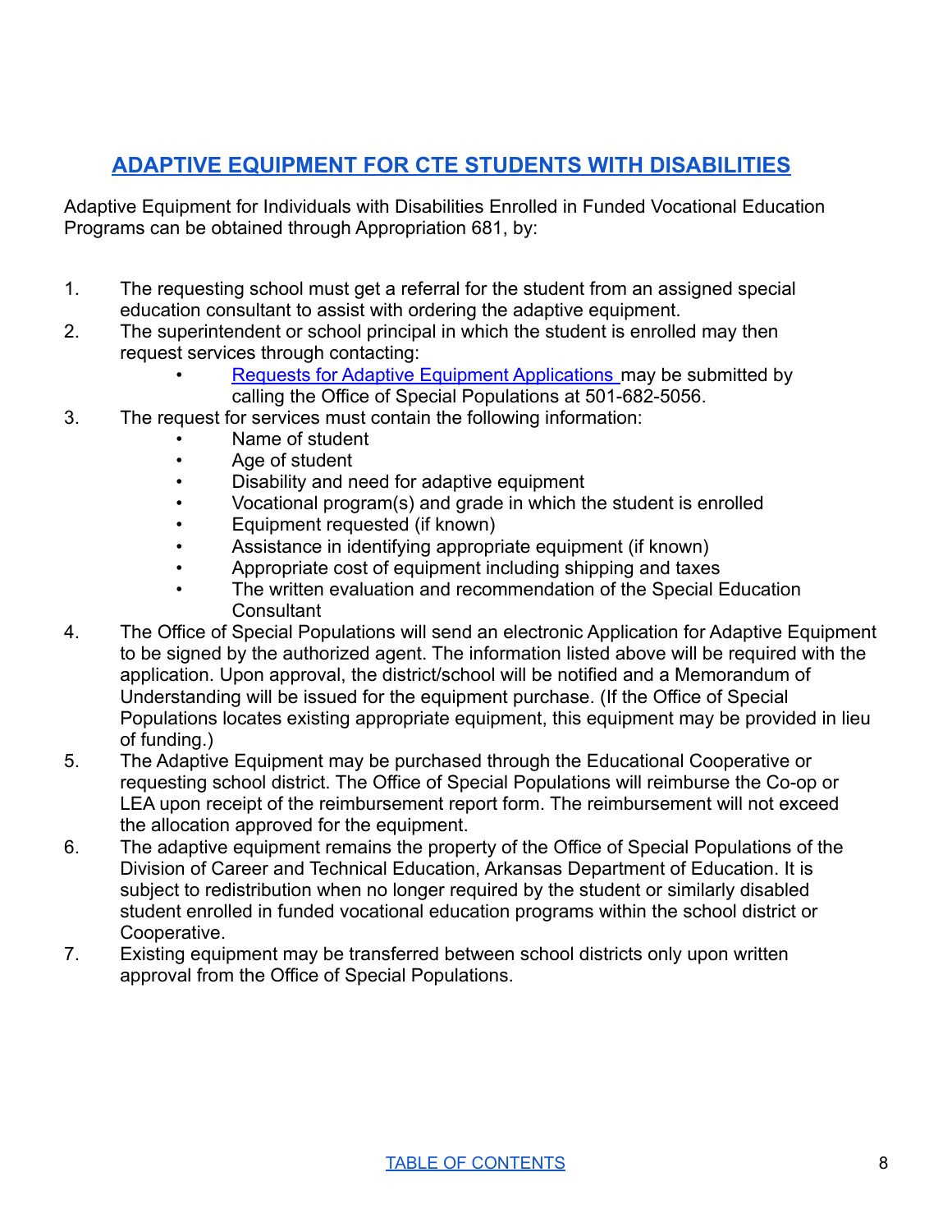## ADAPTIVE EQUIPMENT FOR CTE STUDENTS WITH DISABILITIES

Adaptive Equipment for Individuals with Disabilities Enrolled in Funded Vocational Education Programs can be obtained through Appropriation 681, by:

1. The requesting school must get a referral for the student from an assigned special education consultant to assist with ordering the adaptive equipment.
2. The superintendent or school principal in which the student is enrolled may then request services through contacting:
   - Requests for Adaptive Equipment Applications may be submitted by calling the Office of Special Populations at 501-682-5056.
3. The request for services must contain the following information:
   - Name of student
   - Age of student
   - Disability and need for adaptive equipment
   - Vocational program(s) and grade in which the student is enrolled
   - Equipment requested (if known)
   - Assistance in identifying appropriate equipment (if known)
   - Appropriate cost of equipment including shipping and taxes
   - The written evaluation and recommendation of the Special Education Consultant
4. The Office of Special Populations will send an electronic Application for Adaptive Equipment to be signed by the authorized agent. The information listed above will be required with the application. Upon approval, the district/school will be notified and a Memorandum of Understanding will be issued for the equipment purchase. (If the Office of Special Populations locates existing appropriate equipment, this equipment may be provided in lieu of funding.)
5. The Adaptive Equipment may be purchased through the Educational Cooperative or requesting school district. The Office of Special Populations will reimburse the Co-op or LEA upon receipt of the reimbursement report form. The reimbursement will not exceed the allocation approved for the equipment.
6. The adaptive equipment remains the property of the Office of Special Populations of the Division of Career and Technical Education, Arkansas Department of Education. It is subject to redistribution when no longer required by the student or similarly disabled student enrolled in funded vocational education programs within the school district or Cooperative.
7. Existing equipment may be transferred between school districts only upon written approval from the Office of Special Populations.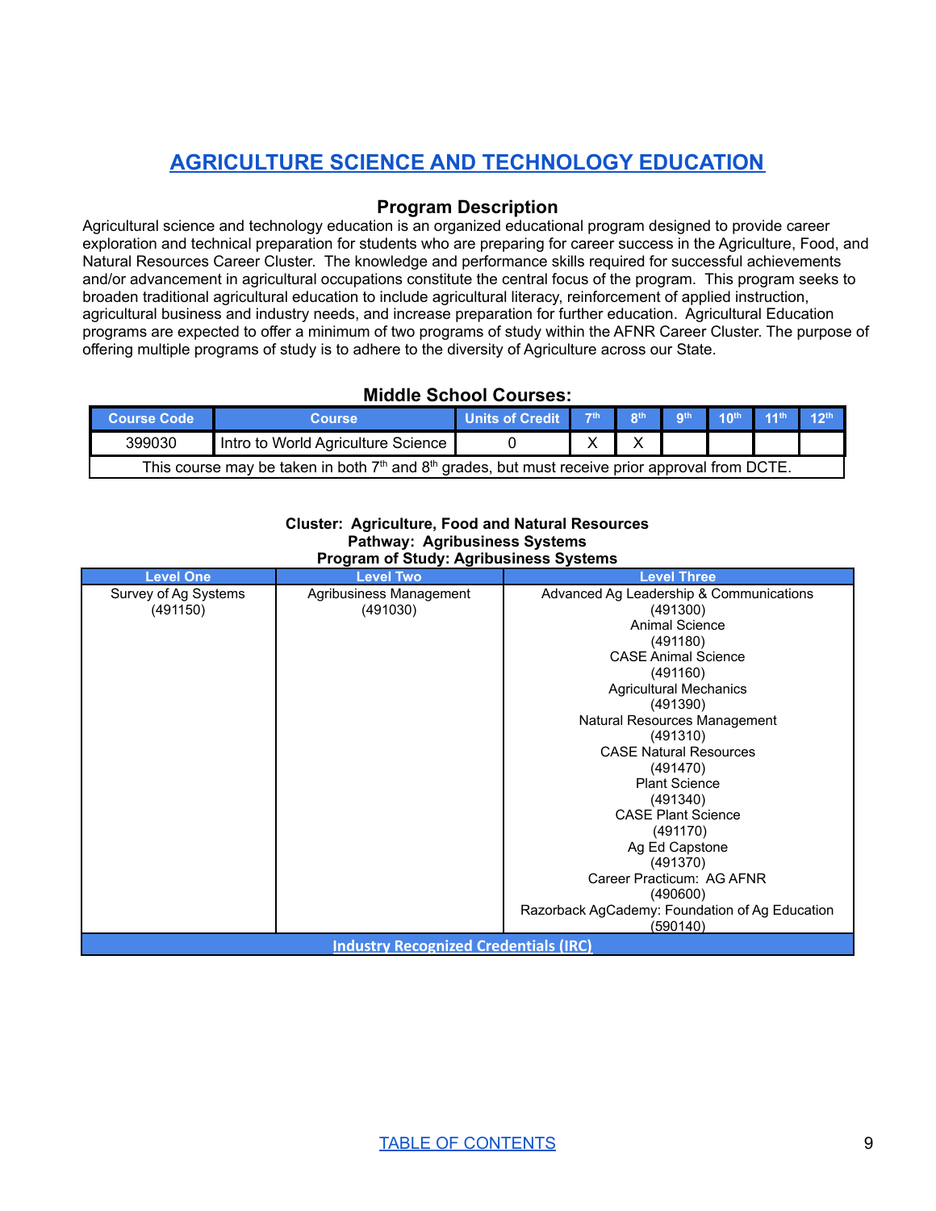# AGRICULTURE SCIENCE AND TECHNOLOGY EDUCATION

## Program Description

Agricultural science and technology education is an organized educational program designed to provide career exploration and technical preparation for students who are preparing for career success in the Agriculture, Food, and Natural Resources Career Cluster. The knowledge and performance skills required for successful achievements and/or advancement in agricultural occupations constitute the central focus of the program. This program seeks to broaden traditional agricultural education to include agricultural literacy, reinforcement of applied instruction, agricultural business and industry needs, and increase preparation for further education. Agricultural Education programs are expected to offer a minimum of two programs of study within the AFNR Career Cluster. The purpose of offering multiple programs of study is to adhere to the diversity of Agriculture across our State.

### Middle School Courses:

| Course Code | Course | Units of Credit | 7th | 8th | 9th | 10th | 11th | 12th |
|---|---|---|---|---|---|---|---|---|
| 399030 | Intro to World Agriculture Science | 0 | X | X | | | | |
| This course may be taken in both 7th and 8th grades, but must receive prior approval from DCTE. | | | | | | | | |

**Cluster: Agriculture, Food and Natural Resources**
**Pathway: Agribusiness Systems**
**Program of Study: Agribusiness Systems**

| Level One | Level Two | Level Three |
|---|---|---|
| Survey of Ag Systems (491150) | Agribusiness Management (491030) | Advanced Ag Leadership & Communications (491300)<br>Animal Science (491180)<br>CASE Animal Science (491160)<br>Agricultural Mechanics (491390)<br>Natural Resources Management (491310)<br>CASE Natural Resources (491470)<br>Plant Science (491340)<br>CASE Plant Science (491170)<br>Ag Ed Capstone (491370)<br>Career Practicum: AG AFNR (490600)<br>Razorback AgCademy: Foundation of Ag Education (590140) |
| Industry Recognized Credentials (IRC) | | |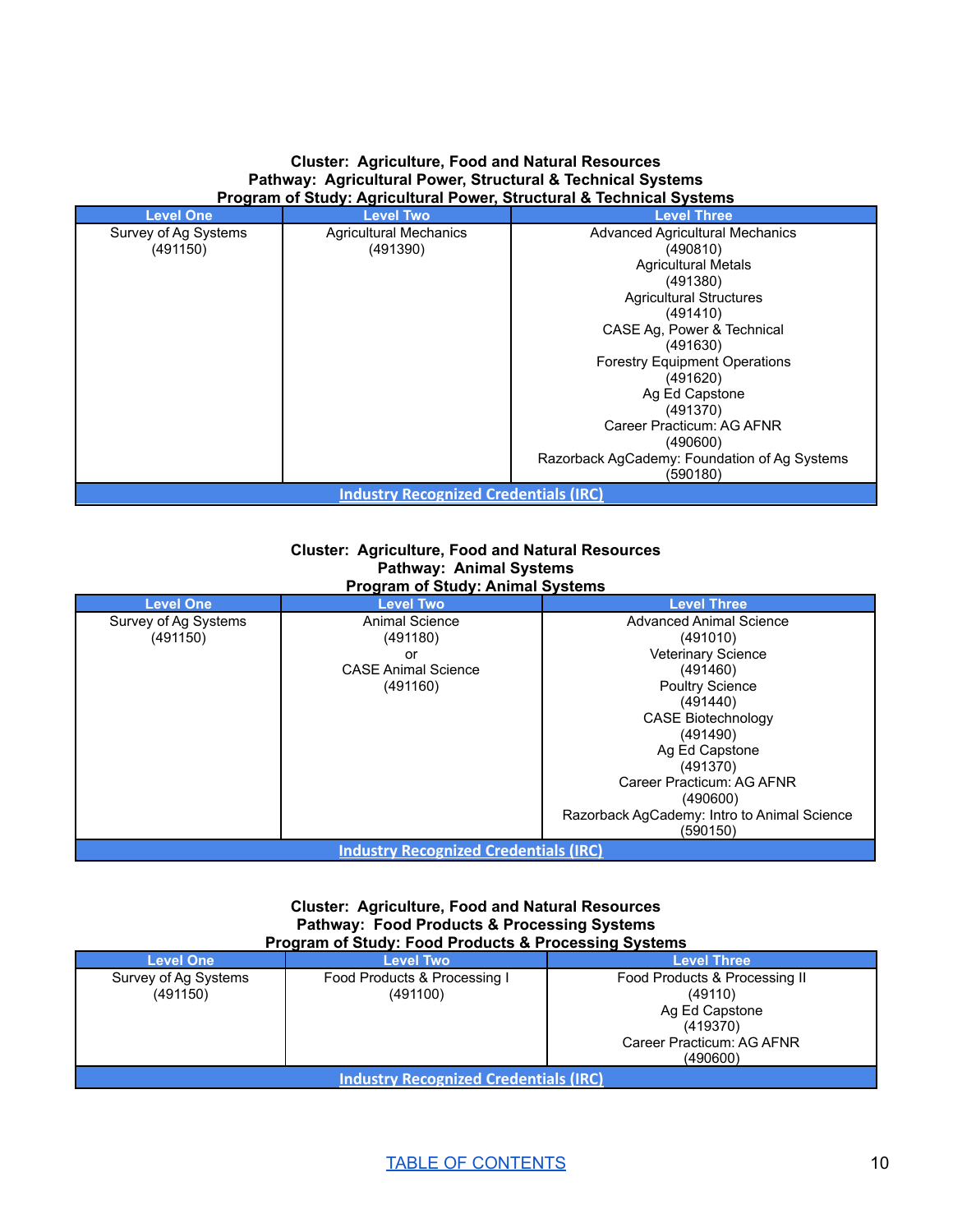**Cluster: Agriculture, Food and Natural Resources**
**Pathway: Agricultural Power, Structural & Technical Systems**
**Program of Study: Agricultural Power, Structural & Technical Systems**

| Level One | Level Two | Level Three |
|---|---|---|
| Survey of Ag Systems (491150) | Agricultural Mechanics (491390) | Advanced Agricultural Mechanics (490810)<br>Agricultural Metals (491380)<br>Agricultural Structures (491410)<br>CASE Ag, Power & Technical (491630)<br>Forestry Equipment Operations (491620)<br>Ag Ed Capstone (491370)<br>Career Practicum: AG AFNR (490600)<br>Razorback AgCademy: Foundation of Ag Systems (590180) |
| Industry Recognized Credentials (IRC) | | |

**Cluster: Agriculture, Food and Natural Resources**
**Pathway: Animal Systems**
**Program of Study: Animal Systems**

| Level One | Level Two | Level Three |
|---|---|---|
| Survey of Ag Systems (491150) | Animal Science (491180)<br>or<br>CASE Animal Science (491160) | Advanced Animal Science (491010)<br>Veterinary Science (491460)<br>Poultry Science (491440)<br>CASE Biotechnology (491490)<br>Ag Ed Capstone (491370)<br>Career Practicum: AG AFNR (490600)<br>Razorback AgCademy: Intro to Animal Science (590150) |
| Industry Recognized Credentials (IRC) | | |

**Cluster: Agriculture, Food and Natural Resources**
**Pathway: Food Products & Processing Systems**
**Program of Study: Food Products & Processing Systems**

| Level One | Level Two | Level Three |
|---|---|---|
| Survey of Ag Systems (491150) | Food Products & Processing I (491100) | Food Products & Processing II (49110)<br>Ag Ed Capstone (419370)<br>Career Practicum: AG AFNR (490600) |
| Industry Recognized Credentials (IRC) | | |

TABLE OF CONTENTS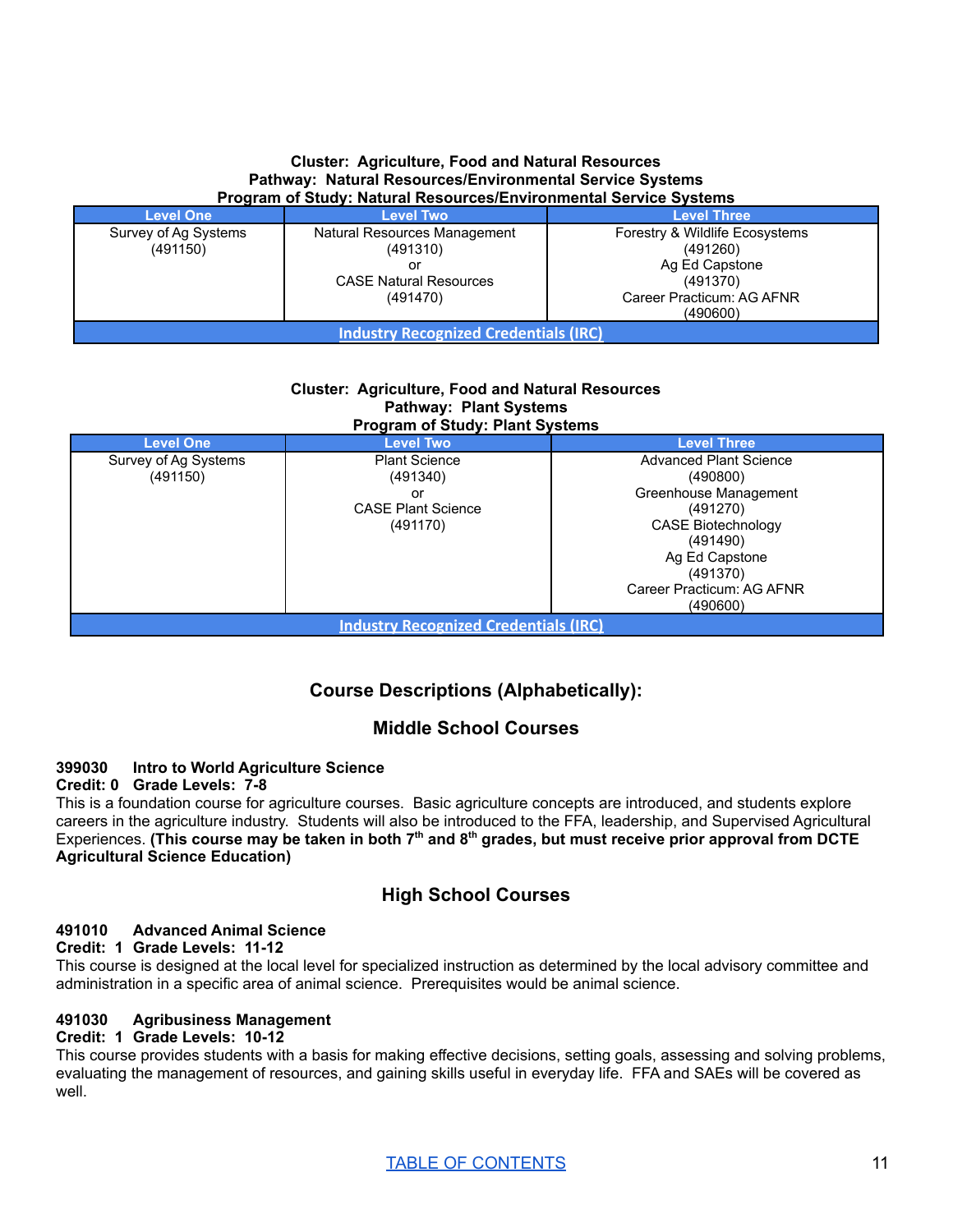**Cluster: Agriculture, Food and Natural Resources**
**Pathway: Natural Resources/Environmental Service Systems**
**Program of Study: Natural Resources/Environmental Service Systems**

| Level One | Level Two | Level Three |
|---|---|---|
| Survey of Ag Systems (491150) | Natural Resources Management (491310) or CASE Natural Resources (491470) | Forestry & Wildlife Ecosystems (491260) Ag Ed Capstone (491370) Career Practicum: AG AFNR (490600) |
| Industry Recognized Credentials (IRC) | | |

**Cluster: Agriculture, Food and Natural Resources**
**Pathway: Plant Systems**
**Program of Study: Plant Systems**

| Level One | Level Two | Level Three |
|---|---|---|
| Survey of Ag Systems (491150) | Plant Science (491340) or CASE Plant Science (491170) | Advanced Plant Science (490800) Greenhouse Management (491270) CASE Biotechnology (491490) Ag Ed Capstone (491370) Career Practicum: AG AFNR (490600) |
| Industry Recognized Credentials (IRC) | | |

## Course Descriptions (Alphabetically):

## Middle School Courses

**399030 Intro to World Agriculture Science**
**Credit: 0 Grade Levels: 7-8**
This is a foundation course for agriculture courses. Basic agriculture concepts are introduced, and students explore careers in the agriculture industry. Students will also be introduced to the FFA, leadership, and Supervised Agricultural Experiences. **(This course may be taken in both 7th and 8th grades, but must receive prior approval from DCTE Agricultural Science Education)**

## High School Courses

**491010 Advanced Animal Science**
**Credit: 1 Grade Levels: 11-12**
This course is designed at the local level for specialized instruction as determined by the local advisory committee and administration in a specific area of animal science. Prerequisites would be animal science.

**491030 Agribusiness Management**
**Credit: 1 Grade Levels: 10-12**
This course provides students with a basis for making effective decisions, setting goals, assessing and solving problems, evaluating the management of resources, and gaining skills useful in everyday life. FFA and SAEs will be covered as well.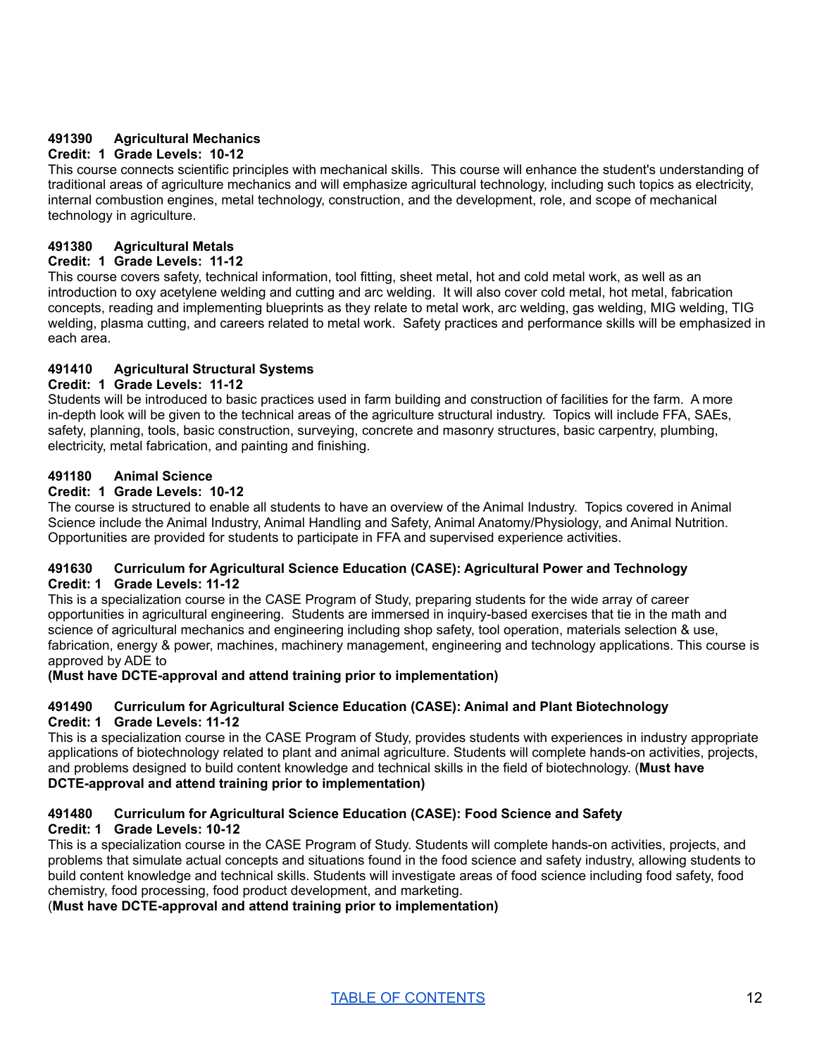### 491390 Agricultural Mechanics

**Credit: 1 Grade Levels: 10-12**

This course connects scientific principles with mechanical skills. This course will enhance the student's understanding of traditional areas of agriculture mechanics and will emphasize agricultural technology, including such topics as electricity, internal combustion engines, metal technology, construction, and the development, role, and scope of mechanical technology in agriculture.

### 491380 Agricultural Metals

**Credit: 1 Grade Levels: 11-12**

This course covers safety, technical information, tool fitting, sheet metal, hot and cold metal work, as well as an introduction to oxy acetylene welding and cutting and arc welding. It will also cover cold metal, hot metal, fabrication concepts, reading and implementing blueprints as they relate to metal work, arc welding, gas welding, MIG welding, TIG welding, plasma cutting, and careers related to metal work. Safety practices and performance skills will be emphasized in each area.

### 491410 Agricultural Structural Systems

**Credit: 1 Grade Levels: 11-12**

Students will be introduced to basic practices used in farm building and construction of facilities for the farm. A more in-depth look will be given to the technical areas of the agriculture structural industry. Topics will include FFA, SAEs, safety, planning, tools, basic construction, surveying, concrete and masonry structures, basic carpentry, plumbing, electricity, metal fabrication, and painting and finishing.

### 491180 Animal Science

**Credit: 1 Grade Levels: 10-12**

The course is structured to enable all students to have an overview of the Animal Industry. Topics covered in Animal Science include the Animal Industry, Animal Handling and Safety, Animal Anatomy/Physiology, and Animal Nutrition. Opportunities are provided for students to participate in FFA and supervised experience activities.

### 491630 Curriculum for Agricultural Science Education (CASE): Agricultural Power and Technology

**Credit: 1 Grade Levels: 11-12**

This is a specialization course in the CASE Program of Study, preparing students for the wide array of career opportunities in agricultural engineering. Students are immersed in inquiry-based exercises that tie in the math and science of agricultural mechanics and engineering including shop safety, tool operation, materials selection & use, fabrication, energy & power, machines, machinery management, engineering and technology applications. This course is approved by ADE to

**(Must have DCTE-approval and attend training prior to implementation)**

### 491490 Curriculum for Agricultural Science Education (CASE): Animal and Plant Biotechnology

**Credit: 1 Grade Levels: 11-12**

This is a specialization course in the CASE Program of Study, provides students with experiences in industry appropriate applications of biotechnology related to plant and animal agriculture. Students will complete hands-on activities, projects, and problems designed to build content knowledge and technical skills in the field of biotechnology. (**Must have DCTE-approval and attend training prior to implementation)**

### 491480 Curriculum for Agricultural Science Education (CASE): Food Science and Safety

**Credit: 1 Grade Levels: 10-12**

This is a specialization course in the CASE Program of Study. Students will complete hands-on activities, projects, and problems that simulate actual concepts and situations found in the food science and safety industry, allowing students to build content knowledge and technical skills. Students will investigate areas of food science including food safety, food chemistry, food processing, food product development, and marketing.

(**Must have DCTE-approval and attend training prior to implementation)**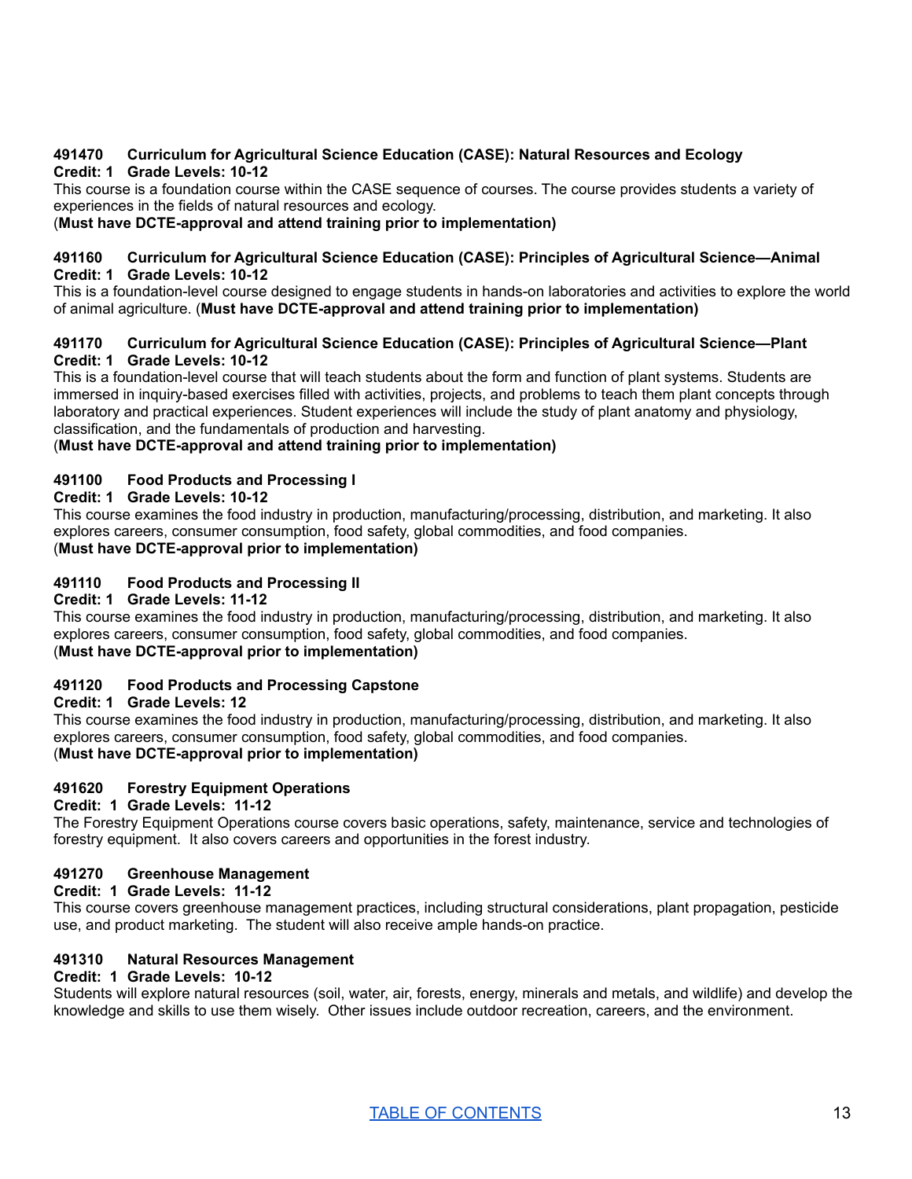### 491470 Curriculum for Agricultural Science Education (CASE): Natural Resources and Ecology

**Credit: 1 Grade Levels: 10-12**

This course is a foundation course within the CASE sequence of courses. The course provides students a variety of experiences in the fields of natural resources and ecology.
(**Must have DCTE-approval and attend training prior to implementation)**

### 491160 Curriculum for Agricultural Science Education (CASE): Principles of Agricultural Science—Animal

**Credit: 1 Grade Levels: 10-12**

This is a foundation-level course designed to engage students in hands-on laboratories and activities to explore the world of animal agriculture. (**Must have DCTE-approval and attend training prior to implementation)**

### 491170 Curriculum for Agricultural Science Education (CASE): Principles of Agricultural Science—Plant

**Credit: 1 Grade Levels: 10-12**

This is a foundation-level course that will teach students about the form and function of plant systems. Students are immersed in inquiry-based exercises filled with activities, projects, and problems to teach them plant concepts through laboratory and practical experiences. Student experiences will include the study of plant anatomy and physiology, classification, and the fundamentals of production and harvesting.
(**Must have DCTE-approval and attend training prior to implementation)**

### 491100 Food Products and Processing I

**Credit: 1 Grade Levels: 10-12**

This course examines the food industry in production, manufacturing/processing, distribution, and marketing. It also explores careers, consumer consumption, food safety, global commodities, and food companies.
(**Must have DCTE-approval prior to implementation)**

### 491110 Food Products and Processing II

**Credit: 1 Grade Levels: 11-12**

This course examines the food industry in production, manufacturing/processing, distribution, and marketing. It also explores careers, consumer consumption, food safety, global commodities, and food companies.
(**Must have DCTE-approval prior to implementation)**

### 491120 Food Products and Processing Capstone

**Credit: 1 Grade Levels: 12**

This course examines the food industry in production, manufacturing/processing, distribution, and marketing. It also explores careers, consumer consumption, food safety, global commodities, and food companies.
(**Must have DCTE-approval prior to implementation)**

### 491620 Forestry Equipment Operations

**Credit: 1 Grade Levels: 11-12**

The Forestry Equipment Operations course covers basic operations, safety, maintenance, service and technologies of forestry equipment. It also covers careers and opportunities in the forest industry.

### 491270 Greenhouse Management

**Credit: 1 Grade Levels: 11-12**

This course covers greenhouse management practices, including structural considerations, plant propagation, pesticide use, and product marketing. The student will also receive ample hands-on practice.

### 491310 Natural Resources Management

**Credit: 1 Grade Levels: 10-12**

Students will explore natural resources (soil, water, air, forests, energy, minerals and metals, and wildlife) and develop the knowledge and skills to use them wisely. Other issues include outdoor recreation, careers, and the environment.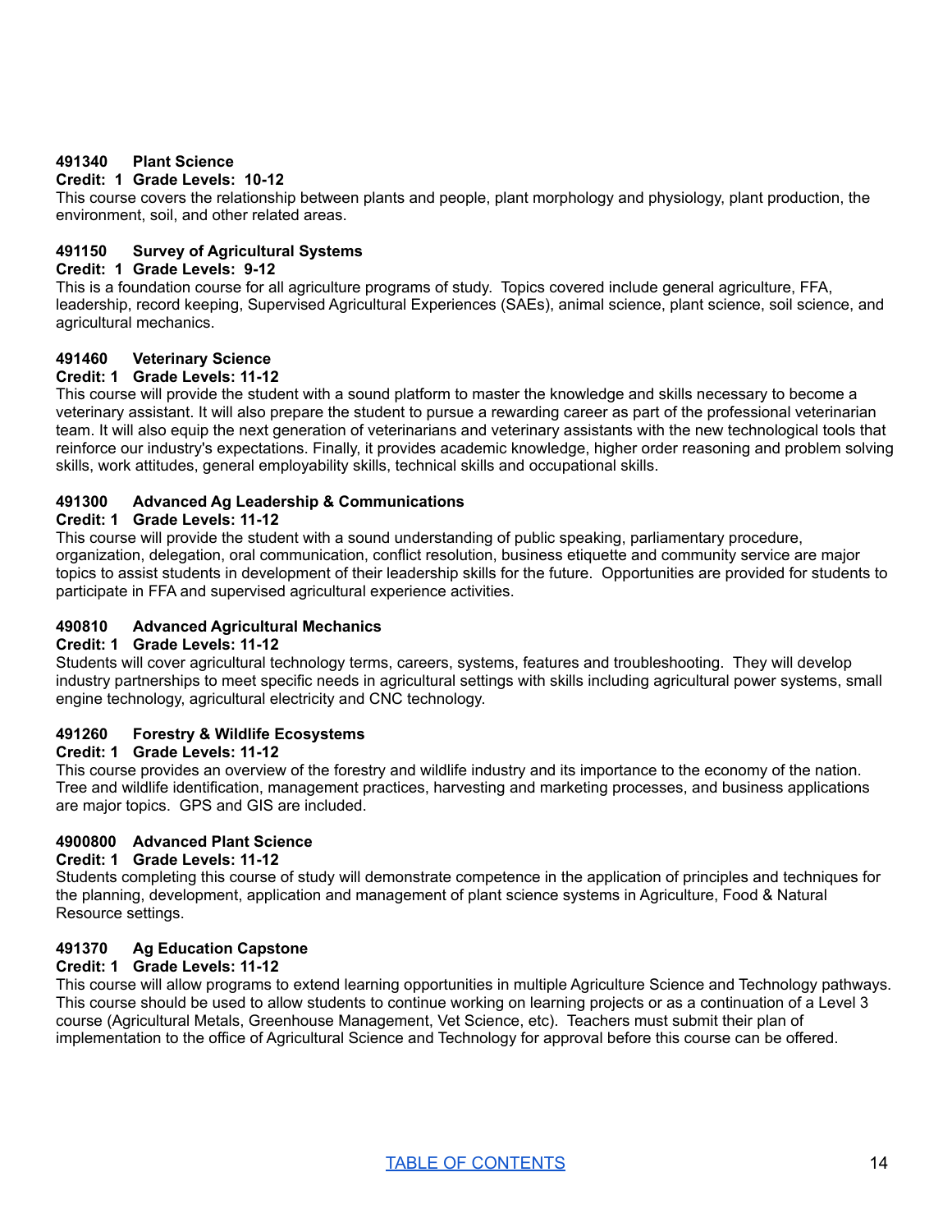### 491340 Plant Science

**Credit: 1 Grade Levels: 10-12**

This course covers the relationship between plants and people, plant morphology and physiology, plant production, the environment, soil, and other related areas.

### 491150 Survey of Agricultural Systems

**Credit: 1 Grade Levels: 9-12**

This is a foundation course for all agriculture programs of study. Topics covered include general agriculture, FFA, leadership, record keeping, Supervised Agricultural Experiences (SAEs), animal science, plant science, soil science, and agricultural mechanics.

### 491460 Veterinary Science

**Credit: 1 Grade Levels: 11-12**

This course will provide the student with a sound platform to master the knowledge and skills necessary to become a veterinary assistant. It will also prepare the student to pursue a rewarding career as part of the professional veterinarian team. It will also equip the next generation of veterinarians and veterinary assistants with the new technological tools that reinforce our industry's expectations. Finally, it provides academic knowledge, higher order reasoning and problem solving skills, work attitudes, general employability skills, technical skills and occupational skills.

### 491300 Advanced Ag Leadership & Communications

**Credit: 1 Grade Levels: 11-12**

This course will provide the student with a sound understanding of public speaking, parliamentary procedure, organization, delegation, oral communication, conflict resolution, business etiquette and community service are major topics to assist students in development of their leadership skills for the future. Opportunities are provided for students to participate in FFA and supervised agricultural experience activities.

### 490810 Advanced Agricultural Mechanics

**Credit: 1 Grade Levels: 11-12**

Students will cover agricultural technology terms, careers, systems, features and troubleshooting. They will develop industry partnerships to meet specific needs in agricultural settings with skills including agricultural power systems, small engine technology, agricultural electricity and CNC technology.

### 491260 Forestry & Wildlife Ecosystems

**Credit: 1 Grade Levels: 11-12**

This course provides an overview of the forestry and wildlife industry and its importance to the economy of the nation. Tree and wildlife identification, management practices, harvesting and marketing processes, and business applications are major topics. GPS and GIS are included.

### 4900800 Advanced Plant Science

**Credit: 1 Grade Levels: 11-12**

Students completing this course of study will demonstrate competence in the application of principles and techniques for the planning, development, application and management of plant science systems in Agriculture, Food & Natural Resource settings.

### 491370 Ag Education Capstone

**Credit: 1 Grade Levels: 11-12**

This course will allow programs to extend learning opportunities in multiple Agriculture Science and Technology pathways. This course should be used to allow students to continue working on learning projects or as a continuation of a Level 3 course (Agricultural Metals, Greenhouse Management, Vet Science, etc). Teachers must submit their plan of implementation to the office of Agricultural Science and Technology for approval before this course can be offered.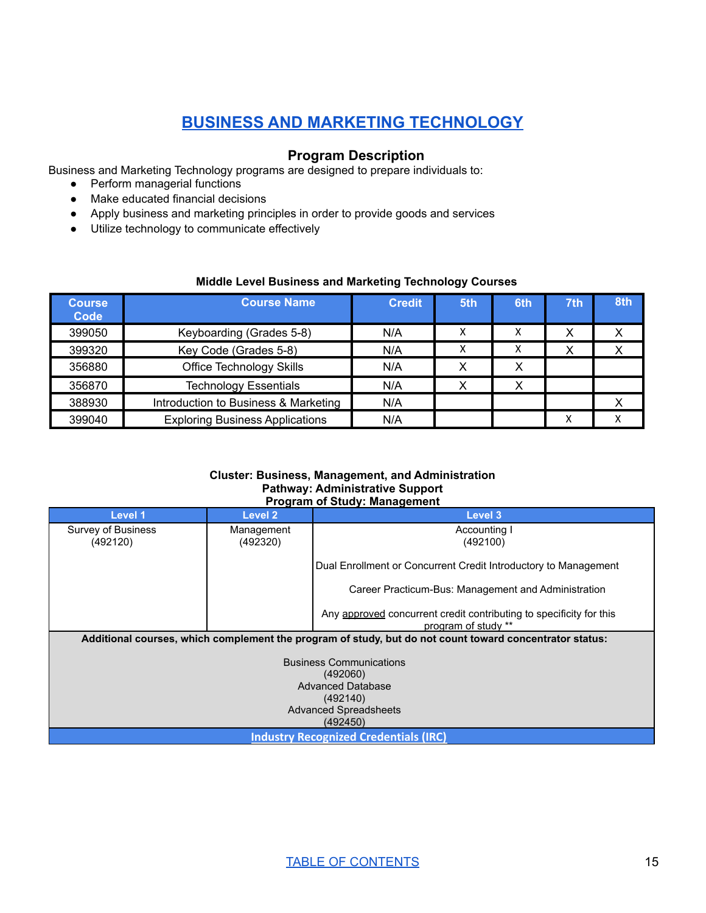# BUSINESS AND MARKETING TECHNOLOGY

## Program Description

Business and Marketing Technology programs are designed to prepare individuals to:

- Perform managerial functions
- Make educated financial decisions
- Apply business and marketing principles in order to provide goods and services
- Utilize technology to communicate effectively

**Middle Level Business and Marketing Technology Courses**

| Course Code | Course Name | Credit | 5th | 6th | 7th | 8th |
|---|---|---|---|---|---|---|
| 399050 | Keyboarding (Grades 5-8) | N/A | X | X | X | X |
| 399320 | Key Code (Grades 5-8) | N/A | X | X | X | X |
| 356880 | Office Technology Skills | N/A | X | X | | |
| 356870 | Technology Essentials | N/A | X | X | | |
| 388930 | Introduction to Business & Marketing | N/A | | | | X |
| 399040 | Exploring Business Applications | N/A | | | X | X |

**Cluster: Business, Management, and Administration**
**Pathway: Administrative Support**
**Program of Study: Management**

| Level 1 | Level 2 | Level 3 |
|---|---|---|
| Survey of Business (492120) | Management (492320) | Accounting I (492100)<br><br>Dual Enrollment or Concurrent Credit Introductory to Management<br><br>Career Practicum-Bus: Management and Administration<br><br>Any approved concurrent credit contributing to specificity for this program of study ** |
| **Additional courses, which complement the program of study, but do not count toward concentrator status:**<br><br>Business Communications (492060)<br>Advanced Database (492140)<br>Advanced Spreadsheets (492450) | | |
| Industry Recognized Credentials (IRC) | | |

TABLE OF CONTENTS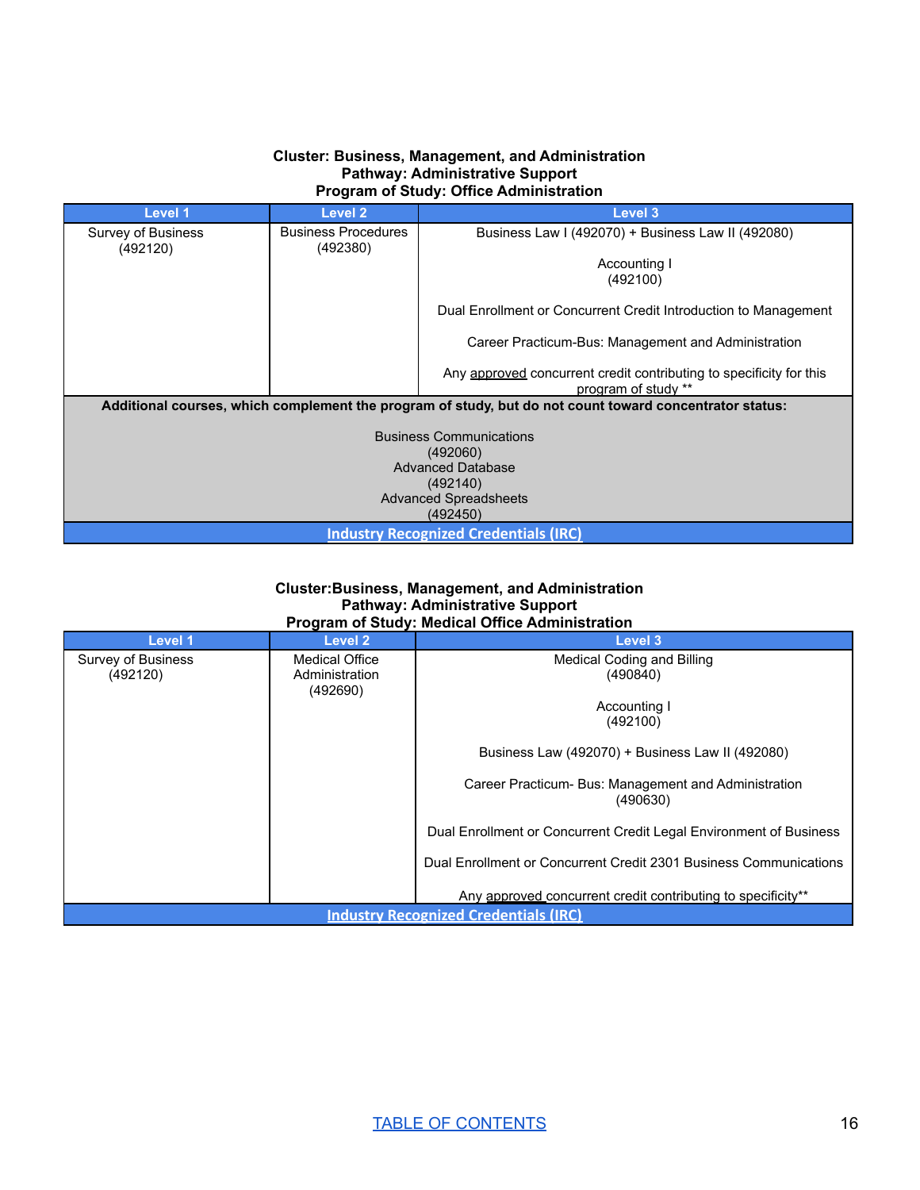**Cluster: Business, Management, and Administration**
**Pathway: Administrative Support**
**Program of Study: Office Administration**

| Level 1 | Level 2 | Level 3 |
|---|---|---|
| Survey of Business (492120) | Business Procedures (492380) | Business Law I (492070) + Business Law II (492080)<br><br>Accounting I (492100)<br><br>Dual Enrollment or Concurrent Credit Introduction to Management<br><br>Career Practicum-Bus: Management and Administration<br><br>Any approved concurrent credit contributing to specificity for this program of study ** |
| **Additional courses, which complement the program of study, but do not count toward concentrator status:**<br><br>Business Communications (492060)<br>Advanced Database (492140)<br>Advanced Spreadsheets (492450) | | |
| Industry Recognized Credentials (IRC) | | |

**Cluster:Business, Management, and Administration**
**Pathway: Administrative Support**
**Program of Study: Medical Office Administration**

| Level 1 | Level 2 | Level 3 |
|---|---|---|
| Survey of Business (492120) | Medical Office Administration (492690) | Medical Coding and Billing (490840)<br><br>Accounting I (492100)<br><br>Business Law (492070) + Business Law II (492080)<br><br>Career Practicum- Bus: Management and Administration (490630)<br><br>Dual Enrollment or Concurrent Credit Legal Environment of Business<br><br>Dual Enrollment or Concurrent Credit 2301 Business Communications<br><br>Any approved concurrent credit contributing to specificity** |
| Industry Recognized Credentials (IRC) | | |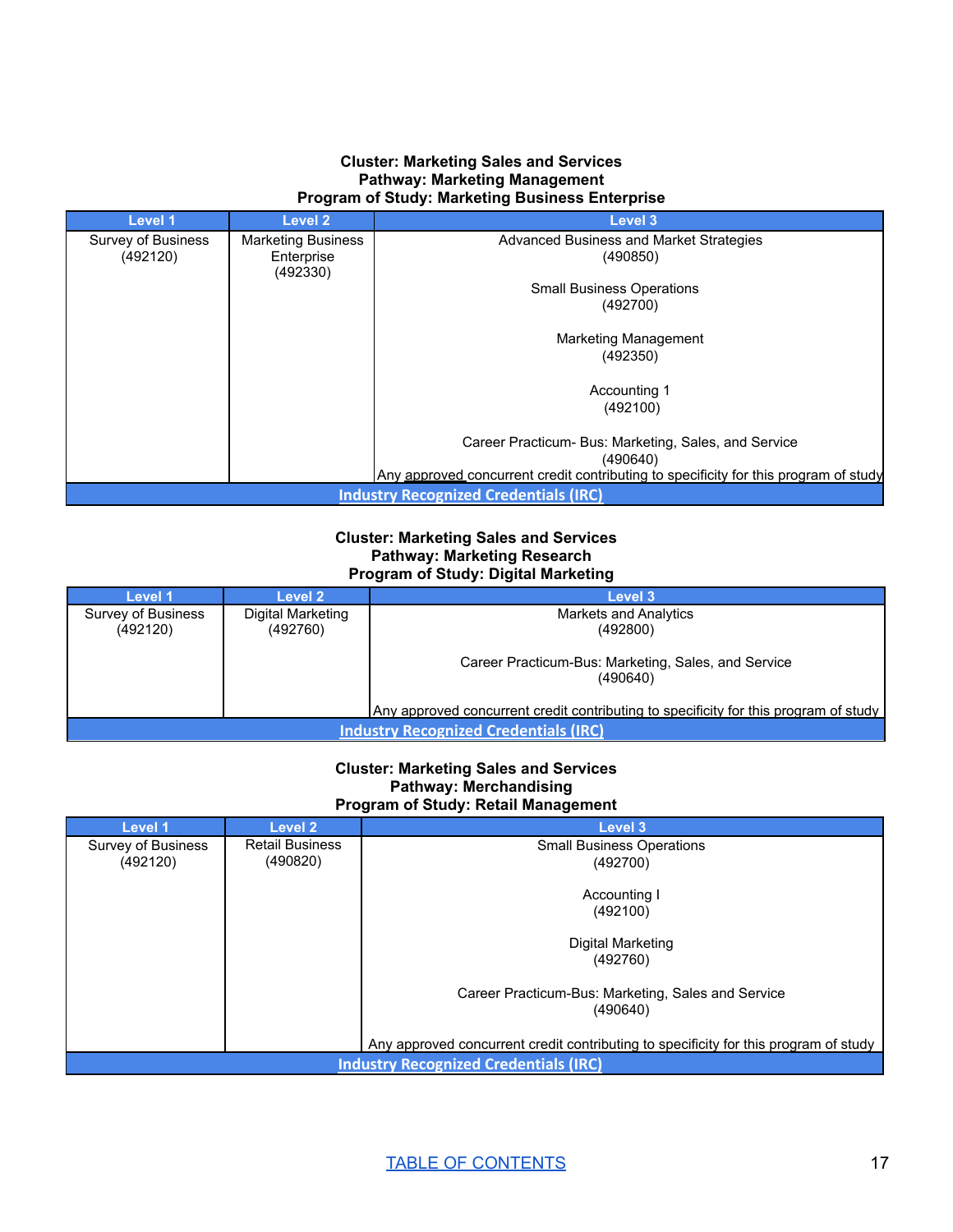**Cluster: Marketing Sales and Services**
**Pathway: Marketing Management**
**Program of Study: Marketing Business Enterprise**

| Level 1 | Level 2 | Level 3 |
|---|---|---|
| Survey of Business (492120) | Marketing Business Enterprise (492330) | Advanced Business and Market Strategies (490850)<br><br>Small Business Operations (492700)<br><br>Marketing Management (492350)<br><br>Accounting 1 (492100)<br><br>Career Practicum- Bus: Marketing, Sales, and Service (490640)<br>Any approved concurrent credit contributing to specificity for this program of study |
| Industry Recognized Credentials (IRC) | | |

**Cluster: Marketing Sales and Services**
**Pathway: Marketing Research**
**Program of Study: Digital Marketing**

| Level 1 | Level 2 | Level 3 |
|---|---|---|
| Survey of Business (492120) | Digital Marketing (492760) | Markets and Analytics (492800)<br><br>Career Practicum-Bus: Marketing, Sales, and Service (490640)<br><br>Any approved concurrent credit contributing to specificity for this program of study |
| Industry Recognized Credentials (IRC) | | |

**Cluster: Marketing Sales and Services**
**Pathway: Merchandising**
**Program of Study: Retail Management**

| Level 1 | Level 2 | Level 3 |
|---|---|---|
| Survey of Business (492120) | Retail Business (490820) | Small Business Operations (492700)<br><br>Accounting I (492100)<br><br>Digital Marketing (492760)<br><br>Career Practicum-Bus: Marketing, Sales and Service (490640)<br><br>Any approved concurrent credit contributing to specificity for this program of study |
| Industry Recognized Credentials (IRC) | | |

TABLE OF CONTENTS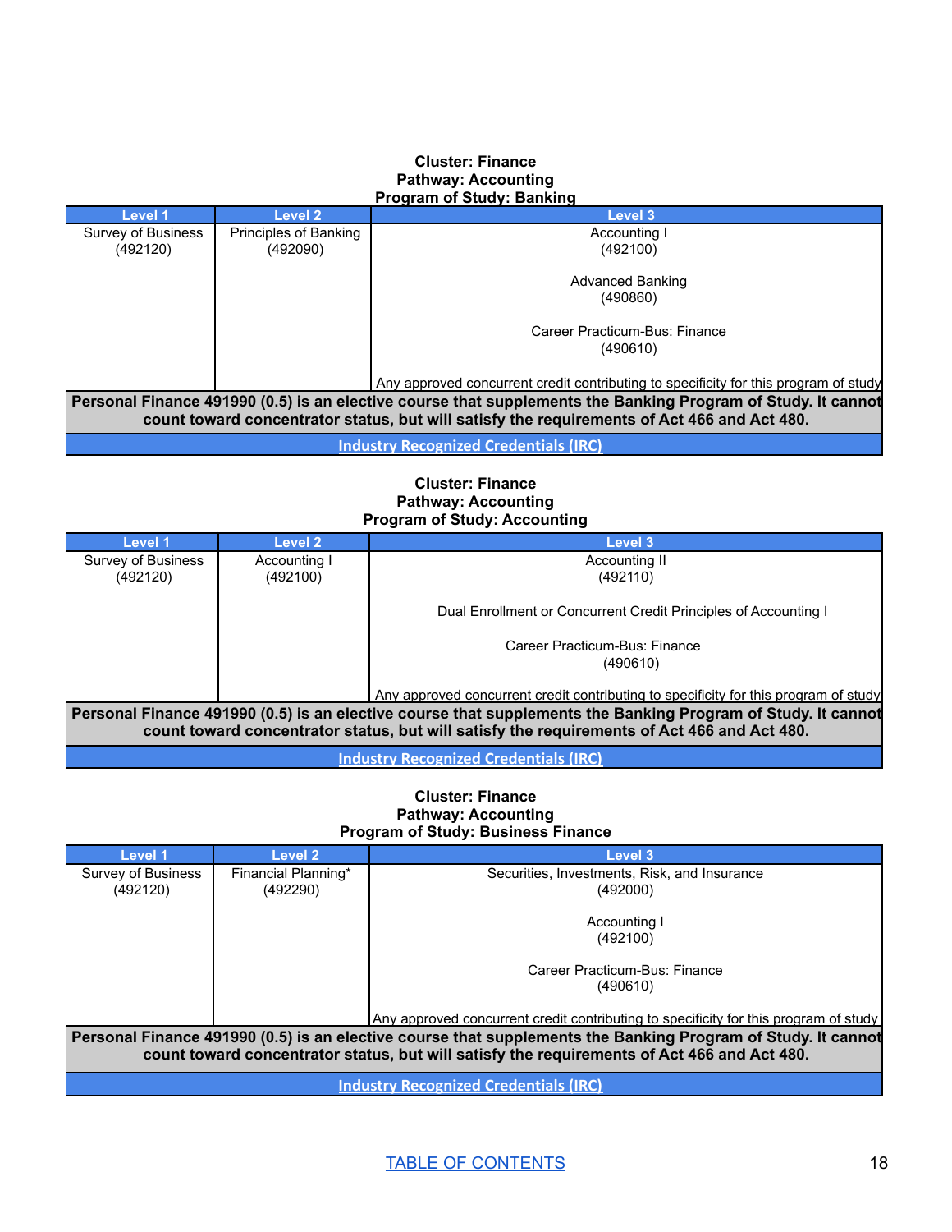**Cluster: Finance**
**Pathway: Accounting**
**Program of Study: Banking**

| Level 1 | Level 2 | Level 3 |
|---|---|---|
| Survey of Business (492120) | Principles of Banking (492090) | Accounting I (492100)<br><br>Advanced Banking (490860)<br><br>Career Practicum-Bus: Finance (490610)<br><br>Any approved concurrent credit contributing to specificity for this program of study |
| **Personal Finance 491990 (0.5) is an elective course that supplements the Banking Program of Study. It cannot count toward concentrator status, but will satisfy the requirements of Act 466 and Act 480.** | | |
| [Industry Recognized Credentials (IRC)] | | |

**Cluster: Finance**
**Pathway: Accounting**
**Program of Study: Accounting**

| Level 1 | Level 2 | Level 3 |
|---|---|---|
| Survey of Business (492120) | Accounting I (492100) | Accounting II (492110)<br><br>Dual Enrollment or Concurrent Credit Principles of Accounting I<br><br>Career Practicum-Bus: Finance (490610)<br><br>Any approved concurrent credit contributing to specificity for this program of study |
| **Personal Finance 491990 (0.5) is an elective course that supplements the Banking Program of Study. It cannot count toward concentrator status, but will satisfy the requirements of Act 466 and Act 480.** | | |
| [Industry Recognized Credentials (IRC)] | | |

**Cluster: Finance**
**Pathway: Accounting**
**Program of Study: Business Finance**

| Level 1 | Level 2 | Level 3 |
|---|---|---|
| Survey of Business (492120) | Financial Planning* (492290) | Securities, Investments, Risk, and Insurance (492000)<br><br>Accounting I (492100)<br><br>Career Practicum-Bus: Finance (490610)<br><br>Any approved concurrent credit contributing to specificity for this program of study |
| **Personal Finance 491990 (0.5) is an elective course that supplements the Banking Program of Study. It cannot count toward concentrator status, but will satisfy the requirements of Act 466 and Act 480.** | | |
| [Industry Recognized Credentials (IRC)] | | |

TABLE OF CONTENTS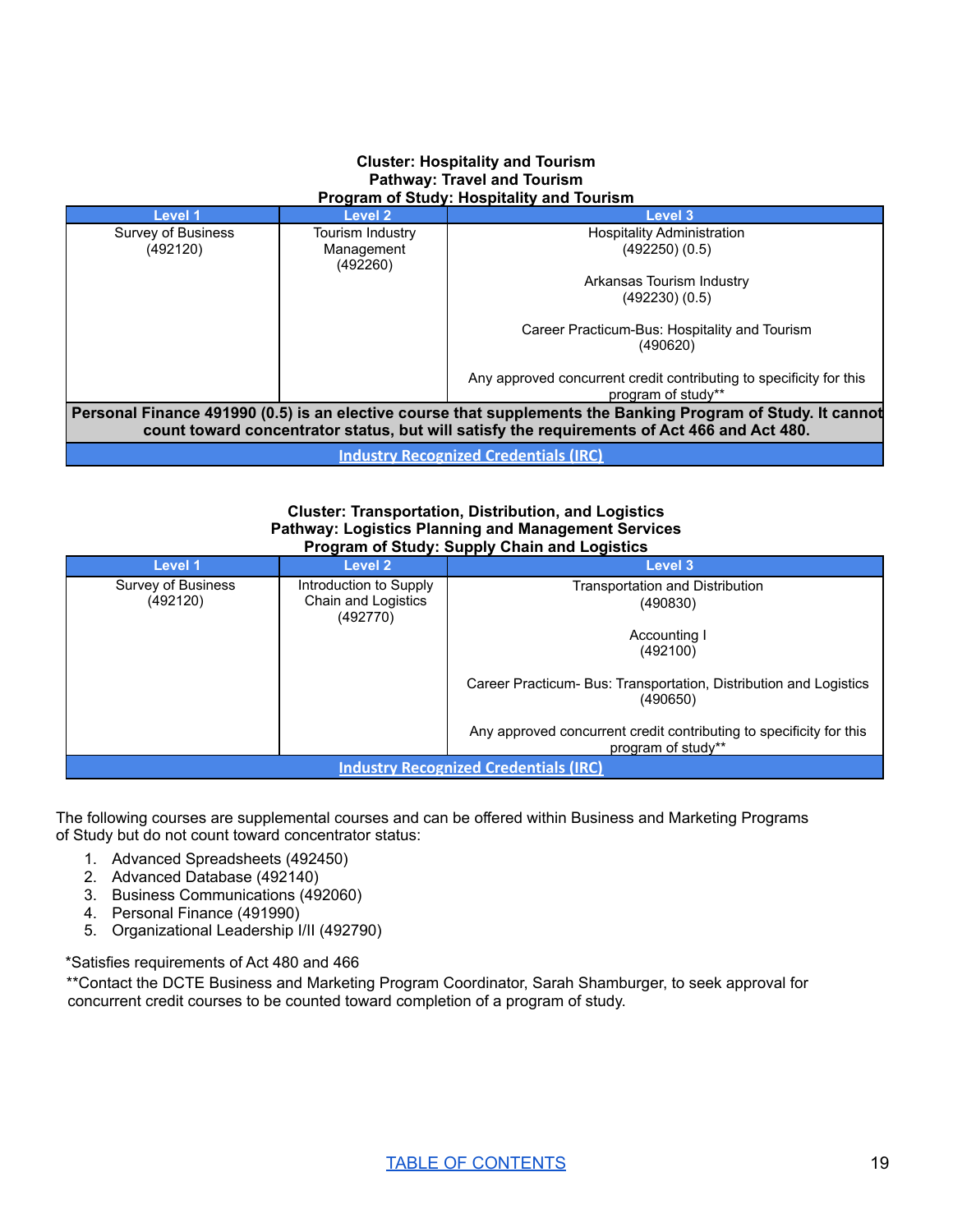**Cluster: Hospitality and Tourism**
**Pathway: Travel and Tourism**
**Program of Study: Hospitality and Tourism**

| Level 1 | Level 2 | Level 3 |
|---|---|---|
| Survey of Business (492120) | Tourism Industry Management (492260) | Hospitality Administration (492250) (0.5)<br><br>Arkansas Tourism Industry (492230) (0.5)<br><br>Career Practicum-Bus: Hospitality and Tourism (490620)<br><br>Any approved concurrent credit contributing to specificity for this program of study** |
| **Personal Finance 491990 (0.5) is an elective course that supplements the Banking Program of Study. It cannot count toward concentrator status, but will satisfy the requirements of Act 466 and Act 480.** | | |
| Industry Recognized Credentials (IRC) | | |

**Cluster: Transportation, Distribution, and Logistics**
**Pathway: Logistics Planning and Management Services**
**Program of Study: Supply Chain and Logistics**

| Level 1 | Level 2 | Level 3 |
|---|---|---|
| Survey of Business (492120) | Introduction to Supply Chain and Logistics (492770) | Transportation and Distribution (490830)<br><br>Accounting I (492100)<br><br>Career Practicum- Bus: Transportation, Distribution and Logistics (490650)<br><br>Any approved concurrent credit contributing to specificity for this program of study** |
| Industry Recognized Credentials (IRC) | | |

The following courses are supplemental courses and can be offered within Business and Marketing Programs of Study but do not count toward concentrator status:

1. Advanced Spreadsheets (492450)
2. Advanced Database (492140)
3. Business Communications (492060)
4. Personal Finance (491990)
5. Organizational Leadership I/II (492790)

*Satisfies requirements of Act 480 and 466

**Contact the DCTE Business and Marketing Program Coordinator, Sarah Shamburger, to seek approval for concurrent credit courses to be counted toward completion of a program of study.

TABLE OF CONTENTS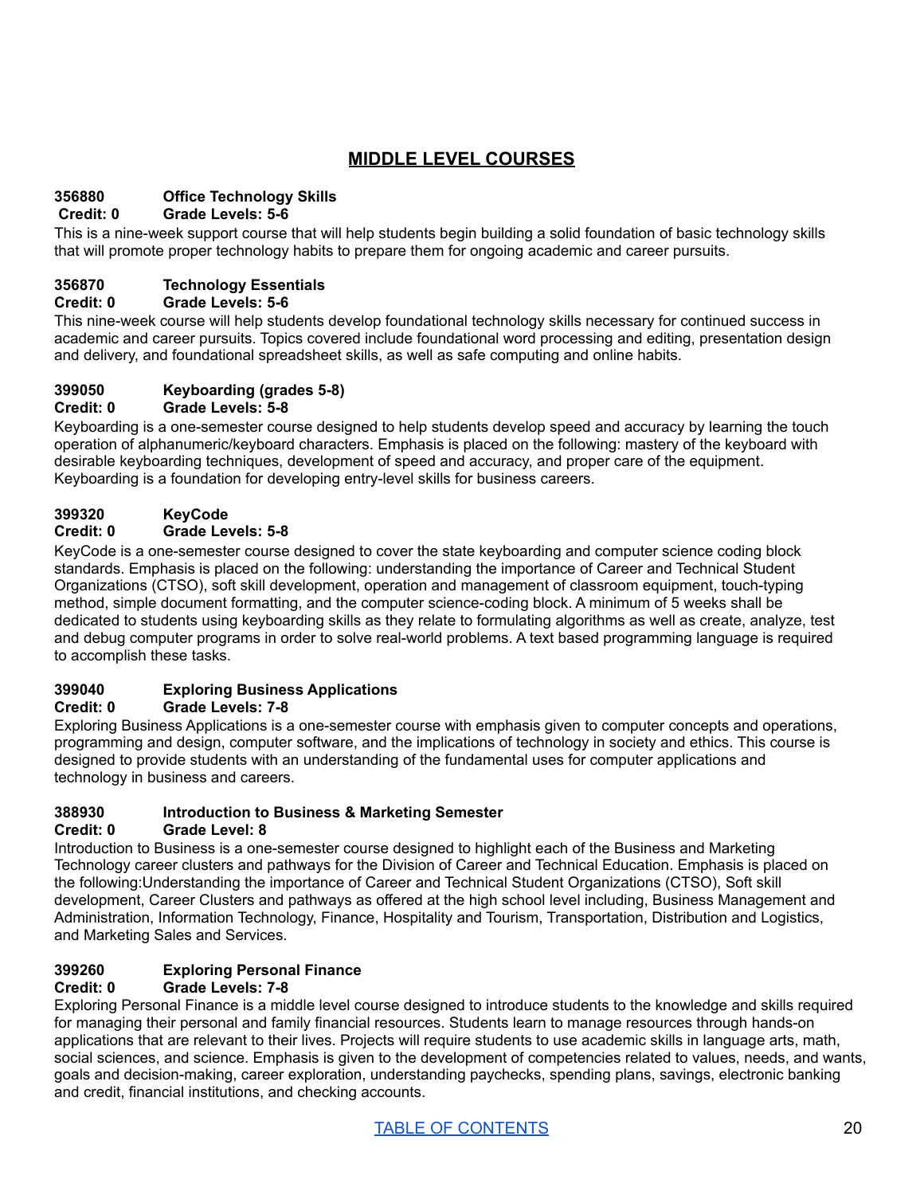## MIDDLE LEVEL COURSES

**356880 Office Technology Skills**
**Credit: 0 Grade Levels: 5-6**

This is a nine-week support course that will help students begin building a solid foundation of basic technology skills that will promote proper technology habits to prepare them for ongoing academic and career pursuits.

**356870 Technology Essentials**
**Credit: 0 Grade Levels: 5-6**

This nine-week course will help students develop foundational technology skills necessary for continued success in academic and career pursuits. Topics covered include foundational word processing and editing, presentation design and delivery, and foundational spreadsheet skills, as well as safe computing and online habits.

**399050 Keyboarding (grades 5-8)**
**Credit: 0 Grade Levels: 5-8**

Keyboarding is a one-semester course designed to help students develop speed and accuracy by learning the touch operation of alphanumeric/keyboard characters. Emphasis is placed on the following: mastery of the keyboard with desirable keyboarding techniques, development of speed and accuracy, and proper care of the equipment. Keyboarding is a foundation for developing entry-level skills for business careers.

**399320 KeyCode**
**Credit: 0 Grade Levels: 5-8**

KeyCode is a one-semester course designed to cover the state keyboarding and computer science coding block standards. Emphasis is placed on the following: understanding the importance of Career and Technical Student Organizations (CTSO), soft skill development, operation and management of classroom equipment, touch-typing method, simple document formatting, and the computer science-coding block. A minimum of 5 weeks shall be dedicated to students using keyboarding skills as they relate to formulating algorithms as well as create, analyze, test and debug computer programs in order to solve real-world problems. A text based programming language is required to accomplish these tasks.

**399040 Exploring Business Applications**
**Credit: 0 Grade Levels: 7-8**

Exploring Business Applications is a one-semester course with emphasis given to computer concepts and operations, programming and design, computer software, and the implications of technology in society and ethics. This course is designed to provide students with an understanding of the fundamental uses for computer applications and technology in business and careers.

**388930 Introduction to Business & Marketing Semester**
**Credit: 0 Grade Level: 8**

Introduction to Business is a one-semester course designed to highlight each of the Business and Marketing Technology career clusters and pathways for the Division of Career and Technical Education. Emphasis is placed on the following:Understanding the importance of Career and Technical Student Organizations (CTSO), Soft skill development, Career Clusters and pathways as offered at the high school level including, Business Management and Administration, Information Technology, Finance, Hospitality and Tourism, Transportation, Distribution and Logistics, and Marketing Sales and Services.

**399260 Exploring Personal Finance**
**Credit: 0 Grade Levels: 7-8**

Exploring Personal Finance is a middle level course designed to introduce students to the knowledge and skills required for managing their personal and family financial resources. Students learn to manage resources through hands-on applications that are relevant to their lives. Projects will require students to use academic skills in language arts, math, social sciences, and science. Emphasis is given to the development of competencies related to values, needs, and wants, goals and decision-making, career exploration, understanding paychecks, spending plans, savings, electronic banking and credit, financial institutions, and checking accounts.

TABLE OF CONTENTS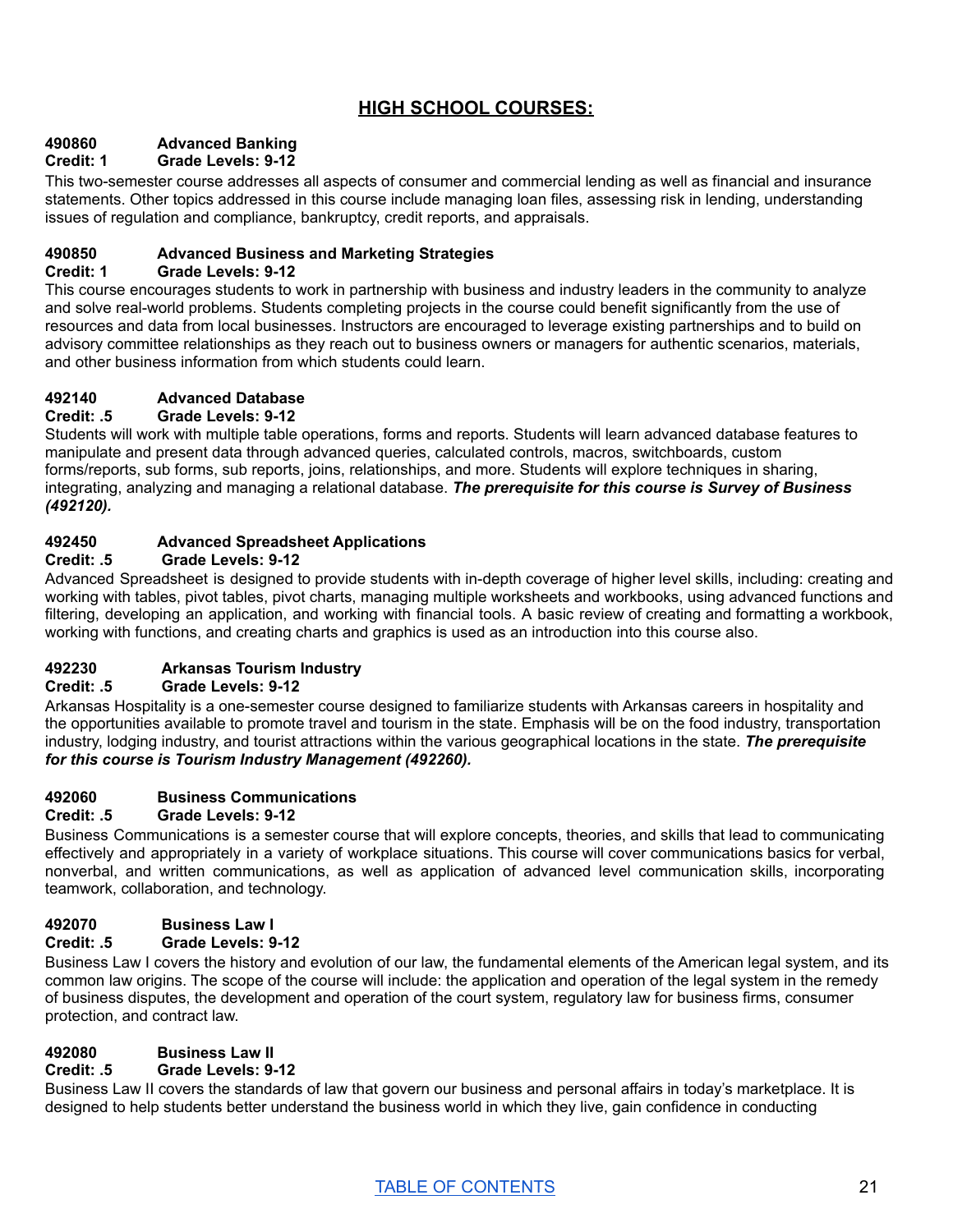## HIGH SCHOOL COURSES:

**490860 Advanced Banking**
**Credit: 1 Grade Levels: 9-12**

This two-semester course addresses all aspects of consumer and commercial lending as well as financial and insurance statements. Other topics addressed in this course include managing loan files, assessing risk in lending, understanding issues of regulation and compliance, bankruptcy, credit reports, and appraisals.

**490850 Advanced Business and Marketing Strategies**
**Credit: 1 Grade Levels: 9-12**

This course encourages students to work in partnership with business and industry leaders in the community to analyze and solve real-world problems. Students completing projects in the course could benefit significantly from the use of resources and data from local businesses. Instructors are encouraged to leverage existing partnerships and to build on advisory committee relationships as they reach out to business owners or managers for authentic scenarios, materials, and other business information from which students could learn.

**492140 Advanced Database**
**Credit: .5 Grade Levels: 9-12**

Students will work with multiple table operations, forms and reports. Students will learn advanced database features to manipulate and present data through advanced queries, calculated controls, macros, switchboards, custom forms/reports, sub forms, sub reports, joins, relationships, and more. Students will explore techniques in sharing, integrating, analyzing and managing a relational database. ***The prerequisite for this course is Survey of Business (492120).***

**492450 Advanced Spreadsheet Applications**
**Credit: .5 Grade Levels: 9-12**

Advanced Spreadsheet is designed to provide students with in-depth coverage of higher level skills, including: creating and working with tables, pivot tables, pivot charts, managing multiple worksheets and workbooks, using advanced functions and filtering, developing an application, and working with financial tools. A basic review of creating and formatting a workbook, working with functions, and creating charts and graphics is used as an introduction into this course also.

**492230 Arkansas Tourism Industry**
**Credit: .5 Grade Levels: 9-12**

Arkansas Hospitality is a one-semester course designed to familiarize students with Arkansas careers in hospitality and the opportunities available to promote travel and tourism in the state. Emphasis will be on the food industry, transportation industry, lodging industry, and tourist attractions within the various geographical locations in the state. ***The prerequisite for this course is Tourism Industry Management (492260).***

**492060 Business Communications**
**Credit: .5 Grade Levels: 9-12**

Business Communications is a semester course that will explore concepts, theories, and skills that lead to communicating effectively and appropriately in a variety of workplace situations. This course will cover communications basics for verbal, nonverbal, and written communications, as well as application of advanced level communication skills, incorporating teamwork, collaboration, and technology.

**492070 Business Law I**
**Credit: .5 Grade Levels: 9-12**

Business Law I covers the history and evolution of our law, the fundamental elements of the American legal system, and its common law origins. The scope of the course will include: the application and operation of the legal system in the remedy of business disputes, the development and operation of the court system, regulatory law for business firms, consumer protection, and contract law.

**492080 Business Law II**
**Credit: .5 Grade Levels: 9-12**

Business Law II covers the standards of law that govern our business and personal affairs in today's marketplace. It is designed to help students better understand the business world in which they live, gain confidence in conducting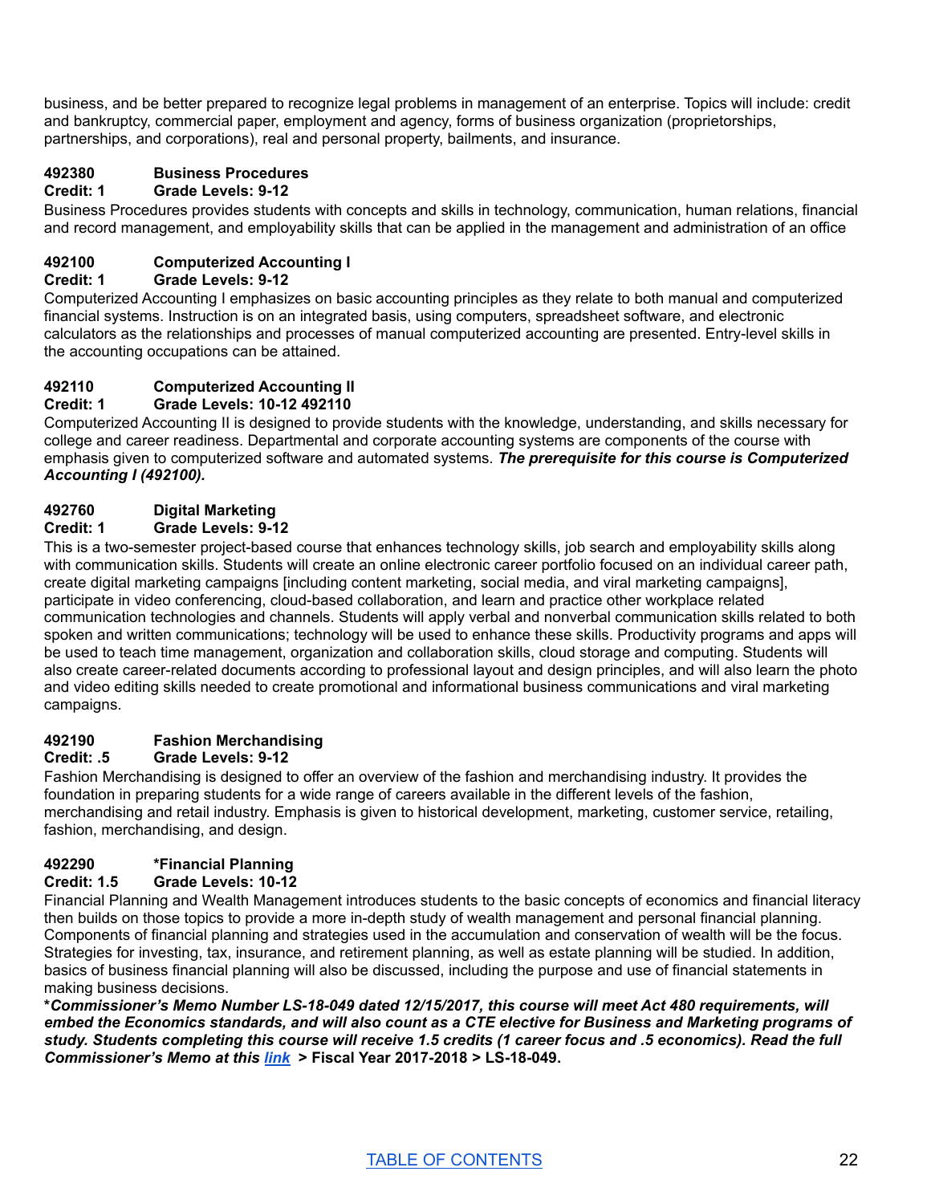business, and be better prepared to recognize legal problems in management of an enterprise. Topics will include: credit and bankruptcy, commercial paper, employment and agency, forms of business organization (proprietorships, partnerships, and corporations), real and personal property, bailments, and insurance.

**492380 Business Procedures**
**Credit: 1 Grade Levels: 9-12**

Business Procedures provides students with concepts and skills in technology, communication, human relations, financial and record management, and employability skills that can be applied in the management and administration of an office

**492100 Computerized Accounting I**
**Credit: 1 Grade Levels: 9-12**

Computerized Accounting I emphasizes on basic accounting principles as they relate to both manual and computerized financial systems. Instruction is on an integrated basis, using computers, spreadsheet software, and electronic calculators as the relationships and processes of manual computerized accounting are presented. Entry-level skills in the accounting occupations can be attained.

**492110 Computerized Accounting II**
**Credit: 1 Grade Levels: 10-12 492110**

Computerized Accounting II is designed to provide students with the knowledge, understanding, and skills necessary for college and career readiness. Departmental and corporate accounting systems are components of the course with emphasis given to computerized software and automated systems. ***The prerequisite for this course is Computerized Accounting I (492100).***

**492760 Digital Marketing**
**Credit: 1 Grade Levels: 9-12**

This is a two-semester project-based course that enhances technology skills, job search and employability skills along with communication skills. Students will create an online electronic career portfolio focused on an individual career path, create digital marketing campaigns [including content marketing, social media, and viral marketing campaigns], participate in video conferencing, cloud-based collaboration, and learn and practice other workplace related communication technologies and channels. Students will apply verbal and nonverbal communication skills related to both spoken and written communications; technology will be used to enhance these skills. Productivity programs and apps will be used to teach time management, organization and collaboration skills, cloud storage and computing. Students will also create career-related documents according to professional layout and design principles, and will also learn the photo and video editing skills needed to create promotional and informational business communications and viral marketing campaigns.

**492190 Fashion Merchandising**
**Credit: .5 Grade Levels: 9-12**

Fashion Merchandising is designed to offer an overview of the fashion and merchandising industry. It provides the foundation in preparing students for a wide range of careers available in the different levels of the fashion, merchandising and retail industry. Emphasis is given to historical development, marketing, customer service, retailing, fashion, merchandising, and design.

**492290 *Financial Planning**
**Credit: 1.5 Grade Levels: 10-12**

Financial Planning and Wealth Management introduces students to the basic concepts of economics and financial literacy then builds on those topics to provide a more in-depth study of wealth management and personal financial planning. Components of financial planning and strategies used in the accumulation and conservation of wealth will be the focus. Strategies for investing, tax, insurance, and retirement planning, as well as estate planning will be studied. In addition, basics of business financial planning will also be discussed, including the purpose and use of financial statements in making business decisions.

***Commissioner's Memo Number LS-18-049 dated 12/15/2017, this course will meet Act 480 requirements, will embed the Economics standards, and will also count as a CTE elective for Business and Marketing programs of study. Students completing this course will receive 1.5 credits (1 career focus and .5 economics). Read the full Commissioner's Memo at this link* > Fiscal Year 2017-2018 > LS-18-049.**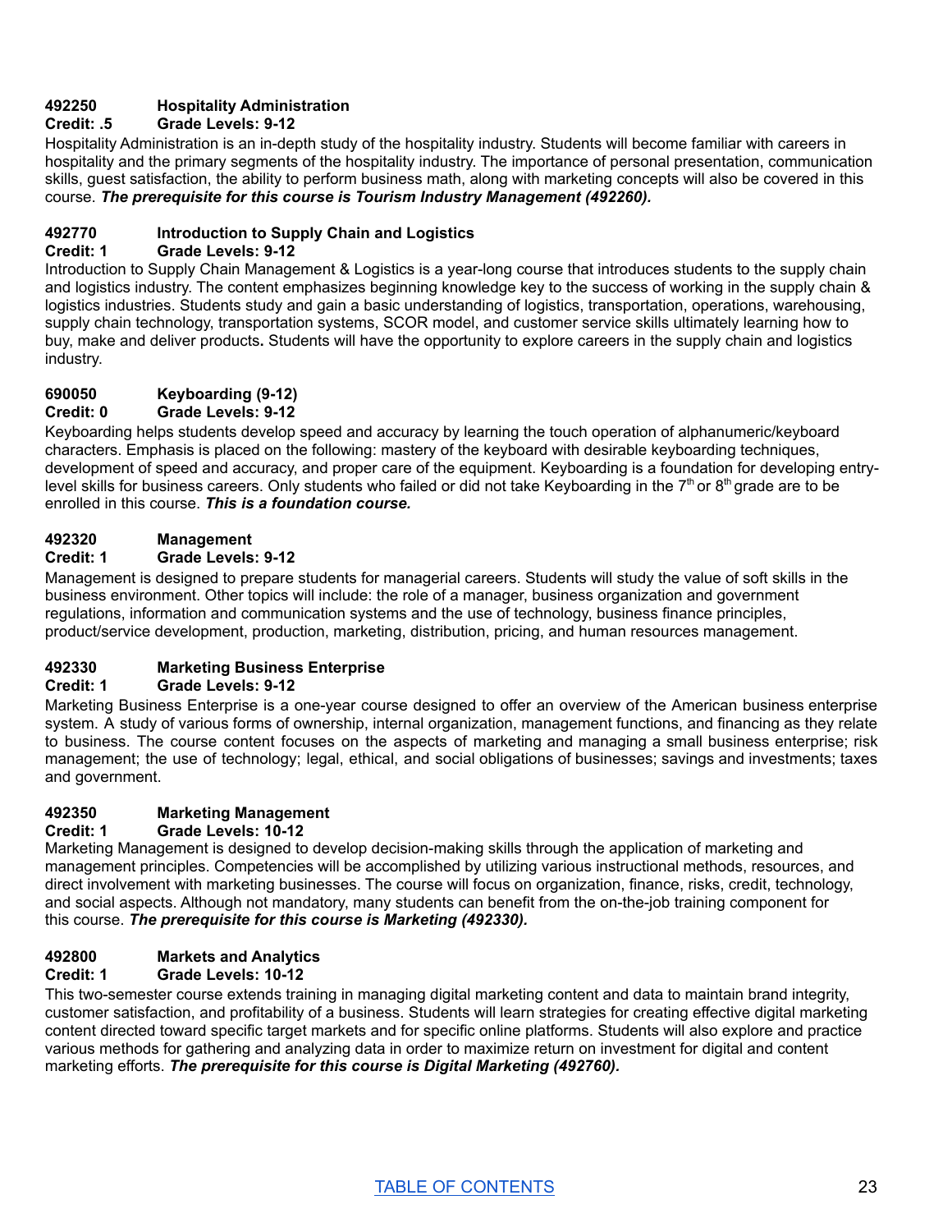**492250 Hospitality Administration**
**Credit: .5 Grade Levels: 9-12**

Hospitality Administration is an in-depth study of the hospitality industry. Students will become familiar with careers in hospitality and the primary segments of the hospitality industry. The importance of personal presentation, communication skills, guest satisfaction, the ability to perform business math, along with marketing concepts will also be covered in this course. ***The prerequisite for this course is Tourism Industry Management (492260).***

**492770 Introduction to Supply Chain and Logistics**
**Credit: 1 Grade Levels: 9-12**

Introduction to Supply Chain Management & Logistics is a year-long course that introduces students to the supply chain and logistics industry. The content emphasizes beginning knowledge key to the success of working in the supply chain & logistics industries. Students study and gain a basic understanding of logistics, transportation, operations, warehousing, supply chain technology, transportation systems, SCOR model, and customer service skills ultimately learning how to buy, make and deliver products**.** Students will have the opportunity to explore careers in the supply chain and logistics industry.

**690050 Keyboarding (9-12)**
**Credit: 0 Grade Levels: 9-12**

Keyboarding helps students develop speed and accuracy by learning the touch operation of alphanumeric/keyboard characters. Emphasis is placed on the following: mastery of the keyboard with desirable keyboarding techniques, development of speed and accuracy, and proper care of the equipment. Keyboarding is a foundation for developing entry-level skills for business careers. Only students who failed or did not take Keyboarding in the 7th or 8th grade are to be enrolled in this course. ***This is a foundation course.***

**492320 Management**
**Credit: 1 Grade Levels: 9-12**

Management is designed to prepare students for managerial careers. Students will study the value of soft skills in the business environment. Other topics will include: the role of a manager, business organization and government regulations, information and communication systems and the use of technology, business finance principles, product/service development, production, marketing, distribution, pricing, and human resources management.

**492330 Marketing Business Enterprise**
**Credit: 1 Grade Levels: 9-12**

Marketing Business Enterprise is a one-year course designed to offer an overview of the American business enterprise system. A study of various forms of ownership, internal organization, management functions, and financing as they relate to business. The course content focuses on the aspects of marketing and managing a small business enterprise; risk management; the use of technology; legal, ethical, and social obligations of businesses; savings and investments; taxes and government.

**492350 Marketing Management**
**Credit: 1 Grade Levels: 10-12**

Marketing Management is designed to develop decision-making skills through the application of marketing and management principles. Competencies will be accomplished by utilizing various instructional methods, resources, and direct involvement with marketing businesses. The course will focus on organization, finance, risks, credit, technology, and social aspects. Although not mandatory, many students can benefit from the on-the-job training component for this course. ***The prerequisite for this course is Marketing (492330).***

**492800 Markets and Analytics**
**Credit: 1 Grade Levels: 10-12**

This two-semester course extends training in managing digital marketing content and data to maintain brand integrity, customer satisfaction, and profitability of a business. Students will learn strategies for creating effective digital marketing content directed toward specific target markets and for specific online platforms. Students will also explore and practice various methods for gathering and analyzing data in order to maximize return on investment for digital and content marketing efforts. ***The prerequisite for this course is Digital Marketing (492760).***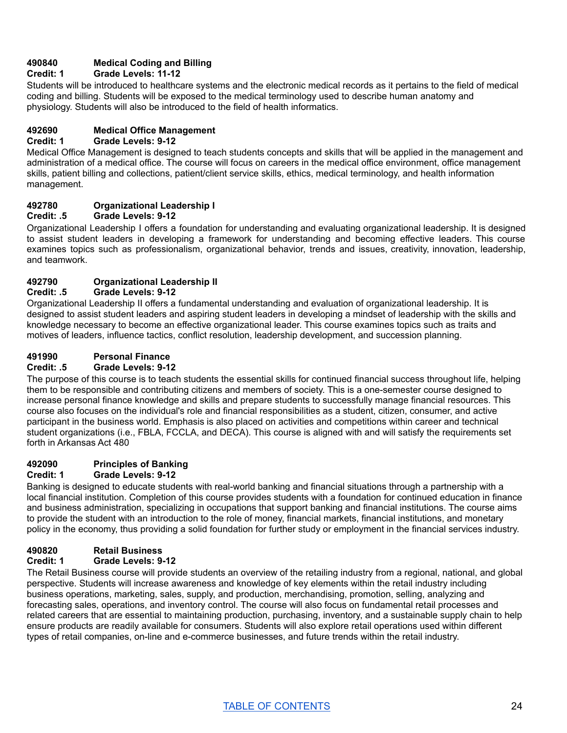**490840 Medical Coding and Billing**
**Credit: 1 Grade Levels: 11-12**

Students will be introduced to healthcare systems and the electronic medical records as it pertains to the field of medical coding and billing. Students will be exposed to the medical terminology used to describe human anatomy and physiology. Students will also be introduced to the field of health informatics.

**492690 Medical Office Management**
**Credit: 1 Grade Levels: 9-12**

Medical Office Management is designed to teach students concepts and skills that will be applied in the management and administration of a medical office. The course will focus on careers in the medical office environment, office management skills, patient billing and collections, patient/client service skills, ethics, medical terminology, and health information management.

**492780 Organizational Leadership I**
**Credit: .5 Grade Levels: 9-12**

Organizational Leadership I offers a foundation for understanding and evaluating organizational leadership. It is designed to assist student leaders in developing a framework for understanding and becoming effective leaders. This course examines topics such as professionalism, organizational behavior, trends and issues, creativity, innovation, leadership, and teamwork.

**492790 Organizational Leadership II**
**Credit: .5 Grade Levels: 9-12**

Organizational Leadership II offers a fundamental understanding and evaluation of organizational leadership. It is designed to assist student leaders and aspiring student leaders in developing a mindset of leadership with the skills and knowledge necessary to become an effective organizational leader. This course examines topics such as traits and motives of leaders, influence tactics, conflict resolution, leadership development, and succession planning.

**491990 Personal Finance**
**Credit: .5 Grade Levels: 9-12**

The purpose of this course is to teach students the essential skills for continued financial success throughout life, helping them to be responsible and contributing citizens and members of society. This is a one-semester course designed to increase personal finance knowledge and skills and prepare students to successfully manage financial resources. This course also focuses on the individual's role and financial responsibilities as a student, citizen, consumer, and active participant in the business world. Emphasis is also placed on activities and competitions within career and technical student organizations (i.e., FBLA, FCCLA, and DECA). This course is aligned with and will satisfy the requirements set forth in Arkansas Act 480

**492090 Principles of Banking**
**Credit: 1 Grade Levels: 9-12**

Banking is designed to educate students with real-world banking and financial situations through a partnership with a local financial institution. Completion of this course provides students with a foundation for continued education in finance and business administration, specializing in occupations that support banking and financial institutions. The course aims to provide the student with an introduction to the role of money, financial markets, financial institutions, and monetary policy in the economy, thus providing a solid foundation for further study or employment in the financial services industry.

**490820 Retail Business**
**Credit: 1 Grade Levels: 9-12**

The Retail Business course will provide students an overview of the retailing industry from a regional, national, and global perspective. Students will increase awareness and knowledge of key elements within the retail industry including business operations, marketing, sales, supply, and production, merchandising, promotion, selling, analyzing and forecasting sales, operations, and inventory control. The course will also focus on fundamental retail processes and related careers that are essential to maintaining production, purchasing, inventory, and a sustainable supply chain to help ensure products are readily available for consumers. Students will also explore retail operations used within different types of retail companies, on-line and e-commerce businesses, and future trends within the retail industry.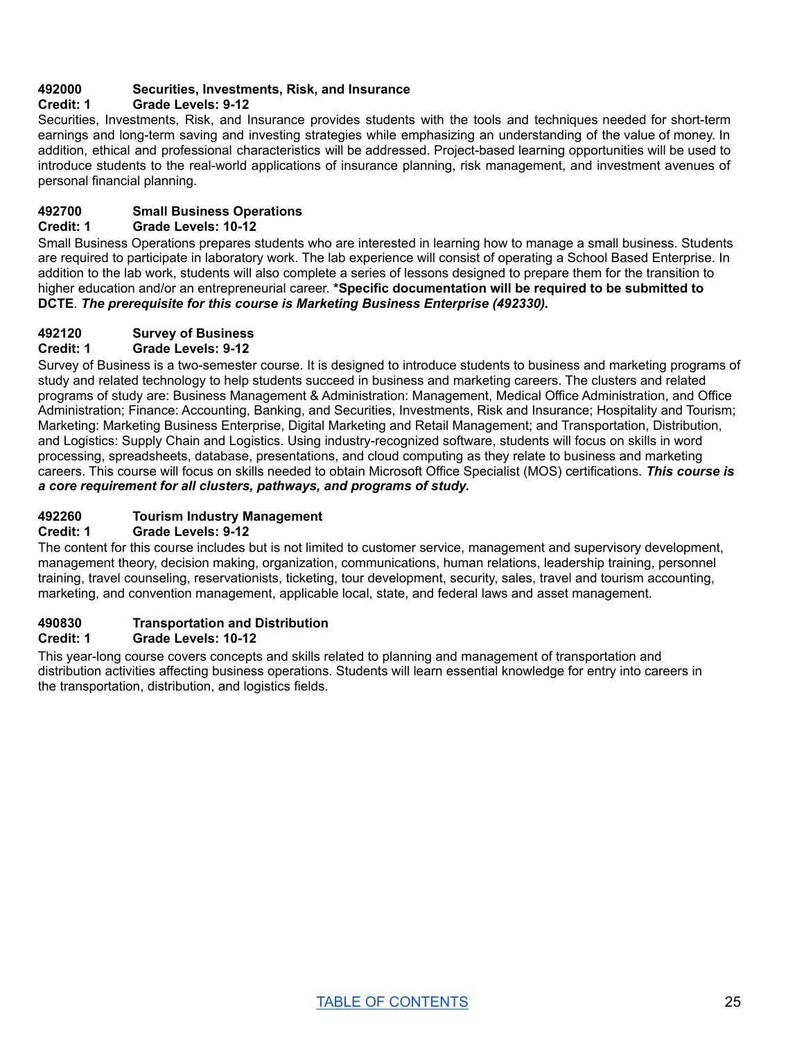**492000 Securities, Investments, Risk, and Insurance**
**Credit: 1 Grade Levels: 9-12**
Securities, Investments, Risk, and Insurance provides students with the tools and techniques needed for short-term earnings and long-term saving and investing strategies while emphasizing an understanding of the value of money. In addition, ethical and professional characteristics will be addressed. Project-based learning opportunities will be used to introduce students to the real-world applications of insurance planning, risk management, and investment avenues of personal financial planning.

**492700 Small Business Operations**
**Credit: 1 Grade Levels: 10-12**
Small Business Operations prepares students who are interested in learning how to manage a small business. Students are required to participate in laboratory work. The lab experience will consist of operating a School Based Enterprise. In addition to the lab work, students will also complete a series of lessons designed to prepare them for the transition to higher education and/or an entrepreneurial career. ***Specific documentation will be required to be submitted to DCTE**. ***The prerequisite for this course is Marketing Business Enterprise (492330).***

**492120 Survey of Business**
**Credit: 1 Grade Levels: 9-12**
Survey of Business is a two-semester course. It is designed to introduce students to business and marketing programs of study and related technology to help students succeed in business and marketing careers. The clusters and related programs of study are: Business Management & Administration: Management, Medical Office Administration, and Office Administration; Finance: Accounting, Banking, and Securities, Investments, Risk and Insurance; Hospitality and Tourism; Marketing: Marketing Business Enterprise, Digital Marketing and Retail Management; and Transportation, Distribution, and Logistics: Supply Chain and Logistics. Using industry-recognized software, students will focus on skills in word processing, spreadsheets, database, presentations, and cloud computing as they relate to business and marketing careers. This course will focus on skills needed to obtain Microsoft Office Specialist (MOS) certifications. ***This course is a core requirement for all clusters, pathways, and programs of study.***

**492260 Tourism Industry Management**
**Credit: 1 Grade Levels: 9-12**
The content for this course includes but is not limited to customer service, management and supervisory development, management theory, decision making, organization, communications, human relations, leadership training, personnel training, travel counseling, reservationists, ticketing, tour development, security, sales, travel and tourism accounting, marketing, and convention management, applicable local, state, and federal laws and asset management.

**490830 Transportation and Distribution**
**Credit: 1 Grade Levels: 10-12**
This year-long course covers concepts and skills related to planning and management of transportation and distribution activities affecting business operations. Students will learn essential knowledge for entry into careers in the transportation, distribution, and logistics fields.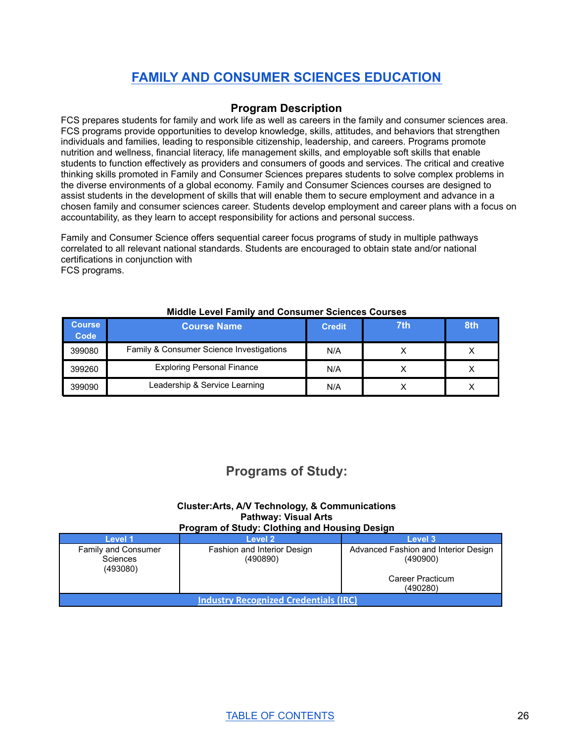# FAMILY AND CONSUMER SCIENCES EDUCATION

## Program Description

FCS prepares students for family and work life as well as careers in the family and consumer sciences area. FCS programs provide opportunities to develop knowledge, skills, attitudes, and behaviors that strengthen individuals and families, leading to responsible citizenship, leadership, and careers. Programs promote nutrition and wellness, financial literacy, life management skills, and employable soft skills that enable students to function effectively as providers and consumers of goods and services. The critical and creative thinking skills promoted in Family and Consumer Sciences prepares students to solve complex problems in the diverse environments of a global economy. Family and Consumer Sciences courses are designed to assist students in the development of skills that will enable them to secure employment and advance in a chosen family and consumer sciences career. Students develop employment and career plans with a focus on accountability, as they learn to accept responsibility for actions and personal success.

Family and Consumer Science offers sequential career focus programs of study in multiple pathways correlated to all relevant national standards. Students are encouraged to obtain state and/or national certifications in conjunction with FCS programs.

**Middle Level Family and Consumer Sciences Courses**

| Course Code | Course Name | Credit | 7th | 8th |
|---|---|---|---|---|
| 399080 | Family & Consumer Science Investigations | N/A | X | X |
| 399260 | Exploring Personal Finance | N/A | X | X |
| 399090 | Leadership & Service Learning | N/A | X | X |

## Programs of Study:

**Cluster:Arts, A/V Technology, & Communications**
**Pathway: Visual Arts**
**Program of Study: Clothing and Housing Design**

| Level 1 | Level 2 | Level 3 |
|---|---|---|
| Family and Consumer Sciences (493080) | Fashion and Interior Design (490890) | Advanced Fashion and Interior Design (490900)<br><br>Career Practicum (490280) |
| Industry Recognized Credentials (IRC) | | |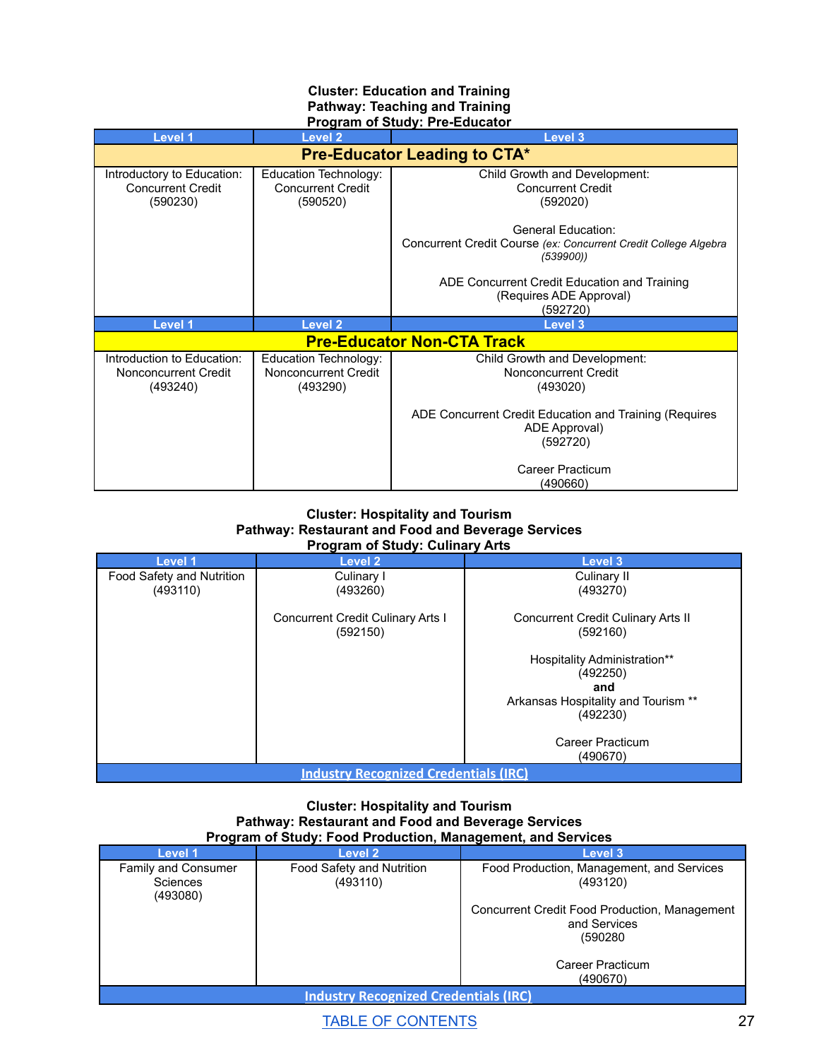**Cluster: Education and Training**
**Pathway: Teaching and Training**
**Program of Study: Pre-Educator**

| Level 1 | Level 2 | Level 3 |
|---|---|---|
| **Pre-Educator Leading to CTA*** | | |
| Introductory to Education: Concurrent Credit (590230) | Education Technology: Concurrent Credit (590520) | Child Growth and Development: Concurrent Credit (592020)<br><br>General Education: Concurrent Credit Course *(ex: Concurrent Credit College Algebra (539900))*<br><br>ADE Concurrent Credit Education and Training (Requires ADE Approval) (592720) |
| **Level 1** | **Level 2** | **Level 3** |
| **Pre-Educator Non-CTA Track** | | |
| Introduction to Education: Nonconcurrent Credit (493240) | Education Technology: Nonconcurrent Credit (493290) | Child Growth and Development: Nonconcurrent Credit (493020)<br><br>ADE Concurrent Credit Education and Training (Requires ADE Approval) (592720)<br><br>Career Practicum (490660) |

**Cluster: Hospitality and Tourism**
**Pathway: Restaurant and Food and Beverage Services**
**Program of Study: Culinary Arts**

| Level 1 | Level 2 | Level 3 |
|---|---|---|
| Food Safety and Nutrition (493110) | Culinary I (493260)<br><br>Concurrent Credit Culinary Arts I (592150) | Culinary II (493270)<br><br>Concurrent Credit Culinary Arts II (592160)<br><br>Hospitality Administration** (492250)<br>**and**<br>Arkansas Hospitality and Tourism ** (492230)<br><br>Career Practicum (490670) |
| Industry Recognized Credentials (IRC) | | |

**Cluster: Hospitality and Tourism**
**Pathway: Restaurant and Food and Beverage Services**
**Program of Study: Food Production, Management, and Services**

| Level 1 | Level 2 | Level 3 |
|---|---|---|
| Family and Consumer Sciences (493080) | Food Safety and Nutrition (493110) | Food Production, Management, and Services (493120)<br><br>Concurrent Credit Food Production, Management and Services (590280<br><br>Career Practicum (490670) |
| Industry Recognized Credentials (IRC) | | |

TABLE OF CONTENTS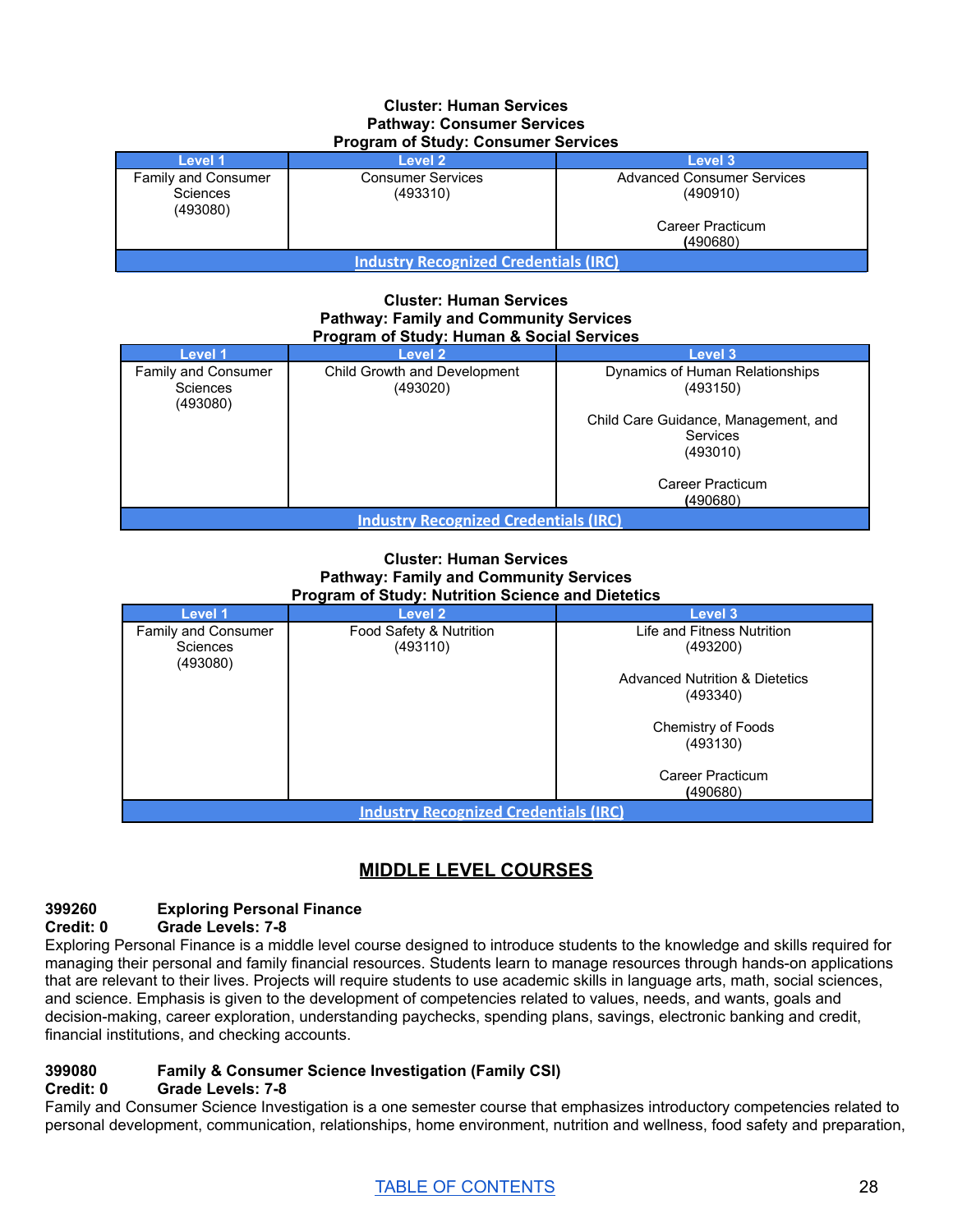**Cluster: Human Services**
**Pathway: Consumer Services**
**Program of Study: Consumer Services**

| Level 1 | Level 2 | Level 3 |
|---|---|---|
| Family and Consumer Sciences (493080) | Consumer Services (493310) | Advanced Consumer Services (490910)<br><br>Career Practicum (490680) |
| Industry Recognized Credentials (IRC) | | |

**Cluster: Human Services**
**Pathway: Family and Community Services**
**Program of Study: Human & Social Services**

| Level 1 | Level 2 | Level 3 |
|---|---|---|
| Family and Consumer Sciences (493080) | Child Growth and Development (493020) | Dynamics of Human Relationships (493150)<br><br>Child Care Guidance, Management, and Services (493010)<br><br>Career Practicum (490680) |
| Industry Recognized Credentials (IRC) | | |

**Cluster: Human Services**
**Pathway: Family and Community Services**
**Program of Study: Nutrition Science and Dietetics**

| Level 1 | Level 2 | Level 3 |
|---|---|---|
| Family and Consumer Sciences (493080) | Food Safety & Nutrition (493110) | Life and Fitness Nutrition (493200)<br><br>Advanced Nutrition & Dietetics (493340)<br><br>Chemistry of Foods (493130)<br><br>Career Practicum (490680) |
| Industry Recognized Credentials (IRC) | | |

## MIDDLE LEVEL COURSES

**399260 Exploring Personal Finance**
**Credit: 0 Grade Levels: 7-8**
Exploring Personal Finance is a middle level course designed to introduce students to the knowledge and skills required for managing their personal and family financial resources. Students learn to manage resources through hands-on applications that are relevant to their lives. Projects will require students to use academic skills in language arts, math, social sciences, and science. Emphasis is given to the development of competencies related to values, needs, and wants, goals and decision-making, career exploration, understanding paychecks, spending plans, savings, electronic banking and credit, financial institutions, and checking accounts.

**399080 Family & Consumer Science Investigation (Family CSI)**
**Credit: 0 Grade Levels: 7-8**
Family and Consumer Science Investigation is a one semester course that emphasizes introductory competencies related to personal development, communication, relationships, home environment, nutrition and wellness, food safety and preparation,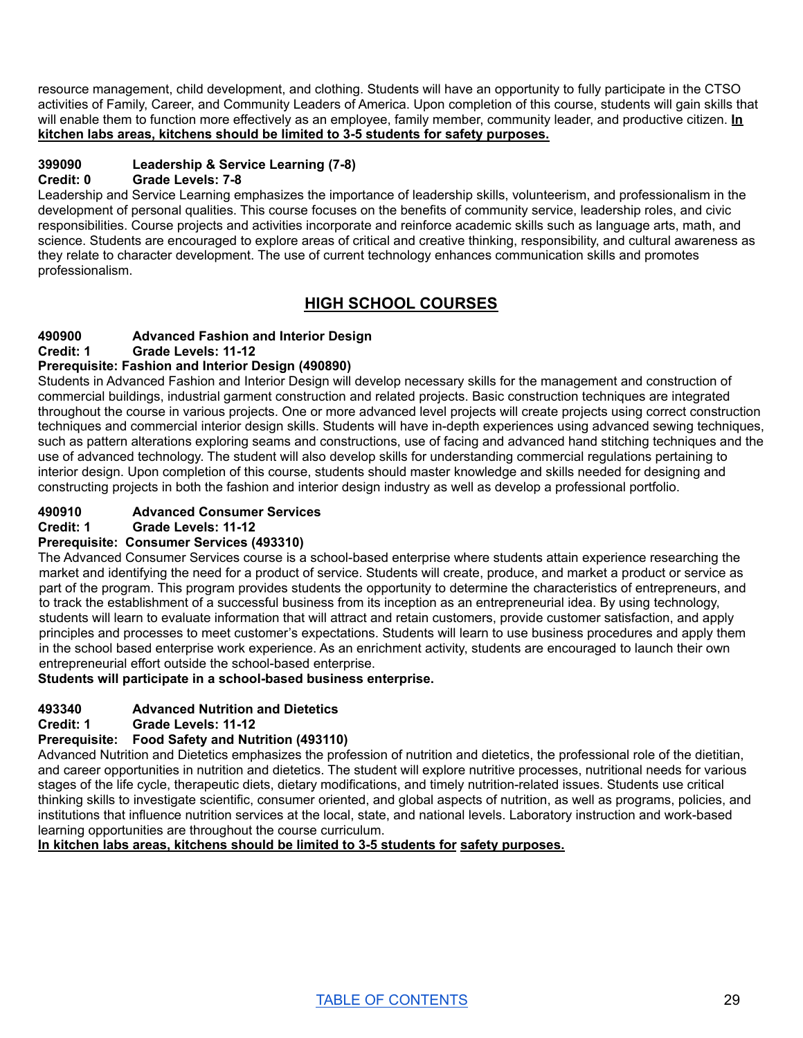resource management, child development, and clothing. Students will have an opportunity to fully participate in the CTSO activities of Family, Career, and Community Leaders of America. Upon completion of this course, students will gain skills that will enable them to function more effectively as an employee, family member, community leader, and productive citizen. **In kitchen labs areas, kitchens should be limited to 3-5 students for safety purposes.**

**399090 Leadership & Service Learning (7-8)**
**Credit: 0 Grade Levels: 7-8**
Leadership and Service Learning emphasizes the importance of leadership skills, volunteerism, and professionalism in the development of personal qualities. This course focuses on the benefits of community service, leadership roles, and civic responsibilities. Course projects and activities incorporate and reinforce academic skills such as language arts, math, and science. Students are encouraged to explore areas of critical and creative thinking, responsibility, and cultural awareness as they relate to character development. The use of current technology enhances communication skills and promotes professionalism.

## HIGH SCHOOL COURSES

**490900 Advanced Fashion and Interior Design**
**Credit: 1 Grade Levels: 11-12**
**Prerequisite: Fashion and Interior Design (490890)**
Students in Advanced Fashion and Interior Design will develop necessary skills for the management and construction of commercial buildings, industrial garment construction and related projects. Basic construction techniques are integrated throughout the course in various projects. One or more advanced level projects will create projects using correct construction techniques and commercial interior design skills. Students will have in-depth experiences using advanced sewing techniques, such as pattern alterations exploring seams and constructions, use of facing and advanced hand stitching techniques and the use of advanced technology. The student will also develop skills for understanding commercial regulations pertaining to interior design. Upon completion of this course, students should master knowledge and skills needed for designing and constructing projects in both the fashion and interior design industry as well as develop a professional portfolio.

**490910 Advanced Consumer Services**
**Credit: 1 Grade Levels: 11-12**
**Prerequisite: Consumer Services (493310)**
The Advanced Consumer Services course is a school-based enterprise where students attain experience researching the market and identifying the need for a product of service. Students will create, produce, and market a product or service as part of the program. This program provides students the opportunity to determine the characteristics of entrepreneurs, and to track the establishment of a successful business from its inception as an entrepreneurial idea. By using technology, students will learn to evaluate information that will attract and retain customers, provide customer satisfaction, and apply principles and processes to meet customer's expectations. Students will learn to use business procedures and apply them in the school based enterprise work experience. As an enrichment activity, students are encouraged to launch their own entrepreneurial effort outside the school-based enterprise.
**Students will participate in a school-based business enterprise.**

**493340 Advanced Nutrition and Dietetics**
**Credit: 1 Grade Levels: 11-12**
**Prerequisite: Food Safety and Nutrition (493110)**
Advanced Nutrition and Dietetics emphasizes the profession of nutrition and dietetics, the professional role of the dietitian, and career opportunities in nutrition and dietetics. The student will explore nutritive processes, nutritional needs for various stages of the life cycle, therapeutic diets, dietary modifications, and timely nutrition-related issues. Students use critical thinking skills to investigate scientific, consumer oriented, and global aspects of nutrition, as well as programs, policies, and institutions that influence nutrition services at the local, state, and national levels. Laboratory instruction and work-based learning opportunities are throughout the course curriculum.
**In kitchen labs areas, kitchens should be limited to 3-5 students for safety purposes.**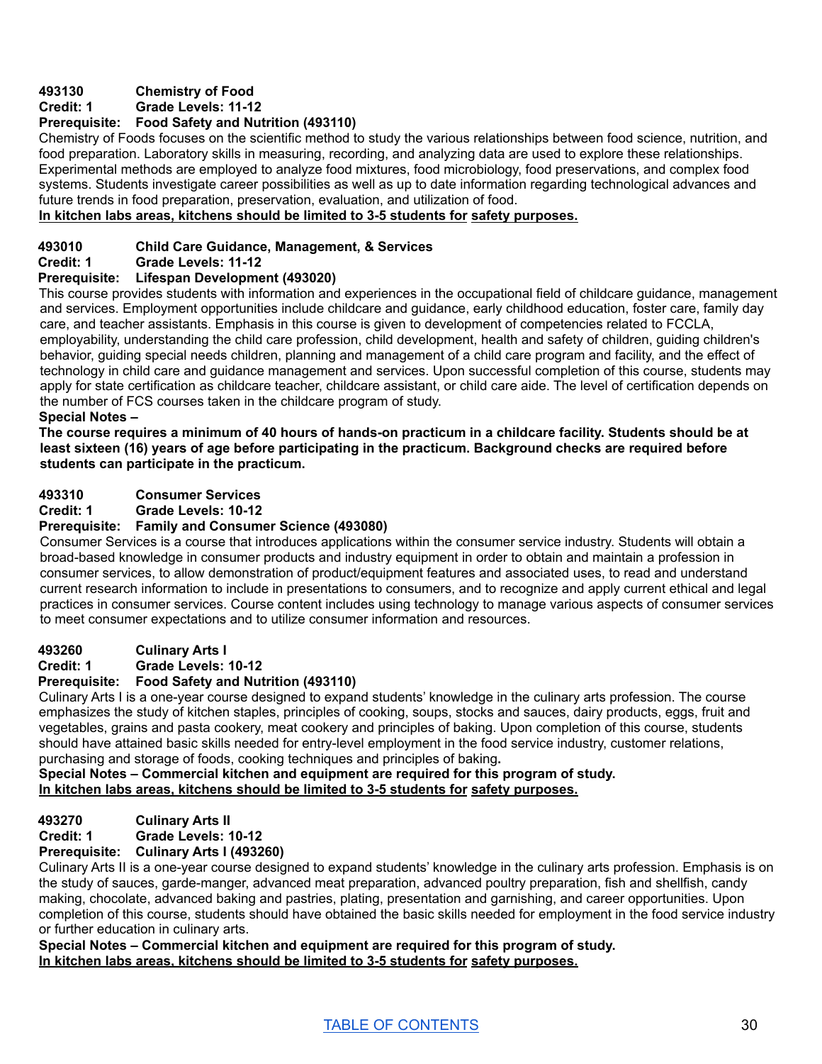**493130 Chemistry of Food**
**Credit: 1 Grade Levels: 11-12**
**Prerequisite: Food Safety and Nutrition (493110)**

Chemistry of Foods focuses on the scientific method to study the various relationships between food science, nutrition, and food preparation. Laboratory skills in measuring, recording, and analyzing data are used to explore these relationships. Experimental methods are employed to analyze food mixtures, food microbiology, food preservations, and complex food systems. Students investigate career possibilities as well as up to date information regarding technological advances and future trends in food preparation, preservation, evaluation, and utilization of food.

**In kitchen labs areas, kitchens should be limited to 3-5 students for safety purposes.**

**493010 Child Care Guidance, Management, & Services**
**Credit: 1 Grade Levels: 11-12**
**Prerequisite: Lifespan Development (493020)**

This course provides students with information and experiences in the occupational field of childcare guidance, management and services. Employment opportunities include childcare and guidance, early childhood education, foster care, family day care, and teacher assistants. Emphasis in this course is given to development of competencies related to FCCLA, employability, understanding the child care profession, child development, health and safety of children, guiding children's behavior, guiding special needs children, planning and management of a child care program and facility, and the effect of technology in child care and guidance management and services. Upon successful completion of this course, students may apply for state certification as childcare teacher, childcare assistant, or child care aide. The level of certification depends on the number of FCS courses taken in the childcare program of study.

**Special Notes –**

**The course requires a minimum of 40 hours of hands-on practicum in a childcare facility. Students should be at least sixteen (16) years of age before participating in the practicum. Background checks are required before students can participate in the practicum.**

**493310 Consumer Services**
**Credit: 1 Grade Levels: 10-12**
**Prerequisite: Family and Consumer Science (493080)**

Consumer Services is a course that introduces applications within the consumer service industry. Students will obtain a broad-based knowledge in consumer products and industry equipment in order to obtain and maintain a profession in consumer services, to allow demonstration of product/equipment features and associated uses, to read and understand current research information to include in presentations to consumers, and to recognize and apply current ethical and legal practices in consumer services. Course content includes using technology to manage various aspects of consumer services to meet consumer expectations and to utilize consumer information and resources.

**493260 Culinary Arts I**
**Credit: 1 Grade Levels: 10-12**
**Prerequisite: Food Safety and Nutrition (493110)**

Culinary Arts I is a one-year course designed to expand students' knowledge in the culinary arts profession. The course emphasizes the study of kitchen staples, principles of cooking, soups, stocks and sauces, dairy products, eggs, fruit and vegetables, grains and pasta cookery, meat cookery and principles of baking. Upon completion of this course, students should have attained basic skills needed for entry-level employment in the food service industry, customer relations, purchasing and storage of foods, cooking techniques and principles of baking**.**

**Special Notes – Commercial kitchen and equipment are required for this program of study.**
**In kitchen labs areas, kitchens should be limited to 3-5 students for safety purposes.**

**493270 Culinary Arts II**
**Credit: 1 Grade Levels: 10-12**
**Prerequisite: Culinary Arts I (493260)**

Culinary Arts II is a one-year course designed to expand students' knowledge in the culinary arts profession. Emphasis is on the study of sauces, garde-manger, advanced meat preparation, advanced poultry preparation, fish and shellfish, candy making, chocolate, advanced baking and pastries, plating, presentation and garnishing, and career opportunities. Upon completion of this course, students should have obtained the basic skills needed for employment in the food service industry or further education in culinary arts.

**Special Notes – Commercial kitchen and equipment are required for this program of study.**
**In kitchen labs areas, kitchens should be limited to 3-5 students for safety purposes.**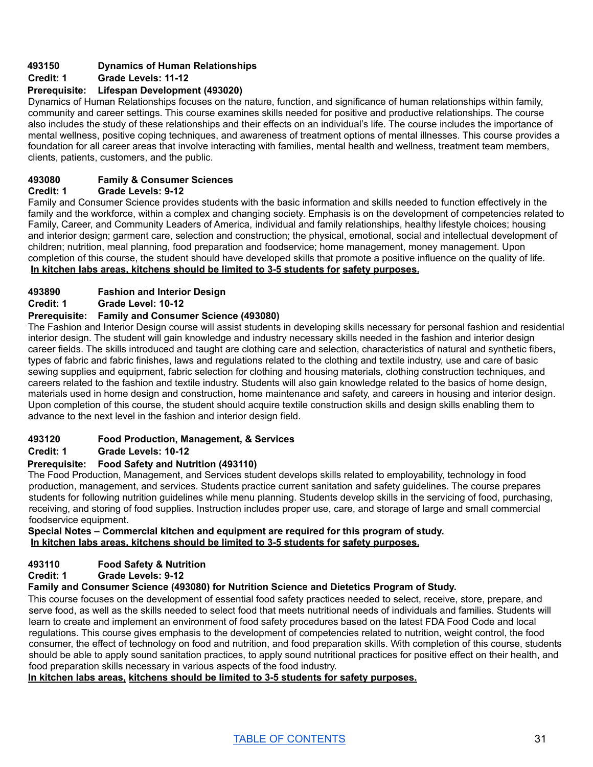**493150 Dynamics of Human Relationships**
**Credit: 1 Grade Levels: 11-12**
**Prerequisite: Lifespan Development (493020)**

Dynamics of Human Relationships focuses on the nature, function, and significance of human relationships within family, community and career settings. This course examines skills needed for positive and productive relationships. The course also includes the study of these relationships and their effects on an individual's life. The course includes the importance of mental wellness, positive coping techniques, and awareness of treatment options of mental illnesses. This course provides a foundation for all career areas that involve interacting with families, mental health and wellness, treatment team members, clients, patients, customers, and the public.

**493080 Family & Consumer Sciences**
**Credit: 1 Grade Levels: 9-12**

Family and Consumer Science provides students with the basic information and skills needed to function effectively in the family and the workforce, within a complex and changing society. Emphasis is on the development of competencies related to Family, Career, and Community Leaders of America, individual and family relationships, healthy lifestyle choices; housing and interior design; garment care, selection and construction; the physical, emotional, social and intellectual development of children; nutrition, meal planning, food preparation and foodservice; home management, money management. Upon completion of this course, the student should have developed skills that promote a positive influence on the quality of life.
**In kitchen labs areas, kitchens should be limited to 3-5 students for safety purposes.**

**493890 Fashion and Interior Design**
**Credit: 1 Grade Level: 10-12**
**Prerequisite: Family and Consumer Science (493080)**

The Fashion and Interior Design course will assist students in developing skills necessary for personal fashion and residential interior design. The student will gain knowledge and industry necessary skills needed in the fashion and interior design career fields. The skills introduced and taught are clothing care and selection, characteristics of natural and synthetic fibers, types of fabric and fabric finishes, laws and regulations related to the clothing and textile industry, use and care of basic sewing supplies and equipment, fabric selection for clothing and housing materials, clothing construction techniques, and careers related to the fashion and textile industry. Students will also gain knowledge related to the basics of home design, materials used in home design and construction, home maintenance and safety, and careers in housing and interior design. Upon completion of this course, the student should acquire textile construction skills and design skills enabling them to advance to the next level in the fashion and interior design field.

**493120 Food Production, Management, & Services**
**Credit: 1 Grade Levels: 10-12**
**Prerequisite: Food Safety and Nutrition (493110)**

The Food Production, Management, and Services student develops skills related to employability, technology in food production, management, and services. Students practice current sanitation and safety guidelines. The course prepares students for following nutrition guidelines while menu planning. Students develop skills in the servicing of food, purchasing, receiving, and storing of food supplies. Instruction includes proper use, care, and storage of large and small commercial foodservice equipment.

**Special Notes – Commercial kitchen and equipment are required for this program of study.**
**In kitchen labs areas, kitchens should be limited to 3-5 students for safety purposes.**

**493110 Food Safety & Nutrition**
**Credit: 1 Grade Levels: 9-12**
**Family and Consumer Science (493080) for Nutrition Science and Dietetics Program of Study.**

This course focuses on the development of essential food safety practices needed to select, receive, store, prepare, and serve food, as well as the skills needed to select food that meets nutritional needs of individuals and families. Students will learn to create and implement an environment of food safety procedures based on the latest FDA Food Code and local regulations. This course gives emphasis to the development of competencies related to nutrition, weight control, the food consumer, the effect of technology on food and nutrition, and food preparation skills. With completion of this course, students should be able to apply sound sanitation practices, to apply sound nutritional practices for positive effect on their health, and food preparation skills necessary in various aspects of the food industry.
**In kitchen labs areas, kitchens should be limited to 3-5 students for safety purposes.**

TABLE OF CONTENTS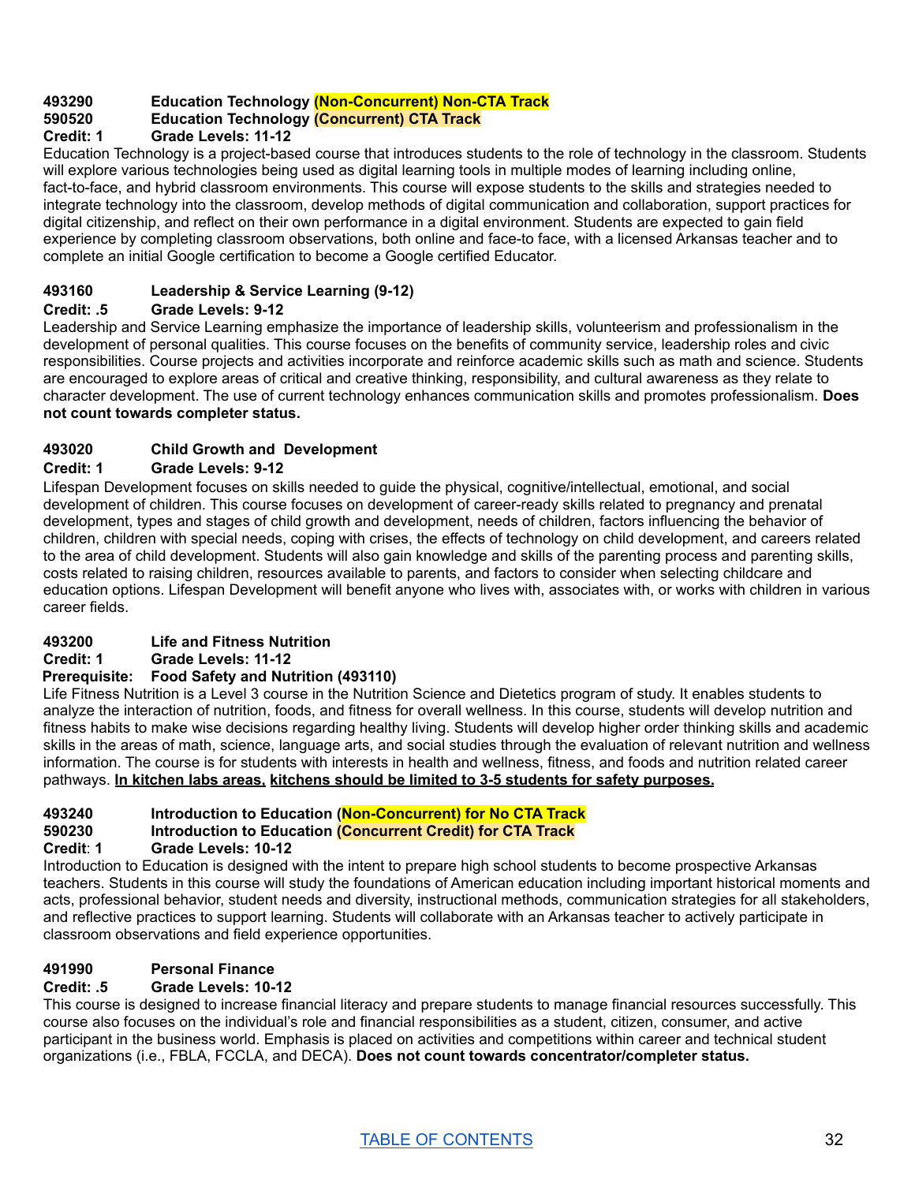**493290 Education Technology (Non-Concurrent) Non-CTA Track**
**590520 Education Technology (Concurrent) CTA Track**
**Credit: 1 Grade Levels: 11-12**

Education Technology is a project-based course that introduces students to the role of technology in the classroom. Students will explore various technologies being used as digital learning tools in multiple modes of learning including online, fact-to-face, and hybrid classroom environments. This course will expose students to the skills and strategies needed to integrate technology into the classroom, develop methods of digital communication and collaboration, support practices for digital citizenship, and reflect on their own performance in a digital environment. Students are expected to gain field experience by completing classroom observations, both online and face-to face, with a licensed Arkansas teacher and to complete an initial Google certification to become a Google certified Educator.

**493160 Leadership & Service Learning (9-12)**
**Credit: .5 Grade Levels: 9-12**

Leadership and Service Learning emphasize the importance of leadership skills, volunteerism and professionalism in the development of personal qualities. This course focuses on the benefits of community service, leadership roles and civic responsibilities. Course projects and activities incorporate and reinforce academic skills such as math and science. Students are encouraged to explore areas of critical and creative thinking, responsibility, and cultural awareness as they relate to character development. The use of current technology enhances communication skills and promotes professionalism. **Does not count towards completer status.**

**493020 Child Growth and Development**
**Credit: 1 Grade Levels: 9-12**

Lifespan Development focuses on skills needed to guide the physical, cognitive/intellectual, emotional, and social development of children. This course focuses on development of career-ready skills related to pregnancy and prenatal development, types and stages of child growth and development, needs of children, factors influencing the behavior of children, children with special needs, coping with crises, the effects of technology on child development, and careers related to the area of child development. Students will also gain knowledge and skills of the parenting process and parenting skills, costs related to raising children, resources available to parents, and factors to consider when selecting childcare and education options. Lifespan Development will benefit anyone who lives with, associates with, or works with children in various career fields.

**493200 Life and Fitness Nutrition**
**Credit: 1 Grade Levels: 11-12**
**Prerequisite: Food Safety and Nutrition (493110)**

Life Fitness Nutrition is a Level 3 course in the Nutrition Science and Dietetics program of study. It enables students to analyze the interaction of nutrition, foods, and fitness for overall wellness. In this course, students will develop nutrition and fitness habits to make wise decisions regarding healthy living. Students will develop higher order thinking skills and academic skills in the areas of math, science, language arts, and social studies through the evaluation of relevant nutrition and wellness information. The course is for students with interests in health and wellness, fitness, and foods and nutrition related career pathways. **In kitchen labs areas, kitchens should be limited to 3-5 students for safety purposes.**

**493240 Introduction to Education (Non-Concurrent) for No CTA Track**
**590230 Introduction to Education (Concurrent Credit) for CTA Track**
**Credit: 1 Grade Levels: 10-12**

Introduction to Education is designed with the intent to prepare high school students to become prospective Arkansas teachers. Students in this course will study the foundations of American education including important historical moments and acts, professional behavior, student needs and diversity, instructional methods, communication strategies for all stakeholders, and reflective practices to support learning. Students will collaborate with an Arkansas teacher to actively participate in classroom observations and field experience opportunities.

**491990 Personal Finance**
**Credit: .5 Grade Levels: 10-12**

This course is designed to increase financial literacy and prepare students to manage financial resources successfully. This course also focuses on the individual's role and financial responsibilities as a student, citizen, consumer, and active participant in the business world. Emphasis is placed on activities and competitions within career and technical student organizations (i.e., FBLA, FCCLA, and DECA). **Does not count towards concentrator/completer status.**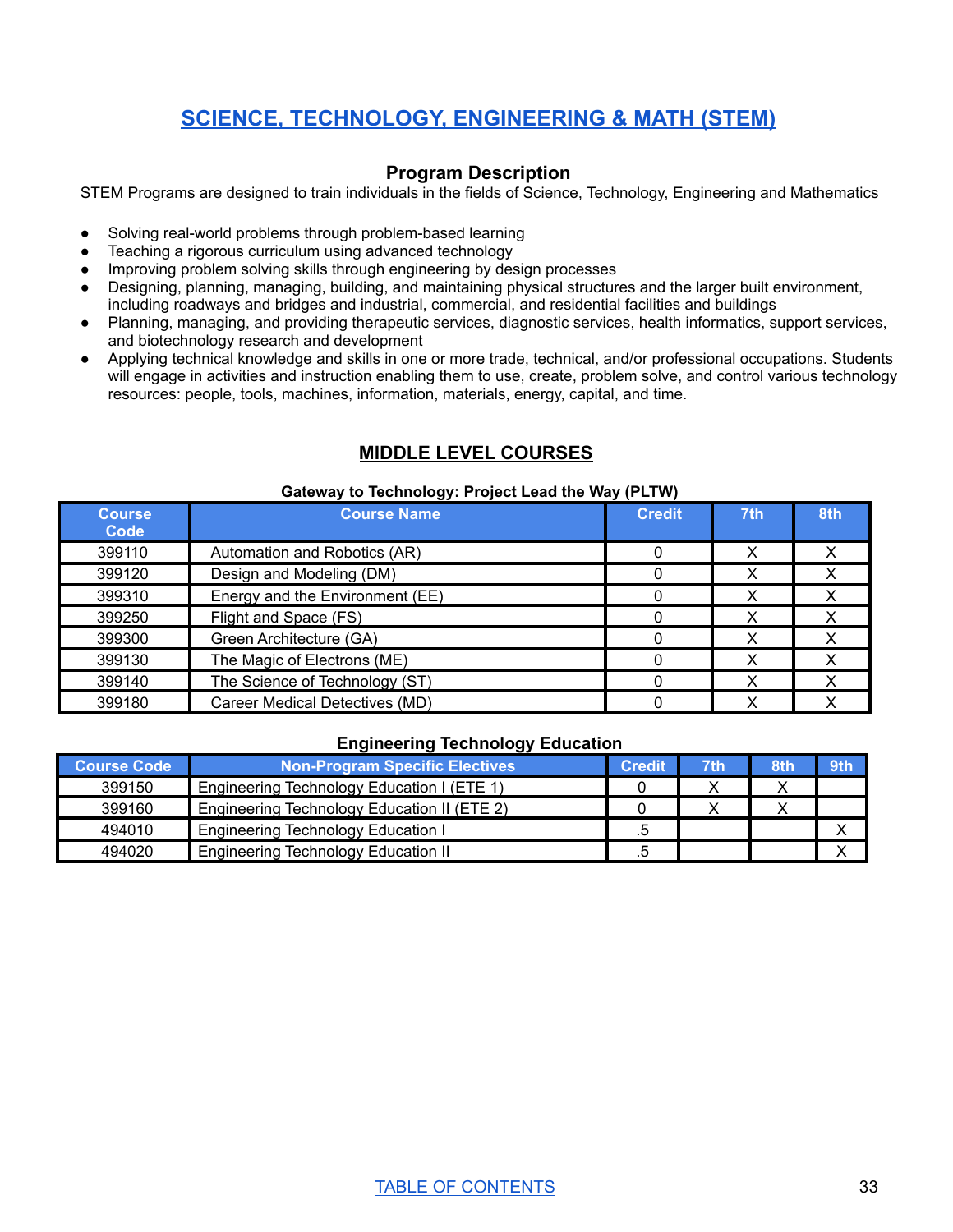# SCIENCE, TECHNOLOGY, ENGINEERING & MATH (STEM)

### Program Description

STEM Programs are designed to train individuals in the fields of Science, Technology, Engineering and Mathematics

- Solving real-world problems through problem-based learning
- Teaching a rigorous curriculum using advanced technology
- Improving problem solving skills through engineering by design processes
- Designing, planning, managing, building, and maintaining physical structures and the larger built environment, including roadways and bridges and industrial, commercial, and residential facilities and buildings
- Planning, managing, and providing therapeutic services, diagnostic services, health informatics, support services, and biotechnology research and development
- Applying technical knowledge and skills in one or more trade, technical, and/or professional occupations. Students will engage in activities and instruction enabling them to use, create, problem solve, and control various technology resources: people, tools, machines, information, materials, energy, capital, and time.

## MIDDLE LEVEL COURSES

**Gateway to Technology: Project Lead the Way (PLTW)**

| Course Code | Course Name | Credit | 7th | 8th |
|---|---|---|---|---|
| 399110 | Automation and Robotics (AR) | 0 | X | X |
| 399120 | Design and Modeling (DM) | 0 | X | X |
| 399310 | Energy and the Environment (EE) | 0 | X | X |
| 399250 | Flight and Space (FS) | 0 | X | X |
| 399300 | Green Architecture (GA) | 0 | X | X |
| 399130 | The Magic of Electrons (ME) | 0 | X | X |
| 399140 | The Science of Technology (ST) | 0 | X | X |
| 399180 | Career Medical Detectives (MD) | 0 | X | X |

**Engineering Technology Education**

| Course Code | Non-Program Specific Electives | Credit | 7th | 8th | 9th |
|---|---|---|---|---|---|
| 399150 | Engineering Technology Education I (ETE 1) | 0 | X | X | |
| 399160 | Engineering Technology Education II (ETE 2) | 0 | X | X | |
| 494010 | Engineering Technology Education I | .5 | | | X |
| 494020 | Engineering Technology Education II | .5 | | | X |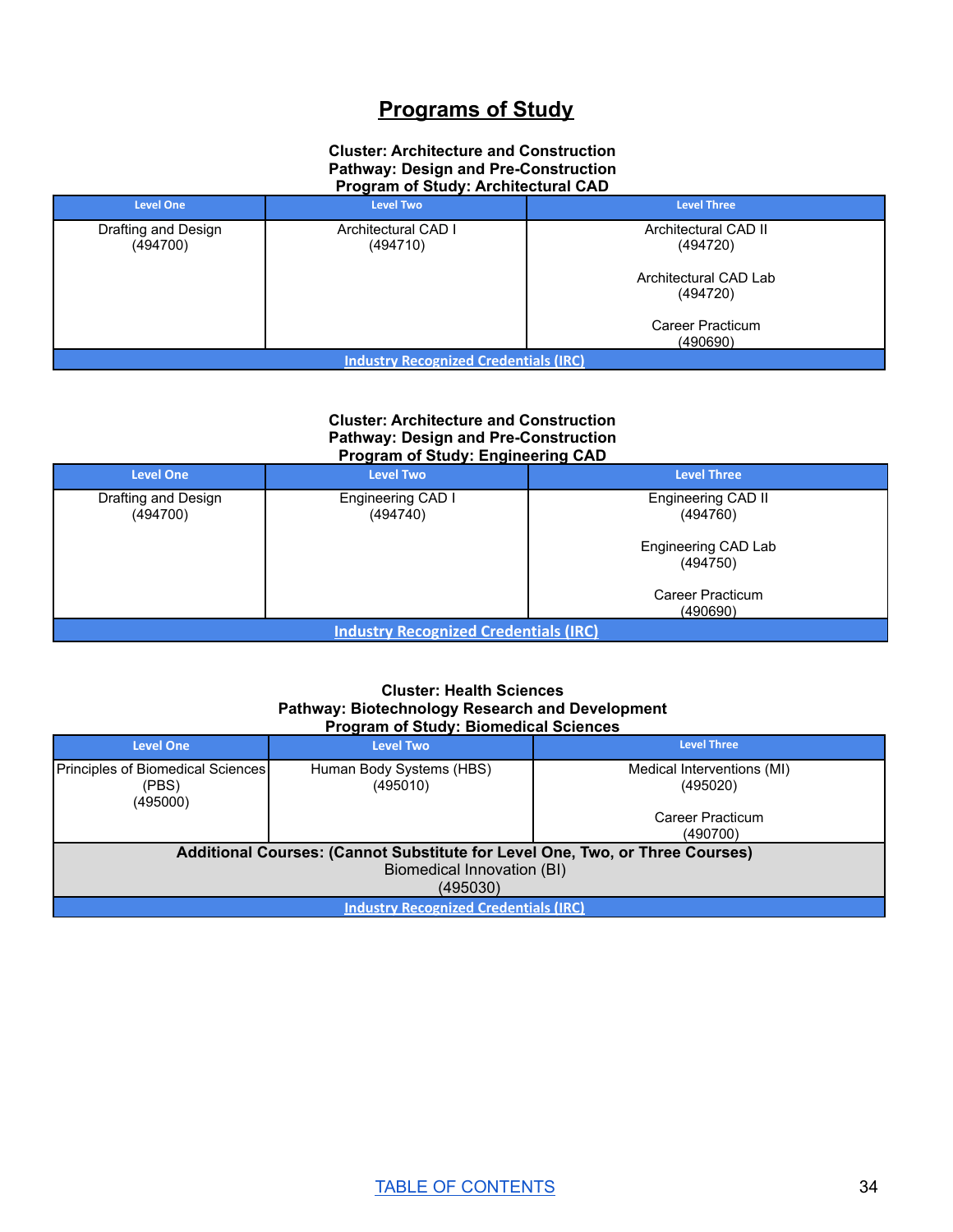# Programs of Study

**Cluster: Architecture and Construction**
**Pathway: Design and Pre-Construction**
**Program of Study: Architectural CAD**

| Level One | Level Two | Level Three |
|---|---|---|
| Drafting and Design (494700) | Architectural CAD I (494710) | Architectural CAD II (494720)<br><br>Architectural CAD Lab (494720)<br><br>Career Practicum (490690) |
| Industry Recognized Credentials (IRC) | | |

**Cluster: Architecture and Construction**
**Pathway: Design and Pre-Construction**
**Program of Study: Engineering CAD**

| Level One | Level Two | Level Three |
|---|---|---|
| Drafting and Design (494700) | Engineering CAD I (494740) | Engineering CAD II (494760)<br><br>Engineering CAD Lab (494750)<br><br>Career Practicum (490690) |
| Industry Recognized Credentials (IRC) | | |

**Cluster: Health Sciences**
**Pathway: Biotechnology Research and Development**
**Program of Study: Biomedical Sciences**

| Level One | Level Two | Level Three |
|---|---|---|
| Principles of Biomedical Sciences (PBS) (495000) | Human Body Systems (HBS) (495010) | Medical Interventions (MI) (495020)<br><br>Career Practicum (490700) |
| **Additional Courses: (Cannot Substitute for Level One, Two, or Three Courses)**<br>Biomedical Innovation (BI) (495030) | | |
| Industry Recognized Credentials (IRC) | | |

TABLE OF CONTENTS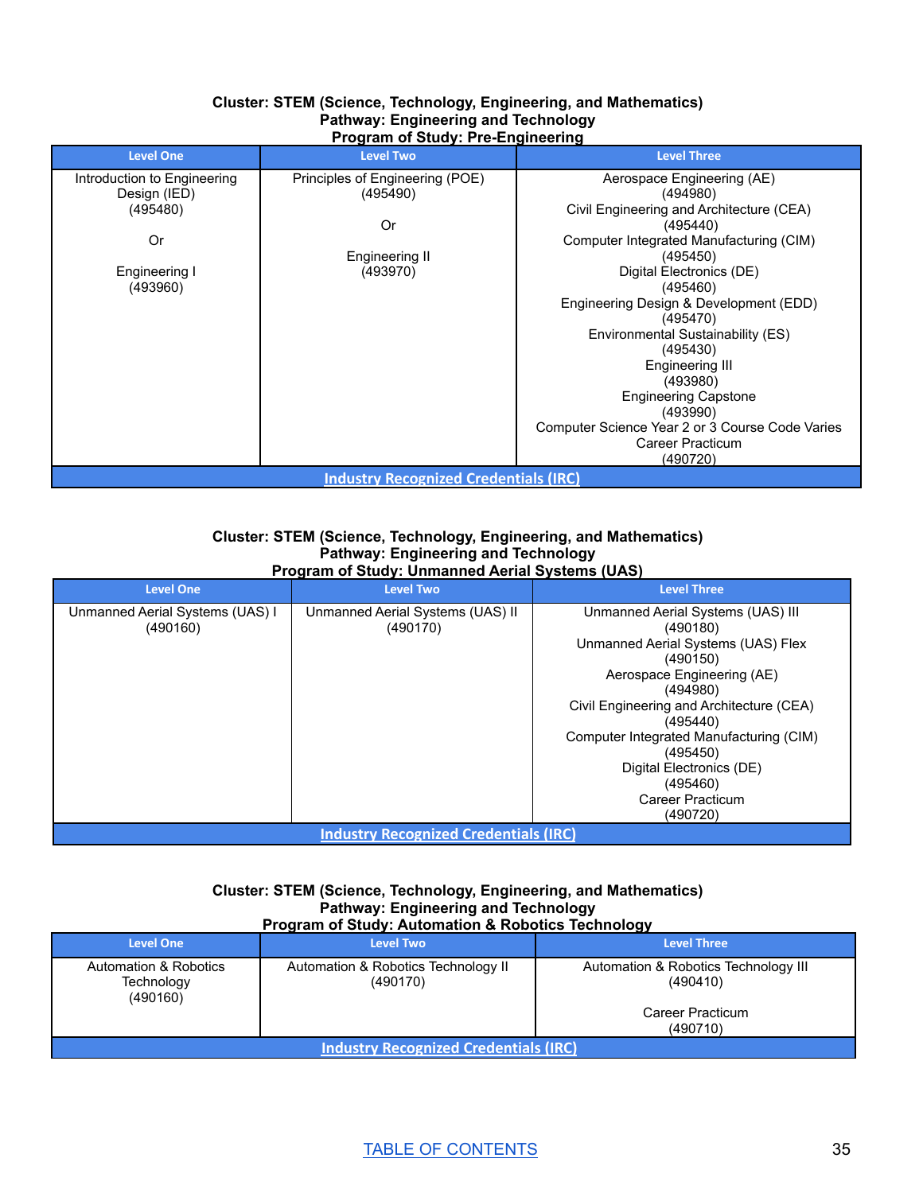**Cluster: STEM (Science, Technology, Engineering, and Mathematics)**
**Pathway: Engineering and Technology**
**Program of Study: Pre-Engineering**

| Level One | Level Two | Level Three |
|---|---|---|
| Introduction to Engineering Design (IED) (495480)<br><br>Or<br><br>Engineering I (493960) | Principles of Engineering (POE) (495490)<br><br>Or<br><br>Engineering II (493970) | Aerospace Engineering (AE) (494980)<br>Civil Engineering and Architecture (CEA) (495440)<br>Computer Integrated Manufacturing (CIM) (495450)<br>Digital Electronics (DE) (495460)<br>Engineering Design & Development (EDD) (495470)<br>Environmental Sustainability (ES) (495430)<br>Engineering III (493980)<br>Engineering Capstone (493990)<br>Computer Science Year 2 or 3 Course Code Varies<br>Career Practicum (490720) |
| [Industry Recognized Credentials (IRC)]() | | |

**Cluster: STEM (Science, Technology, Engineering, and Mathematics)**
**Pathway: Engineering and Technology**
**Program of Study: Unmanned Aerial Systems (UAS)**

| Level One | Level Two | Level Three |
|---|---|---|
| Unmanned Aerial Systems (UAS) I (490160) | Unmanned Aerial Systems (UAS) II (490170) | Unmanned Aerial Systems (UAS) III (490180)<br>Unmanned Aerial Systems (UAS) Flex (490150)<br>Aerospace Engineering (AE) (494980)<br>Civil Engineering and Architecture (CEA) (495440)<br>Computer Integrated Manufacturing (CIM) (495450)<br>Digital Electronics (DE) (495460)<br>Career Practicum (490720) |
| [Industry Recognized Credentials (IRC)]() | | |

**Cluster: STEM (Science, Technology, Engineering, and Mathematics)**
**Pathway: Engineering and Technology**
**Program of Study: Automation & Robotics Technology**

| Level One | Level Two | Level Three |
|---|---|---|
| Automation & Robotics Technology (490160) | Automation & Robotics Technology II (490170) | Automation & Robotics Technology III (490410)<br><br>Career Practicum (490710) |
| [Industry Recognized Credentials (IRC)]() | | |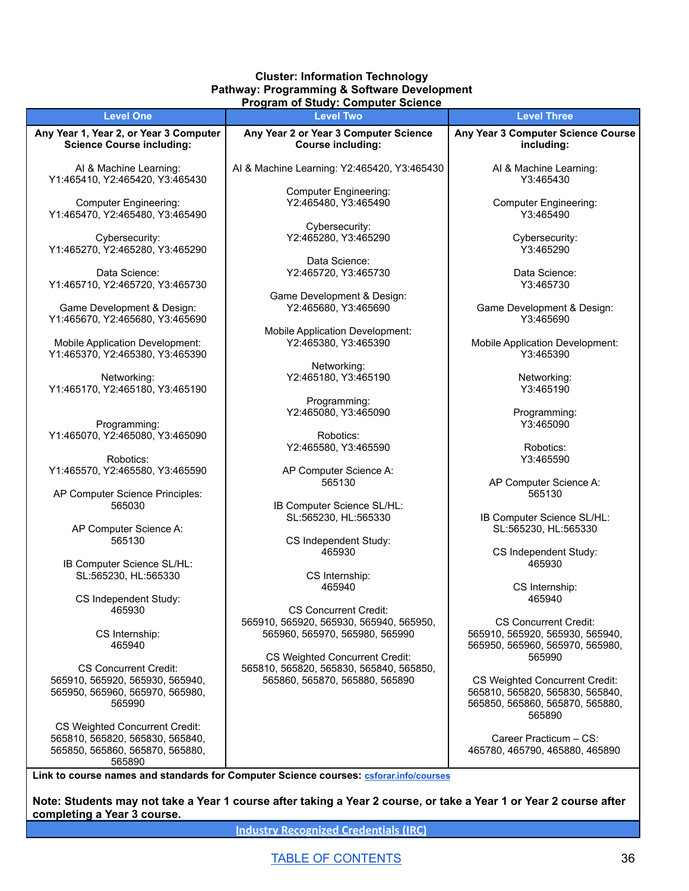**Cluster: Information Technology**
**Pathway: Programming & Software Development**
**Program of Study: Computer Science**

| Level One | Level Two | Level Three |
|---|---|---|
| **Any Year 1, Year 2, or Year 3 Computer Science Course including:**<br><br>AI & Machine Learning: Y1:465410, Y2:465420, Y3:465430<br><br>Computer Engineering: Y1:465470, Y2:465480, Y3:465490<br><br>Cybersecurity: Y1:465270, Y2:465280, Y3:465290<br><br>Data Science: Y1:465710, Y2:465720, Y3:465730<br><br>Game Development & Design: Y1:465670, Y2:465680, Y3:465690<br><br>Mobile Application Development: Y1:465370, Y2:465380, Y3:465390<br><br>Networking: Y1:465170, Y2:465180, Y3:465190<br><br>Programming: Y1:465070, Y2:465080, Y3:465090<br><br>Robotics: Y1:465570, Y2:465580, Y3:465590<br><br>AP Computer Science Principles: 565030<br><br>AP Computer Science A: 565130<br><br>IB Computer Science SL/HL: SL:565230, HL:565330<br><br>CS Independent Study: 465930<br><br>CS Internship: 465940<br><br>CS Concurrent Credit: 565910, 565920, 565930, 565940, 565950, 565960, 565970, 565980, 565990<br><br>CS Weighted Concurrent Credit: 565810, 565820, 565830, 565840, 565850, 565860, 565870, 565880, 565890 | **Any Year 2 or Year 3 Computer Science Course including:**<br><br>AI & Machine Learning: Y2:465420, Y3:465430<br><br>Computer Engineering: Y2:465480, Y3:465490<br><br>Cybersecurity: Y2:465280, Y3:465290<br><br>Data Science: Y2:465720, Y3:465730<br><br>Game Development & Design: Y2:465680, Y3:465690<br><br>Mobile Application Development: Y2:465380, Y3:465390<br><br>Networking: Y2:465180, Y3:465190<br><br>Programming: Y2:465080, Y3:465090<br><br>Robotics: Y2:465580, Y3:465590<br><br>AP Computer Science A: 565130<br><br>IB Computer Science SL/HL: SL:565230, HL:565330<br><br>CS Independent Study: 465930<br><br>CS Internship: 465940<br><br>CS Concurrent Credit: 565910, 565920, 565930, 565940, 565950, 565960, 565970, 565980, 565990<br><br>CS Weighted Concurrent Credit: 565810, 565820, 565830, 565840, 565850, 565860, 565870, 565880, 565890 | **Any Year 3 Computer Science Course including:**<br><br>AI & Machine Learning: Y3:465430<br><br>Computer Engineering: Y3:465490<br><br>Cybersecurity: Y3:465290<br><br>Data Science: Y3:465730<br><br>Game Development & Design: Y3:465690<br><br>Mobile Application Development: Y3:465390<br><br>Networking: Y3:465190<br><br>Programming: Y3:465090<br><br>Robotics: Y3:465590<br><br>AP Computer Science A: 565130<br><br>IB Computer Science SL/HL: SL:565230, HL:565330<br><br>CS Independent Study: 465930<br><br>CS Internship: 465940<br><br>CS Concurrent Credit: 565910, 565920, 565930, 565940, 565950, 565960, 565970, 565980, 565990<br><br>CS Weighted Concurrent Credit: 565810, 565820, 565830, 565840, 565850, 565860, 565870, 565880, 565890<br><br>Career Practicum – CS: 465780, 465790, 465880, 465890 |

**Link to course names and standards for Computer Science courses:** [csforar.info/courses](csforar.info/courses)

**Note: Students may not take a Year 1 course after taking a Year 2 course, or take a Year 1 or Year 2 course after completing a Year 3 course.**

**Industry Recognized Credentials (IRC)**

TABLE OF CONTENTS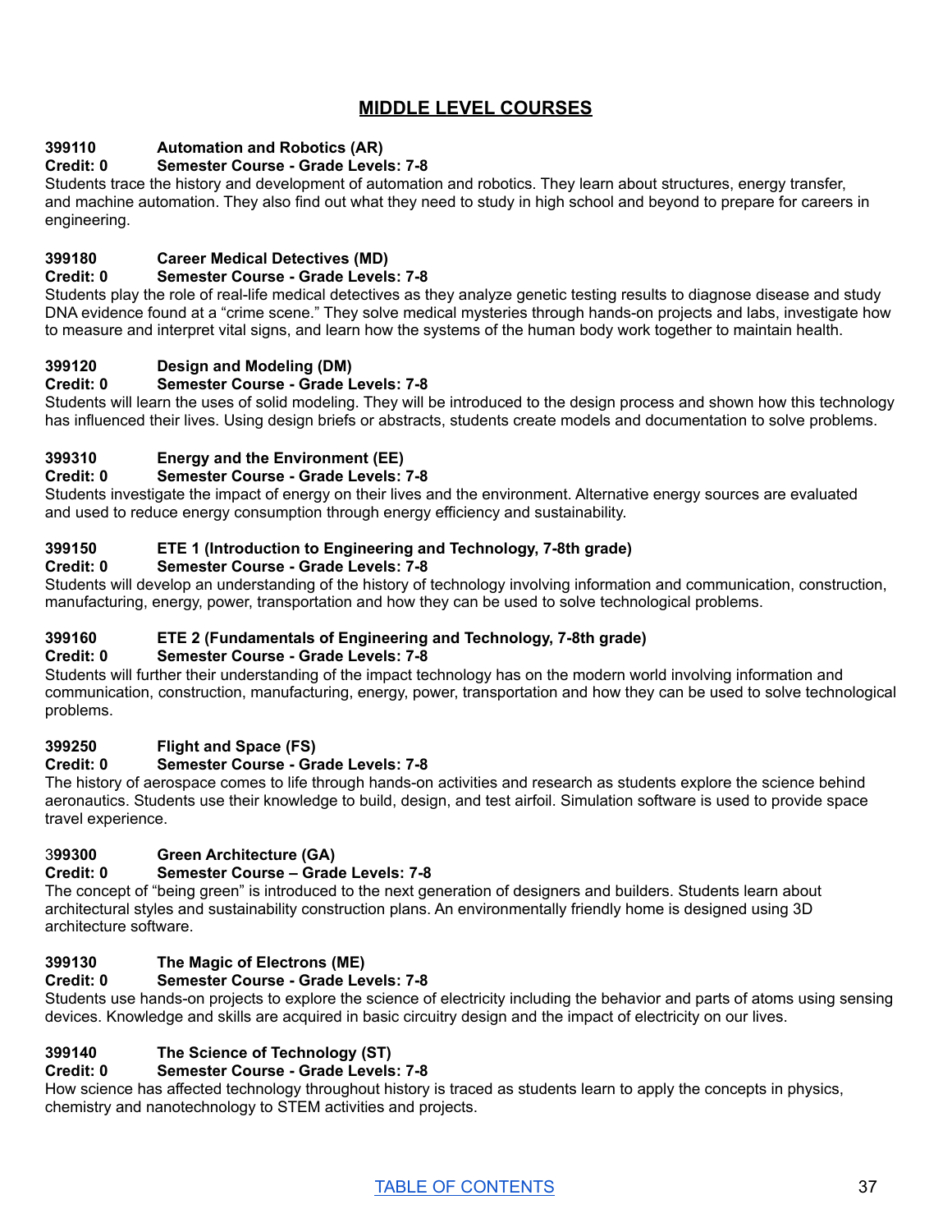# MIDDLE LEVEL COURSES

**399110 Automation and Robotics (AR)**
**Credit: 0 Semester Course - Grade Levels: 7-8**
Students trace the history and development of automation and robotics. They learn about structures, energy transfer, and machine automation. They also find out what they need to study in high school and beyond to prepare for careers in engineering.

**399180 Career Medical Detectives (MD)**
**Credit: 0 Semester Course - Grade Levels: 7-8**
Students play the role of real-life medical detectives as they analyze genetic testing results to diagnose disease and study DNA evidence found at a "crime scene." They solve medical mysteries through hands-on projects and labs, investigate how to measure and interpret vital signs, and learn how the systems of the human body work together to maintain health.

**399120 Design and Modeling (DM)**
**Credit: 0 Semester Course - Grade Levels: 7-8**
Students will learn the uses of solid modeling. They will be introduced to the design process and shown how this technology has influenced their lives. Using design briefs or abstracts, students create models and documentation to solve problems.

**399310 Energy and the Environment (EE)**
**Credit: 0 Semester Course - Grade Levels: 7-8**
Students investigate the impact of energy on their lives and the environment. Alternative energy sources are evaluated and used to reduce energy consumption through energy efficiency and sustainability.

**399150 ETE 1 (Introduction to Engineering and Technology, 7-8th grade)**
**Credit: 0 Semester Course - Grade Levels: 7-8**
Students will develop an understanding of the history of technology involving information and communication, construction, manufacturing, energy, power, transportation and how they can be used to solve technological problems.

**399160 ETE 2 (Fundamentals of Engineering and Technology, 7-8th grade)**
**Credit: 0 Semester Course - Grade Levels: 7-8**
Students will further their understanding of the impact technology has on the modern world involving information and communication, construction, manufacturing, energy, power, transportation and how they can be used to solve technological problems.

**399250 Flight and Space (FS)**
**Credit: 0 Semester Course - Grade Levels: 7-8**
The history of aerospace comes to life through hands-on activities and research as students explore the science behind aeronautics. Students use their knowledge to build, design, and test airfoil. Simulation software is used to provide space travel experience.

**399300 Green Architecture (GA)**
**Credit: 0 Semester Course – Grade Levels: 7-8**
The concept of "being green" is introduced to the next generation of designers and builders. Students learn about architectural styles and sustainability construction plans. An environmentally friendly home is designed using 3D architecture software.

**399130 The Magic of Electrons (ME)**
**Credit: 0 Semester Course - Grade Levels: 7-8**
Students use hands-on projects to explore the science of electricity including the behavior and parts of atoms using sensing devices. Knowledge and skills are acquired in basic circuitry design and the impact of electricity on our lives.

**399140 The Science of Technology (ST)**
**Credit: 0 Semester Course - Grade Levels: 7-8**
How science has affected technology throughout history is traced as students learn to apply the concepts in physics, chemistry and nanotechnology to STEM activities and projects.

TABLE OF CONTENTS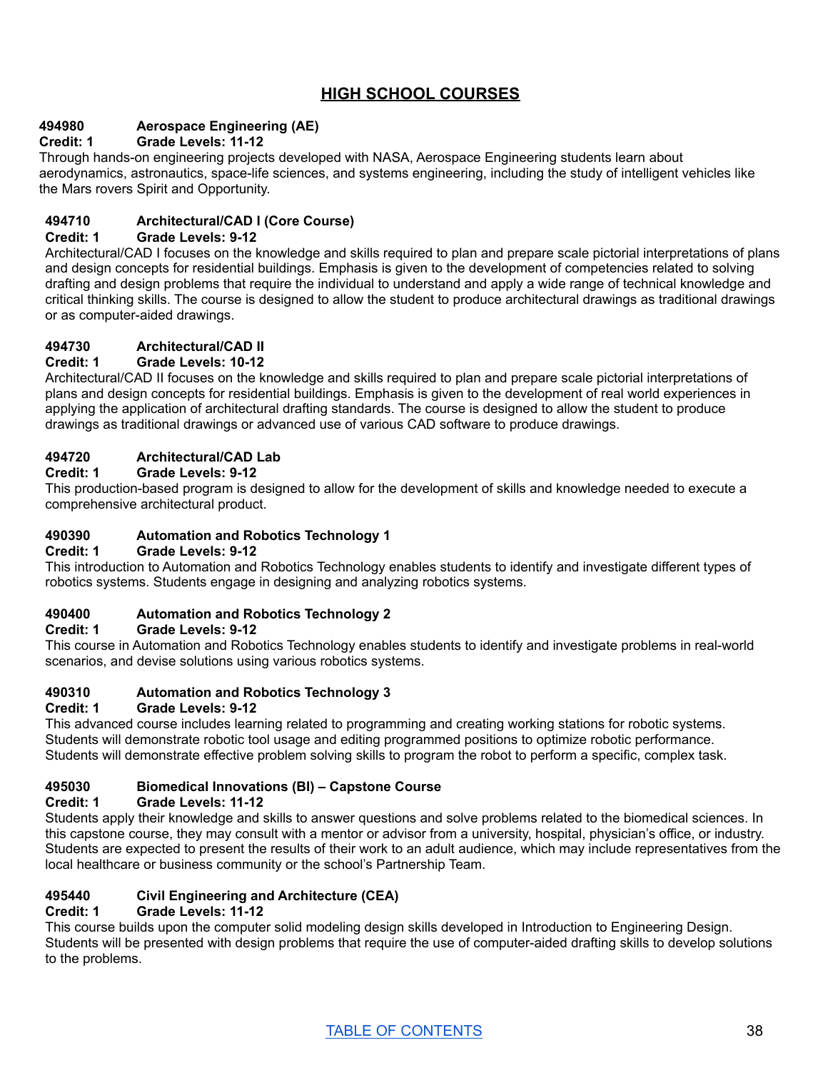# HIGH SCHOOL COURSES

**494980 Aerospace Engineering (AE)**
**Credit: 1 Grade Levels: 11-12**
Through hands-on engineering projects developed with NASA, Aerospace Engineering students learn about aerodynamics, astronautics, space-life sciences, and systems engineering, including the study of intelligent vehicles like the Mars rovers Spirit and Opportunity.

**494710 Architectural/CAD I (Core Course)**
**Credit: 1 Grade Levels: 9-12**
Architectural/CAD I focuses on the knowledge and skills required to plan and prepare scale pictorial interpretations of plans and design concepts for residential buildings. Emphasis is given to the development of competencies related to solving drafting and design problems that require the individual to understand and apply a wide range of technical knowledge and critical thinking skills. The course is designed to allow the student to produce architectural drawings as traditional drawings or as computer-aided drawings.

**494730 Architectural/CAD II**
**Credit: 1 Grade Levels: 10-12**
Architectural/CAD II focuses on the knowledge and skills required to plan and prepare scale pictorial interpretations of plans and design concepts for residential buildings. Emphasis is given to the development of real world experiences in applying the application of architectural drafting standards. The course is designed to allow the student to produce drawings as traditional drawings or advanced use of various CAD software to produce drawings.

**494720 Architectural/CAD Lab**
**Credit: 1 Grade Levels: 9-12**
This production-based program is designed to allow for the development of skills and knowledge needed to execute a comprehensive architectural product.

**490390 Automation and Robotics Technology 1**
**Credit: 1 Grade Levels: 9-12**
This introduction to Automation and Robotics Technology enables students to identify and investigate different types of robotics systems. Students engage in designing and analyzing robotics systems.

**490400 Automation and Robotics Technology 2**
**Credit: 1 Grade Levels: 9-12**
This course in Automation and Robotics Technology enables students to identify and investigate problems in real-world scenarios, and devise solutions using various robotics systems.

**490310 Automation and Robotics Technology 3**
**Credit: 1 Grade Levels: 9-12**
This advanced course includes learning related to programming and creating working stations for robotic systems. Students will demonstrate robotic tool usage and editing programmed positions to optimize robotic performance. Students will demonstrate effective problem solving skills to program the robot to perform a specific, complex task.

**495030 Biomedical Innovations (BI) – Capstone Course**
**Credit: 1 Grade Levels: 11-12**
Students apply their knowledge and skills to answer questions and solve problems related to the biomedical sciences. In this capstone course, they may consult with a mentor or advisor from a university, hospital, physician's office, or industry. Students are expected to present the results of their work to an adult audience, which may include representatives from the local healthcare or business community or the school's Partnership Team.

**495440 Civil Engineering and Architecture (CEA)**
**Credit: 1 Grade Levels: 11-12**
This course builds upon the computer solid modeling design skills developed in Introduction to Engineering Design. Students will be presented with design problems that require the use of computer-aided drafting skills to develop solutions to the problems.

TABLE OF CONTENTS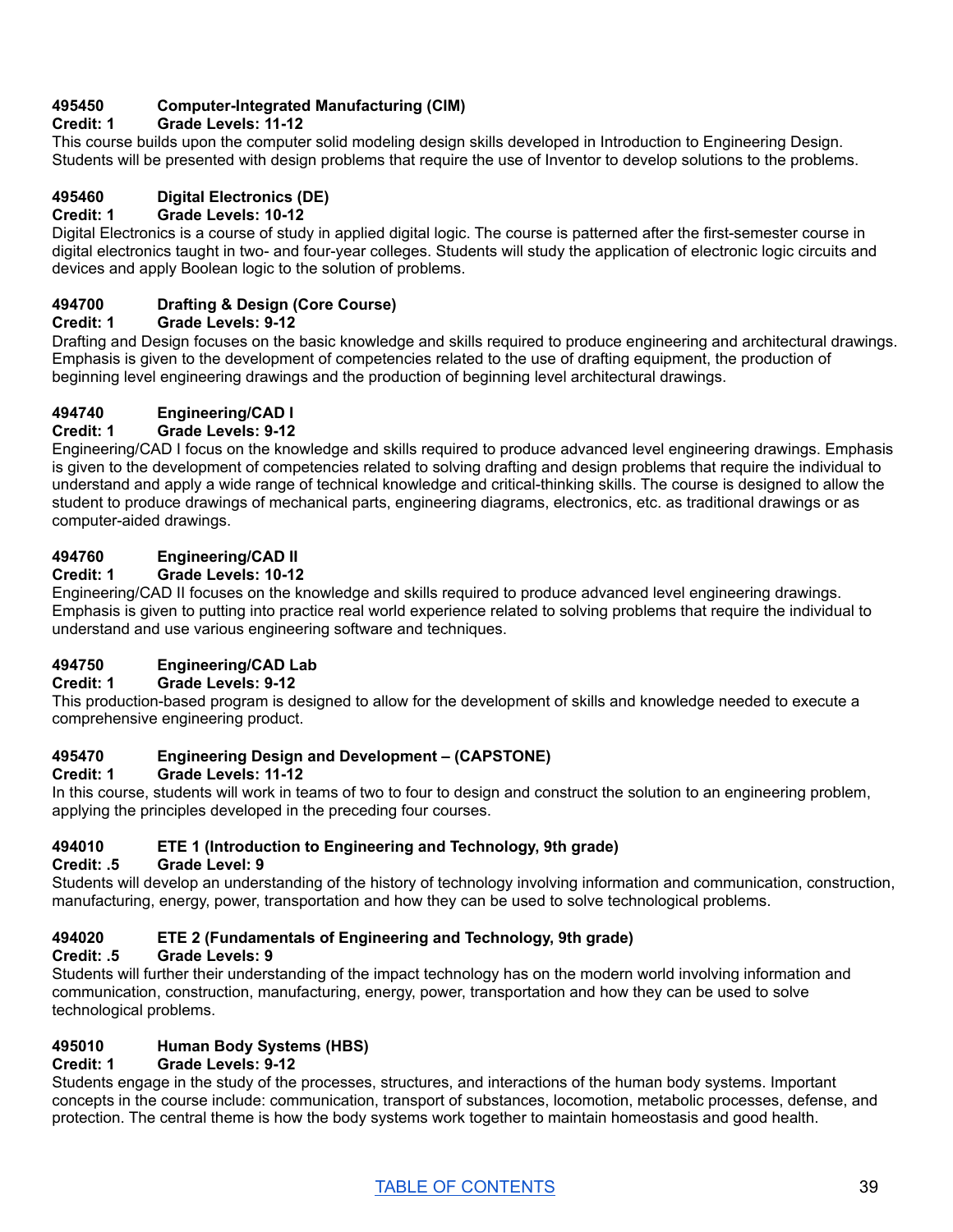**495450 Computer-Integrated Manufacturing (CIM)**
**Credit: 1 Grade Levels: 11-12**
This course builds upon the computer solid modeling design skills developed in Introduction to Engineering Design. Students will be presented with design problems that require the use of Inventor to develop solutions to the problems.

**495460 Digital Electronics (DE)**
**Credit: 1 Grade Levels: 10-12**
Digital Electronics is a course of study in applied digital logic. The course is patterned after the first-semester course in digital electronics taught in two- and four-year colleges. Students will study the application of electronic logic circuits and devices and apply Boolean logic to the solution of problems.

**494700 Drafting & Design (Core Course)**
**Credit: 1 Grade Levels: 9-12**
Drafting and Design focuses on the basic knowledge and skills required to produce engineering and architectural drawings. Emphasis is given to the development of competencies related to the use of drafting equipment, the production of beginning level engineering drawings and the production of beginning level architectural drawings.

**494740 Engineering/CAD I**
**Credit: 1 Grade Levels: 9-12**
Engineering/CAD I focus on the knowledge and skills required to produce advanced level engineering drawings. Emphasis is given to the development of competencies related to solving drafting and design problems that require the individual to understand and apply a wide range of technical knowledge and critical-thinking skills. The course is designed to allow the student to produce drawings of mechanical parts, engineering diagrams, electronics, etc. as traditional drawings or as computer-aided drawings.

**494760 Engineering/CAD II**
**Credit: 1 Grade Levels: 10-12**
Engineering/CAD II focuses on the knowledge and skills required to produce advanced level engineering drawings. Emphasis is given to putting into practice real world experience related to solving problems that require the individual to understand and use various engineering software and techniques.

**494750 Engineering/CAD Lab**
**Credit: 1 Grade Levels: 9-12**
This production-based program is designed to allow for the development of skills and knowledge needed to execute a comprehensive engineering product.

**495470 Engineering Design and Development – (CAPSTONE)**
**Credit: 1 Grade Levels: 11-12**
In this course, students will work in teams of two to four to design and construct the solution to an engineering problem, applying the principles developed in the preceding four courses.

**494010 ETE 1 (Introduction to Engineering and Technology, 9th grade)**
**Credit: .5 Grade Level: 9**
Students will develop an understanding of the history of technology involving information and communication, construction, manufacturing, energy, power, transportation and how they can be used to solve technological problems.

**494020 ETE 2 (Fundamentals of Engineering and Technology, 9th grade)**
**Credit: .5 Grade Levels: 9**
Students will further their understanding of the impact technology has on the modern world involving information and communication, construction, manufacturing, energy, power, transportation and how they can be used to solve technological problems.

**495010 Human Body Systems (HBS)**
**Credit: 1 Grade Levels: 9-12**
Students engage in the study of the processes, structures, and interactions of the human body systems. Important concepts in the course include: communication, transport of substances, locomotion, metabolic processes, defense, and protection. The central theme is how the body systems work together to maintain homeostasis and good health.

TABLE OF CONTENTS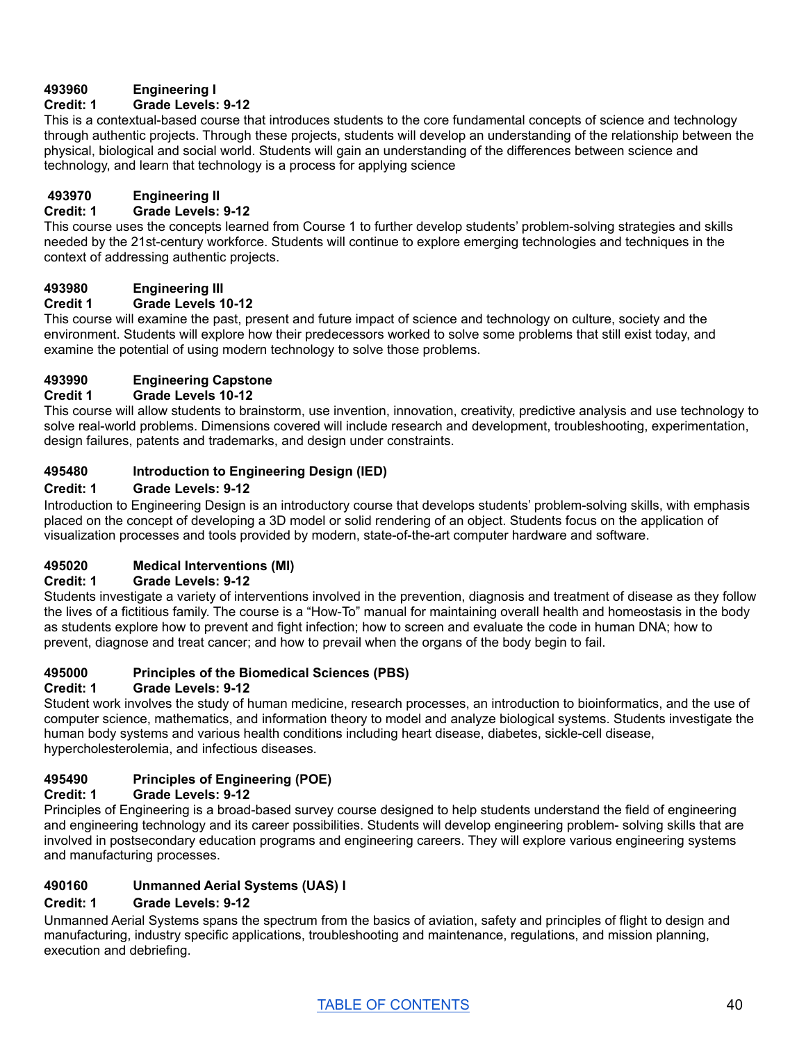**493960 Engineering I**
**Credit: 1 Grade Levels: 9-12**

This is a contextual-based course that introduces students to the core fundamental concepts of science and technology through authentic projects. Through these projects, students will develop an understanding of the relationship between the physical, biological and social world. Students will gain an understanding of the differences between science and technology, and learn that technology is a process for applying science

**493970 Engineering II**
**Credit: 1 Grade Levels: 9-12**

This course uses the concepts learned from Course 1 to further develop students' problem-solving strategies and skills needed by the 21st-century workforce. Students will continue to explore emerging technologies and techniques in the context of addressing authentic projects.

**493980 Engineering III**
**Credit 1 Grade Levels 10-12**

This course will examine the past, present and future impact of science and technology on culture, society and the environment. Students will explore how their predecessors worked to solve some problems that still exist today, and examine the potential of using modern technology to solve those problems.

**493990 Engineering Capstone**
**Credit 1 Grade Levels 10-12**

This course will allow students to brainstorm, use invention, innovation, creativity, predictive analysis and use technology to solve real-world problems. Dimensions covered will include research and development, troubleshooting, experimentation, design failures, patents and trademarks, and design under constraints.

**495480 Introduction to Engineering Design (IED)**
**Credit: 1 Grade Levels: 9-12**

Introduction to Engineering Design is an introductory course that develops students' problem-solving skills, with emphasis placed on the concept of developing a 3D model or solid rendering of an object. Students focus on the application of visualization processes and tools provided by modern, state-of-the-art computer hardware and software.

**495020 Medical Interventions (MI)**
**Credit: 1 Grade Levels: 9-12**

Students investigate a variety of interventions involved in the prevention, diagnosis and treatment of disease as they follow the lives of a fictitious family. The course is a "How-To" manual for maintaining overall health and homeostasis in the body as students explore how to prevent and fight infection; how to screen and evaluate the code in human DNA; how to prevent, diagnose and treat cancer; and how to prevail when the organs of the body begin to fail.

**495000 Principles of the Biomedical Sciences (PBS)**
**Credit: 1 Grade Levels: 9-12**

Student work involves the study of human medicine, research processes, an introduction to bioinformatics, and the use of computer science, mathematics, and information theory to model and analyze biological systems. Students investigate the human body systems and various health conditions including heart disease, diabetes, sickle-cell disease, hypercholesterolemia, and infectious diseases.

**495490 Principles of Engineering (POE)**
**Credit: 1 Grade Levels: 9-12**

Principles of Engineering is a broad-based survey course designed to help students understand the field of engineering and engineering technology and its career possibilities. Students will develop engineering problem- solving skills that are involved in postsecondary education programs and engineering careers. They will explore various engineering systems and manufacturing processes.

**490160 Unmanned Aerial Systems (UAS) I**
**Credit: 1 Grade Levels: 9-12**

Unmanned Aerial Systems spans the spectrum from the basics of aviation, safety and principles of flight to design and manufacturing, industry specific applications, troubleshooting and maintenance, regulations, and mission planning, execution and debriefing.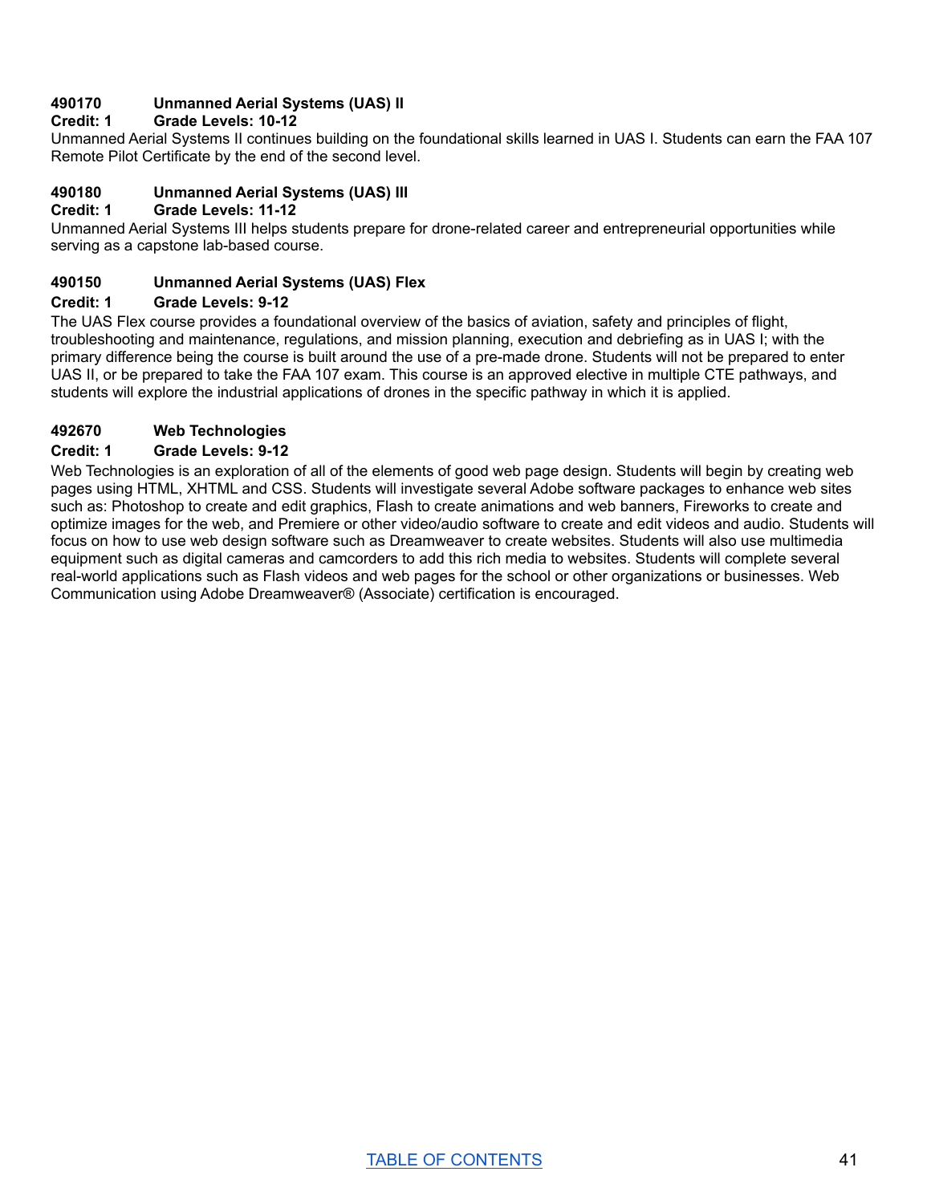**490170 Unmanned Aerial Systems (UAS) II**
**Credit: 1 Grade Levels: 10-12**
Unmanned Aerial Systems II continues building on the foundational skills learned in UAS I. Students can earn the FAA 107 Remote Pilot Certificate by the end of the second level.

**490180 Unmanned Aerial Systems (UAS) III**
**Credit: 1 Grade Levels: 11-12**
Unmanned Aerial Systems III helps students prepare for drone-related career and entrepreneurial opportunities while serving as a capstone lab-based course.

**490150 Unmanned Aerial Systems (UAS) Flex**
**Credit: 1 Grade Levels: 9-12**
The UAS Flex course provides a foundational overview of the basics of aviation, safety and principles of flight, troubleshooting and maintenance, regulations, and mission planning, execution and debriefing as in UAS I; with the primary difference being the course is built around the use of a pre-made drone. Students will not be prepared to enter UAS II, or be prepared to take the FAA 107 exam. This course is an approved elective in multiple CTE pathways, and students will explore the industrial applications of drones in the specific pathway in which it is applied.

**492670 Web Technologies**
**Credit: 1 Grade Levels: 9-12**
Web Technologies is an exploration of all of the elements of good web page design. Students will begin by creating web pages using HTML, XHTML and CSS. Students will investigate several Adobe software packages to enhance web sites such as: Photoshop to create and edit graphics, Flash to create animations and web banners, Fireworks to create and optimize images for the web, and Premiere or other video/audio software to create and edit videos and audio. Students will focus on how to use web design software such as Dreamweaver to create websites. Students will also use multimedia equipment such as digital cameras and camcorders to add this rich media to websites. Students will complete several real-world applications such as Flash videos and web pages for the school or other organizations or businesses. Web Communication using Adobe Dreamweaver® (Associate) certification is encouraged.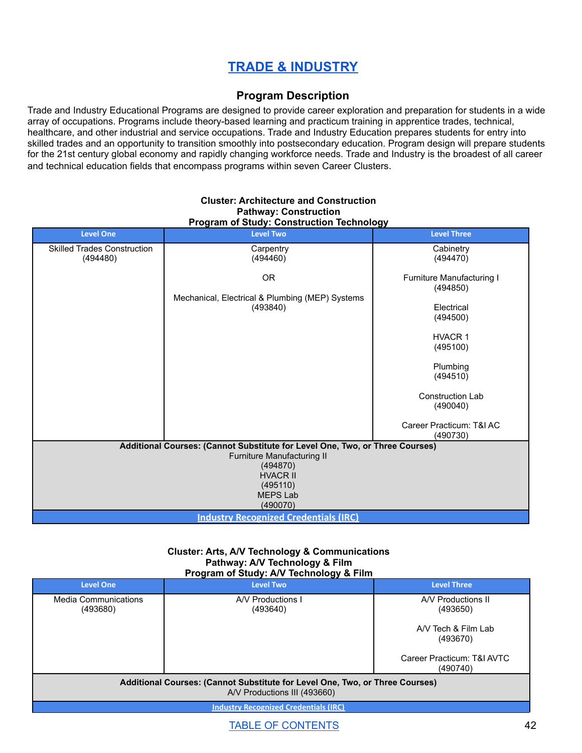# TRADE & INDUSTRY

## Program Description

Trade and Industry Educational Programs are designed to provide career exploration and preparation for students in a wide array of occupations. Programs include theory-based learning and practicum training in apprentice trades, technical, healthcare, and other industrial and service occupations. Trade and Industry Education prepares students for entry into skilled trades and an opportunity to transition smoothly into postsecondary education. Program design will prepare students for the 21st century global economy and rapidly changing workforce needs. Trade and Industry is the broadest of all career and technical education fields that encompass programs within seven Career Clusters.

**Cluster: Architecture and Construction**
**Pathway: Construction**
**Program of Study: Construction Technology**

| Level One | Level Two | Level Three |
|---|---|---|
| Skilled Trades Construction (494480) | Carpentry (494460)<br><br>OR<br><br>Mechanical, Electrical & Plumbing (MEP) Systems (493840) | Cabinetry (494470)<br><br>Furniture Manufacturing I (494850)<br><br>Electrical (494500)<br><br>HVACR 1 (495100)<br><br>Plumbing (494510)<br><br>Construction Lab (490040)<br><br>Career Practicum: T&I AC (490730) |
| **Additional Courses: (Cannot Substitute for Level One, Two, or Three Courses)**<br>Furniture Manufacturing II (494870)<br>HVACR II (495110)<br>MEPS Lab (490070) | | |
| Industry Recognized Credentials (IRC) | | |

**Cluster: Arts, A/V Technology & Communications**
**Pathway: A/V Technology & Film**
**Program of Study: A/V Technology & Film**

| Level One | Level Two | Level Three |
|---|---|---|
| Media Communications (493680) | A/V Productions I (493640) | A/V Productions II (493650)<br><br>A/V Tech & Film Lab (493670)<br><br>Career Practicum: T&I AVTC (490740) |
| **Additional Courses: (Cannot Substitute for Level One, Two, or Three Courses)**<br>A/V Productions III (493660) | | |
| Industry Recognized Credentials (IRC) | | |

TABLE OF CONTENTS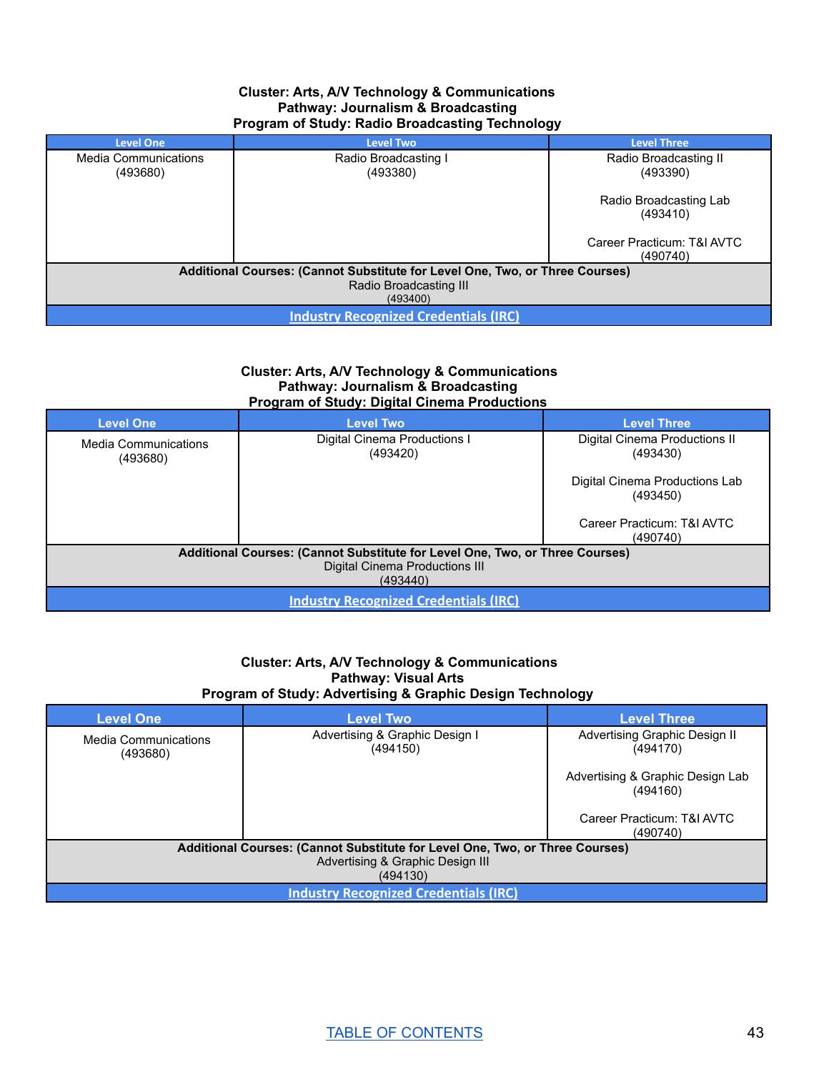**Cluster: Arts, A/V Technology & Communications**
**Pathway: Journalism & Broadcasting**
**Program of Study: Radio Broadcasting Technology**

| Level One | Level Two | Level Three |
|---|---|---|
| Media Communications (493680) | Radio Broadcasting I (493380) | Radio Broadcasting II (493390)<br><br>Radio Broadcasting Lab (493410)<br><br>Career Practicum: T&I AVTC (490740) |
| **Additional Courses: (Cannot Substitute for Level One, Two, or Three Courses)**<br>Radio Broadcasting III (493400) | | |
| Industry Recognized Credentials (IRC) | | |

**Cluster: Arts, A/V Technology & Communications**
**Pathway: Journalism & Broadcasting**
**Program of Study: Digital Cinema Productions**

| Level One | Level Two | Level Three |
|---|---|---|
| Media Communications (493680) | Digital Cinema Productions I (493420) | Digital Cinema Productions II (493430)<br><br>Digital Cinema Productions Lab (493450)<br><br>Career Practicum: T&I AVTC (490740) |
| **Additional Courses: (Cannot Substitute for Level One, Two, or Three Courses)**<br>Digital Cinema Productions III (493440) | | |
| Industry Recognized Credentials (IRC) | | |

**Cluster: Arts, A/V Technology & Communications**
**Pathway: Visual Arts**
**Program of Study: Advertising & Graphic Design Technology**

| Level One | Level Two | Level Three |
|---|---|---|
| Media Communications (493680) | Advertising & Graphic Design I (494150) | Advertising Graphic Design II (494170)<br><br>Advertising & Graphic Design Lab (494160)<br><br>Career Practicum: T&I AVTC (490740) |
| **Additional Courses: (Cannot Substitute for Level One, Two, or Three Courses)**<br>Advertising & Graphic Design III (494130) | | |
| Industry Recognized Credentials (IRC) | | |

TABLE OF CONTENTS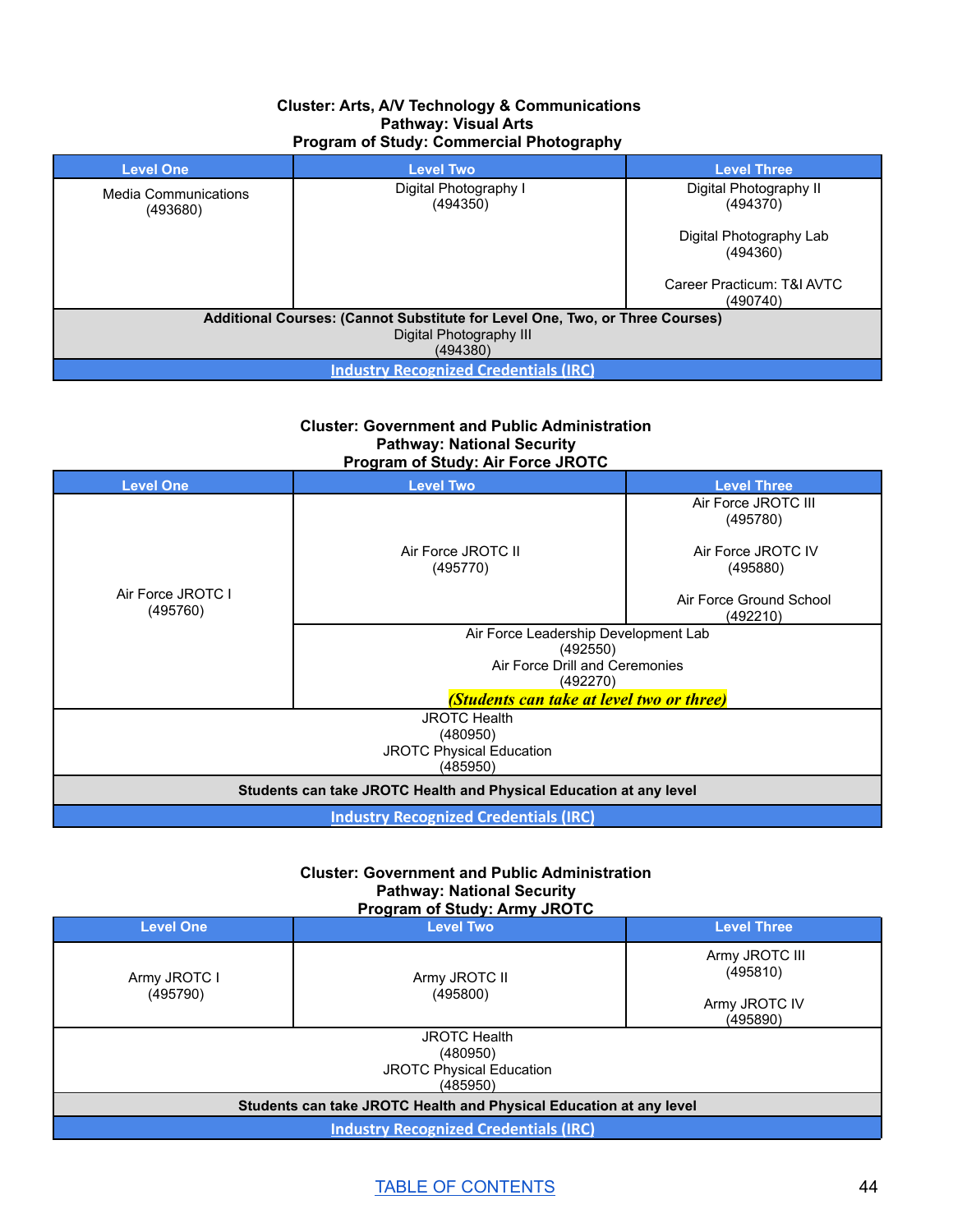**Cluster: Arts, A/V Technology & Communications**
**Pathway: Visual Arts**
**Program of Study: Commercial Photography**

| Level One | Level Two | Level Three |
|---|---|---|
| Media Communications (493680) | Digital Photography I (494350) | Digital Photography II (494370)<br><br>Digital Photography Lab (494360)<br><br>Career Practicum: T&I AVTC (490740) |
| **Additional Courses: (Cannot Substitute for Level One, Two, or Three Courses)**<br>Digital Photography III (494380) | | |
| [Industry Recognized Credentials (IRC)] | | |

**Cluster: Government and Public Administration**
**Pathway: National Security**
**Program of Study: Air Force JROTC**

| Level One | Level Two | Level Three |
|---|---|---|
| Air Force JROTC I (495760) | Air Force JROTC II (495770) | Air Force JROTC III (495780)<br><br>Air Force JROTC IV (495880)<br><br>Air Force Ground School (492210) |
| | Air Force Leadership Development Lab (492550)<br>Air Force Drill and Ceremonies (492270)<br>*(Students can take at level two or three)* | |
| JROTC Health (480950)<br>JROTC Physical Education (485950) | | |
| **Students can take JROTC Health and Physical Education at any level** | | |
| [Industry Recognized Credentials (IRC)] | | |

**Cluster: Government and Public Administration**
**Pathway: National Security**
**Program of Study: Army JROTC**

| Level One | Level Two | Level Three |
|---|---|---|
| Army JROTC I (495790) | Army JROTC II (495800) | Army JROTC III (495810)<br><br>Army JROTC IV (495890) |
| JROTC Health (480950)<br>JROTC Physical Education (485950) | | |
| **Students can take JROTC Health and Physical Education at any level** | | |
| [Industry Recognized Credentials (IRC)] | | |

[TABLE OF CONTENTS]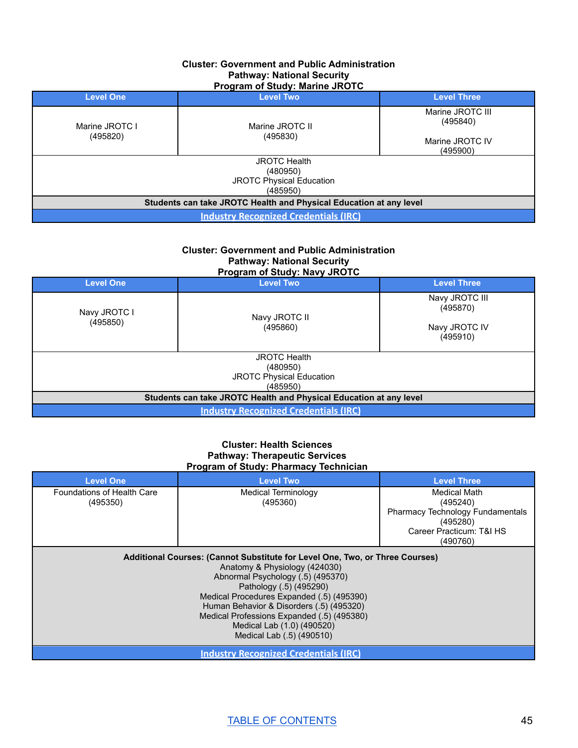**Cluster: Government and Public Administration**
**Pathway: National Security**
**Program of Study: Marine JROTC**

| Level One | Level Two | Level Three |
|---|---|---|
| Marine JROTC I (495820) | Marine JROTC II (495830) | Marine JROTC III (495840)<br><br>Marine JROTC IV (495900) |
| JROTC Health (480950)<br>JROTC Physical Education (485950) | | |
| **Students can take JROTC Health and Physical Education at any level** | | |
| [Industry Recognized Credentials (IRC)]() | | |

**Cluster: Government and Public Administration**
**Pathway: National Security**
**Program of Study: Navy JROTC**

| Level One | Level Two | Level Three |
|---|---|---|
| Navy JROTC I (495850) | Navy JROTC II (495860) | Navy JROTC III (495870)<br><br>Navy JROTC IV (495910) |
| JROTC Health (480950)<br>JROTC Physical Education (485950) | | |
| **Students can take JROTC Health and Physical Education at any level** | | |
| [Industry Recognized Credentials (IRC)]() | | |

**Cluster: Health Sciences**
**Pathway: Therapeutic Services**
**Program of Study: Pharmacy Technician**

| Level One | Level Two | Level Three |
|---|---|---|
| Foundations of Health Care (495350) | Medical Terminology (495360) | Medical Math (495240)<br>Pharmacy Technology Fundamentals (495280)<br>Career Practicum: T&I HS (490760) |
| **Additional Courses: (Cannot Substitute for Level One, Two, or Three Courses)**<br>Anatomy & Physiology (424030)<br>Abnormal Psychology (.5) (495370)<br>Pathology (.5) (495290)<br>Medical Procedures Expanded (.5) (495390)<br>Human Behavior & Disorders (.5) (495320)<br>Medical Professions Expanded (.5) (495380)<br>Medical Lab (1.0) (490520)<br>Medical Lab (.5) (490510) | | |
| [Industry Recognized Credentials (IRC)]() | | |

[TABLE OF CONTENTS]()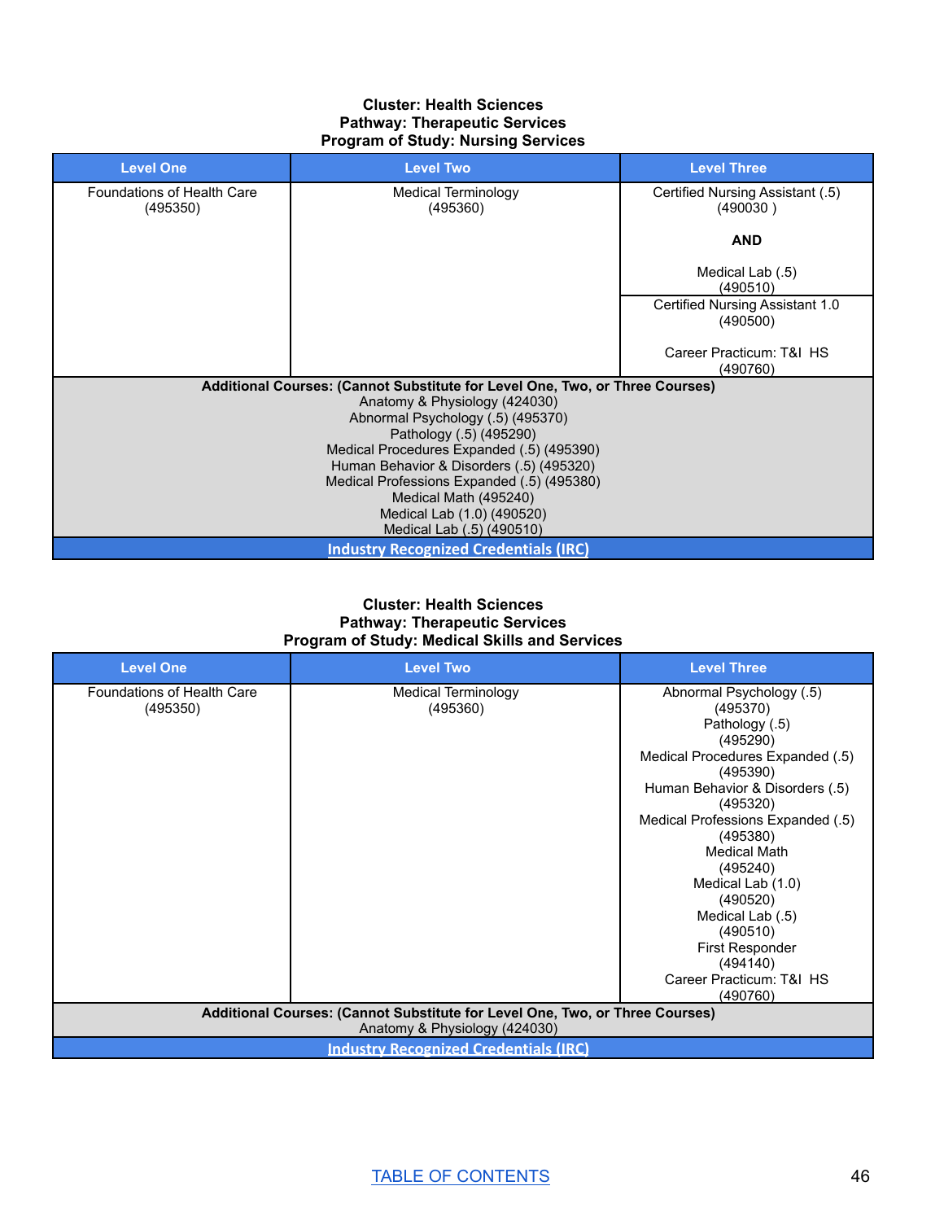**Cluster: Health Sciences**
**Pathway: Therapeutic Services**
**Program of Study: Nursing Services**

| Level One | Level Two | Level Three |
|---|---|---|
| Foundations of Health Care (495350) | Medical Terminology (495360) | Certified Nursing Assistant (.5) (490030 ) **AND** Medical Lab (.5) (490510) |
| | | Certified Nursing Assistant 1.0 (490500) Career Practicum: T&I HS (490760) |
| **Additional Courses: (Cannot Substitute for Level One, Two, or Three Courses)** Anatomy & Physiology (424030) Abnormal Psychology (.5) (495370) Pathology (.5) (495290) Medical Procedures Expanded (.5) (495390) Human Behavior & Disorders (.5) (495320) Medical Professions Expanded (.5) (495380) Medical Math (495240) Medical Lab (1.0) (490520) Medical Lab (.5) (490510) | | |
| Industry Recognized Credentials (IRC) | | |

**Cluster: Health Sciences**
**Pathway: Therapeutic Services**
**Program of Study: Medical Skills and Services**

| Level One | Level Two | Level Three |
|---|---|---|
| Foundations of Health Care (495350) | Medical Terminology (495360) | Abnormal Psychology (.5) (495370) Pathology (.5) (495290) Medical Procedures Expanded (.5) (495390) Human Behavior & Disorders (.5) (495320) Medical Professions Expanded (.5) (495380) Medical Math (495240) Medical Lab (1.0) (490520) Medical Lab (.5) (490510) First Responder (494140) Career Practicum: T&I HS (490760) |
| **Additional Courses: (Cannot Substitute for Level One, Two, or Three Courses)** Anatomy & Physiology (424030) | | |
| Industry Recognized Credentials (IRC) | | |

TABLE OF CONTENTS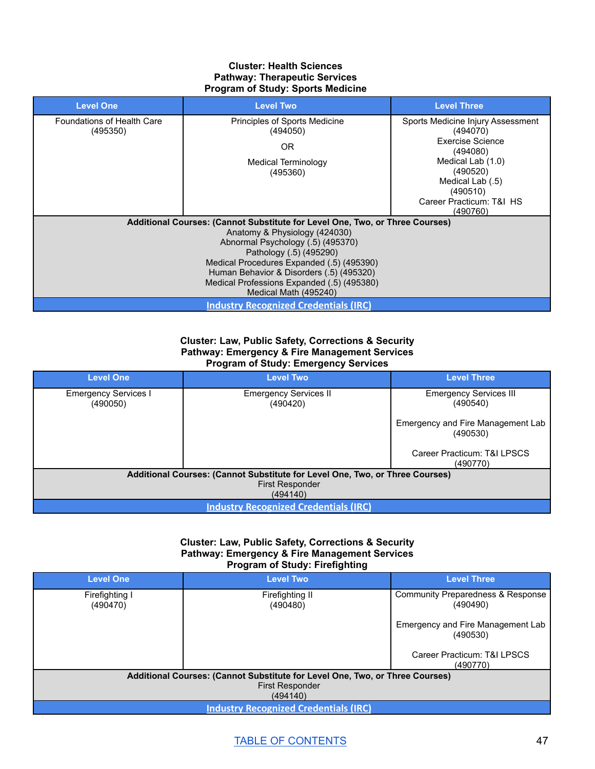**Cluster: Health Sciences**
**Pathway: Therapeutic Services**
**Program of Study: Sports Medicine**

| Level One | Level Two | Level Three |
|---|---|---|
| Foundations of Health Care (495350) | Principles of Sports Medicine (494050)<br><br>OR<br><br>Medical Terminology (495360) | Sports Medicine Injury Assessment (494070)<br>Exercise Science (494080)<br>Medical Lab (1.0) (490520)<br>Medical Lab (.5) (490510)<br>Career Practicum: T&I HS (490760) |
| **Additional Courses: (Cannot Substitute for Level One, Two, or Three Courses)**<br>Anatomy & Physiology (424030)<br>Abnormal Psychology (.5) (495370)<br>Pathology (.5) (495290)<br>Medical Procedures Expanded (.5) (495390)<br>Human Behavior & Disorders (.5) (495320)<br>Medical Professions Expanded (.5) (495380)<br>Medical Math (495240) | | |
| Industry Recognized Credentials (IRC) | | |

**Cluster: Law, Public Safety, Corrections & Security**
**Pathway: Emergency & Fire Management Services**
**Program of Study: Emergency Services**

| Level One | Level Two | Level Three |
|---|---|---|
| Emergency Services I (490050) | Emergency Services II (490420) | Emergency Services III (490540)<br><br>Emergency and Fire Management Lab (490530)<br><br>Career Practicum: T&I LPSCS (490770) |
| **Additional Courses: (Cannot Substitute for Level One, Two, or Three Courses)**<br>First Responder (494140) | | |
| Industry Recognized Credentials (IRC) | | |

**Cluster: Law, Public Safety, Corrections & Security**
**Pathway: Emergency & Fire Management Services**
**Program of Study: Firefighting**

| Level One | Level Two | Level Three |
|---|---|---|
| Firefighting I (490470) | Firefighting II (490480) | Community Preparedness & Response (490490)<br><br>Emergency and Fire Management Lab (490530)<br><br>Career Practicum: T&I LPSCS (490770) |
| **Additional Courses: (Cannot Substitute for Level One, Two, or Three Courses)**<br>First Responder (494140) | | |
| Industry Recognized Credentials (IRC) | | |

TABLE OF CONTENTS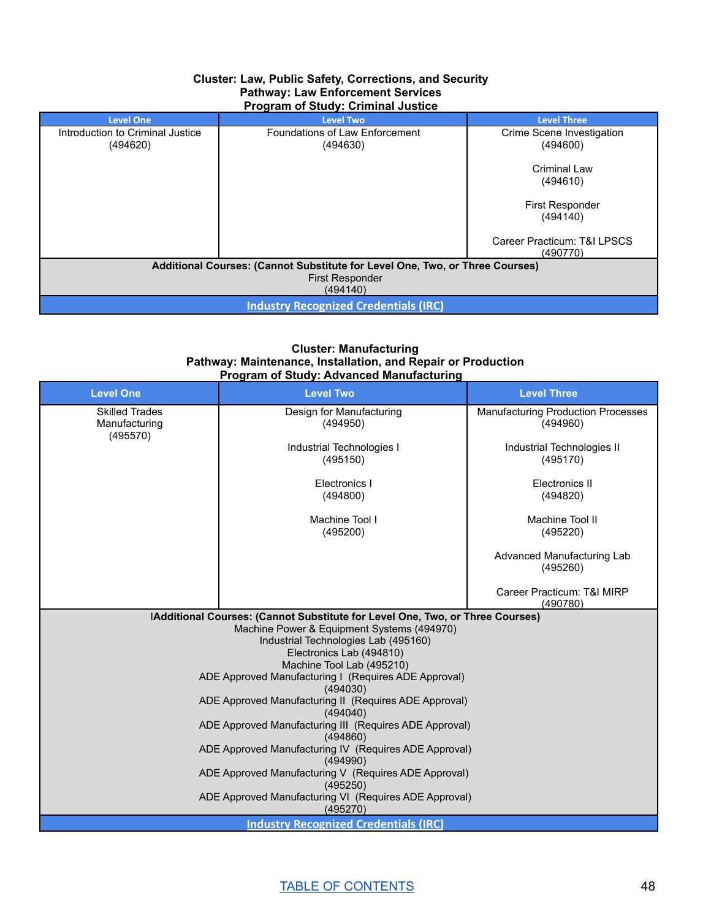**Cluster: Law, Public Safety, Corrections, and Security**
**Pathway: Law Enforcement Services**
**Program of Study: Criminal Justice**

| Level One | Level Two | Level Three |
|---|---|---|
| Introduction to Criminal Justice (494620) | Foundations of Law Enforcement (494630) | Crime Scene Investigation (494600)<br><br>Criminal Law (494610)<br><br>First Responder (494140)<br><br>Career Practicum: T&I LPSCS (490770) |
| **Additional Courses: (Cannot Substitute for Level One, Two, or Three Courses)**<br>First Responder (494140) | | |
| Industry Recognized Credentials (IRC) | | |

**Cluster: Manufacturing**
**Pathway: Maintenance, Installation, and Repair or Production**
**Program of Study: Advanced Manufacturing**

| Level One | Level Two | Level Three |
|---|---|---|
| Skilled Trades Manufacturing (495570) | Design for Manufacturing (494950)<br><br>Industrial Technologies I (495150)<br><br>Electronics I (494800)<br><br>Machine Tool I (495200) | Manufacturing Production Processes (494960)<br><br>Industrial Technologies II (495170)<br><br>Electronics II (494820)<br><br>Machine Tool II (495220)<br><br>Advanced Manufacturing Lab (495260)<br><br>Career Practicum: T&I MIRP (490780) |
| **Additional Courses: (Cannot Substitute for Level One, Two, or Three Courses)**<br>Machine Power & Equipment Systems (494970)<br>Industrial Technologies Lab (495160)<br>Electronics Lab (494810)<br>Machine Tool Lab (495210)<br>ADE Approved Manufacturing I (Requires ADE Approval) (494030)<br>ADE Approved Manufacturing II (Requires ADE Approval) (494040)<br>ADE Approved Manufacturing III (Requires ADE Approval) (494860)<br>ADE Approved Manufacturing IV (Requires ADE Approval) (494990)<br>ADE Approved Manufacturing V (Requires ADE Approval) (495250)<br>ADE Approved Manufacturing VI (Requires ADE Approval) (495270) | | |
| Industry Recognized Credentials (IRC) | | |

TABLE OF CONTENTS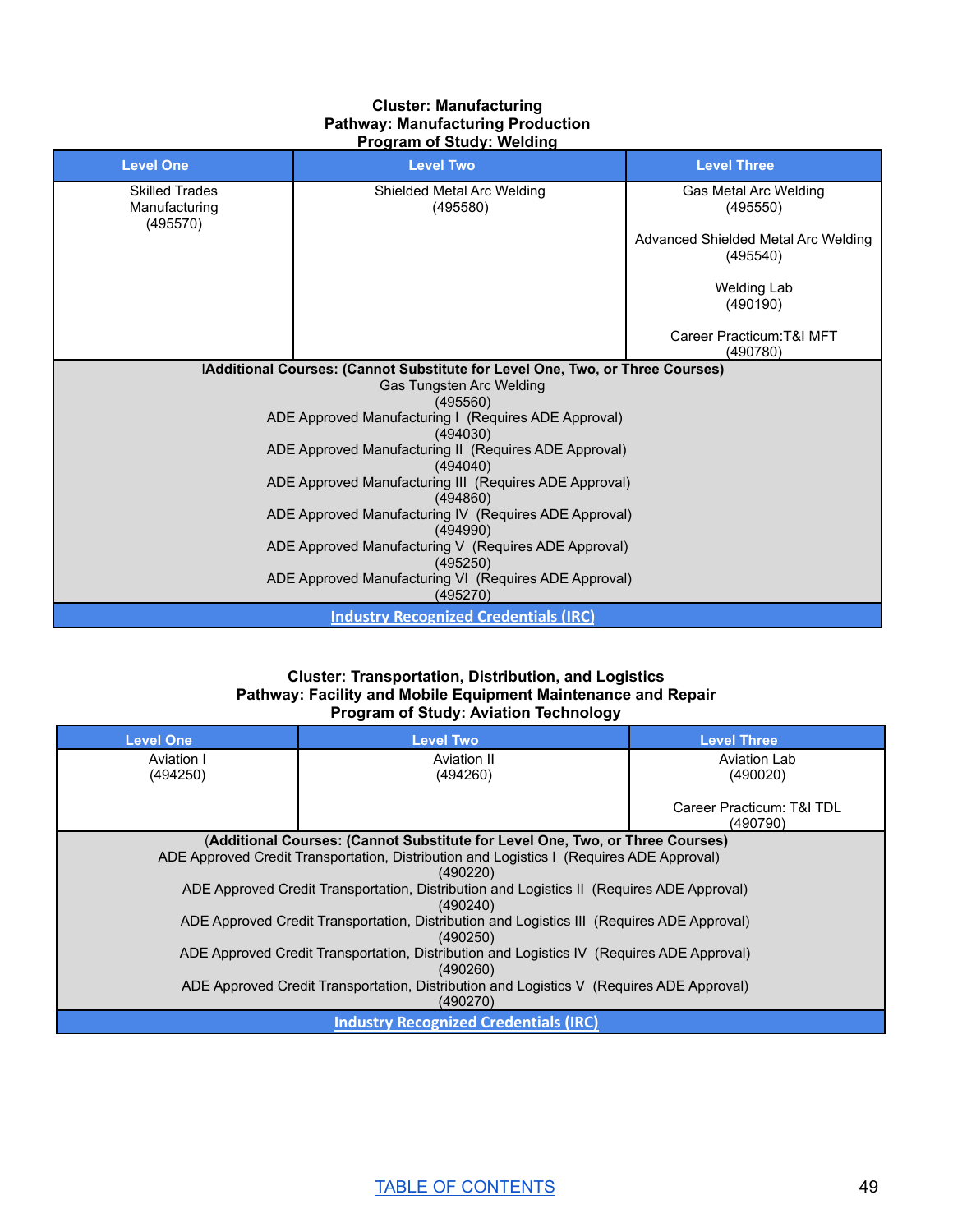**Cluster: Manufacturing**
**Pathway: Manufacturing Production**
**Program of Study: Welding**

| Level One | Level Two | Level Three |
|---|---|---|
| Skilled Trades Manufacturing (495570) | Shielded Metal Arc Welding (495580) | Gas Metal Arc Welding (495550)<br><br>Advanced Shielded Metal Arc Welding (495540)<br><br>Welding Lab (490190)<br><br>Career Practicum:T&I MFT (490780) |
| **Additional Courses: (Cannot Substitute for Level One, Two, or Three Courses)**<br>Gas Tungsten Arc Welding (495560)<br>ADE Approved Manufacturing I (Requires ADE Approval) (494030)<br>ADE Approved Manufacturing II (Requires ADE Approval) (494040)<br>ADE Approved Manufacturing III (Requires ADE Approval) (494860)<br>ADE Approved Manufacturing IV (Requires ADE Approval) (494990)<br>ADE Approved Manufacturing V (Requires ADE Approval) (495250)<br>ADE Approved Manufacturing VI (Requires ADE Approval) (495270) | | |
| Industry Recognized Credentials (IRC) | | |

**Cluster: Transportation, Distribution, and Logistics**
**Pathway: Facility and Mobile Equipment Maintenance and Repair**
**Program of Study: Aviation Technology**

| Level One | Level Two | Level Three |
|---|---|---|
| Aviation I (494250) | Aviation II (494260) | Aviation Lab (490020)<br><br>Career Practicum: T&I TDL (490790) |
| **(Additional Courses: (Cannot Substitute for Level One, Two, or Three Courses)**<br>ADE Approved Credit Transportation, Distribution and Logistics I (Requires ADE Approval) (490220)<br>ADE Approved Credit Transportation, Distribution and Logistics II (Requires ADE Approval) (490240)<br>ADE Approved Credit Transportation, Distribution and Logistics III (Requires ADE Approval) (490250)<br>ADE Approved Credit Transportation, Distribution and Logistics IV (Requires ADE Approval) (490260)<br>ADE Approved Credit Transportation, Distribution and Logistics V (Requires ADE Approval) (490270) | | |
| Industry Recognized Credentials (IRC) | | |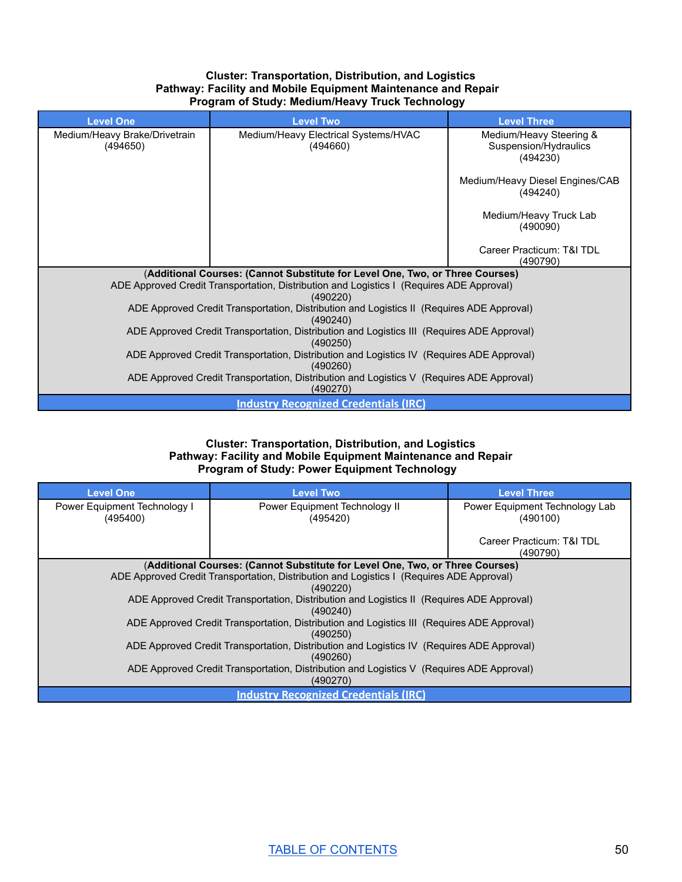**Cluster: Transportation, Distribution, and Logistics**
**Pathway: Facility and Mobile Equipment Maintenance and Repair**
**Program of Study: Medium/Heavy Truck Technology**

| Level One | Level Two | Level Three |
|---|---|---|
| Medium/Heavy Brake/Drivetrain (494650) | Medium/Heavy Electrical Systems/HVAC (494660) | Medium/Heavy Steering & Suspension/Hydraulics (494230)<br><br>Medium/Heavy Diesel Engines/CAB (494240)<br><br>Medium/Heavy Truck Lab (490090)<br><br>Career Practicum: T&I TDL (490790) |
| (**Additional Courses: (Cannot Substitute for Level One, Two, or Three Courses)**<br>ADE Approved Credit Transportation, Distribution and Logistics I (Requires ADE Approval) (490220)<br>ADE Approved Credit Transportation, Distribution and Logistics II (Requires ADE Approval) (490240)<br>ADE Approved Credit Transportation, Distribution and Logistics III (Requires ADE Approval) (490250)<br>ADE Approved Credit Transportation, Distribution and Logistics IV (Requires ADE Approval) (490260)<br>ADE Approved Credit Transportation, Distribution and Logistics V (Requires ADE Approval) (490270) | | |
| Industry Recognized Credentials (IRC) | | |

**Cluster: Transportation, Distribution, and Logistics**
**Pathway: Facility and Mobile Equipment Maintenance and Repair**
**Program of Study: Power Equipment Technology**

| Level One | Level Two | Level Three |
|---|---|---|
| Power Equipment Technology I (495400) | Power Equipment Technology II (495420) | Power Equipment Technology Lab (490100)<br><br>Career Practicum: T&I TDL (490790) |
| (**Additional Courses: (Cannot Substitute for Level One, Two, or Three Courses)**<br>ADE Approved Credit Transportation, Distribution and Logistics I (Requires ADE Approval) (490220)<br>ADE Approved Credit Transportation, Distribution and Logistics II (Requires ADE Approval) (490240)<br>ADE Approved Credit Transportation, Distribution and Logistics III (Requires ADE Approval) (490250)<br>ADE Approved Credit Transportation, Distribution and Logistics IV (Requires ADE Approval) (490260)<br>ADE Approved Credit Transportation, Distribution and Logistics V (Requires ADE Approval) (490270) | | |
| Industry Recognized Credentials (IRC) | | |

TABLE OF CONTENTS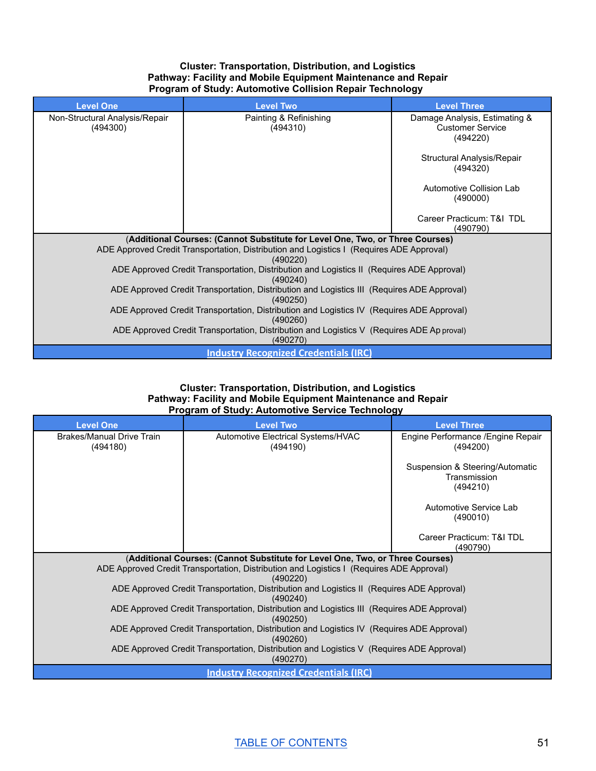**Cluster: Transportation, Distribution, and Logistics**
**Pathway: Facility and Mobile Equipment Maintenance and Repair**
**Program of Study: Automotive Collision Repair Technology**

| Level One | Level Two | Level Three |
|---|---|---|
| Non-Structural Analysis/Repair (494300) | Painting & Refinishing (494310) | Damage Analysis, Estimating & Customer Service (494220)<br><br>Structural Analysis/Repair (494320)<br><br>Automotive Collision Lab (490000)<br><br>Career Practicum: T&I TDL (490790) |
| (**Additional Courses: (Cannot Substitute for Level One, Two, or Three Courses)**<br>ADE Approved Credit Transportation, Distribution and Logistics I (Requires ADE Approval) (490220)<br>ADE Approved Credit Transportation, Distribution and Logistics II (Requires ADE Approval) (490240)<br>ADE Approved Credit Transportation, Distribution and Logistics III (Requires ADE Approval) (490250)<br>ADE Approved Credit Transportation, Distribution and Logistics IV (Requires ADE Approval) (490260)<br>ADE Approved Credit Transportation, Distribution and Logistics V (Requires ADE Approval) (490270) | | |
| Industry Recognized Credentials (IRC) | | |

**Cluster: Transportation, Distribution, and Logistics**
**Pathway: Facility and Mobile Equipment Maintenance and Repair**
**Program of Study: Automotive Service Technology**

| Level One | Level Two | Level Three |
|---|---|---|
| Brakes/Manual Drive Train (494180) | Automotive Electrical Systems/HVAC (494190) | Engine Performance /Engine Repair (494200)<br><br>Suspension & Steering/Automatic Transmission (494210)<br><br>Automotive Service Lab (490010)<br><br>Career Practicum: T&I TDL (490790) |
| (**Additional Courses: (Cannot Substitute for Level One, Two, or Three Courses)**<br>ADE Approved Credit Transportation, Distribution and Logistics I (Requires ADE Approval) (490220)<br>ADE Approved Credit Transportation, Distribution and Logistics II (Requires ADE Approval) (490240)<br>ADE Approved Credit Transportation, Distribution and Logistics III (Requires ADE Approval) (490250)<br>ADE Approved Credit Transportation, Distribution and Logistics IV (Requires ADE Approval) (490260)<br>ADE Approved Credit Transportation, Distribution and Logistics V (Requires ADE Approval) (490270) | | |
| Industry Recognized Credentials (IRC) | | |

TABLE OF CONTENTS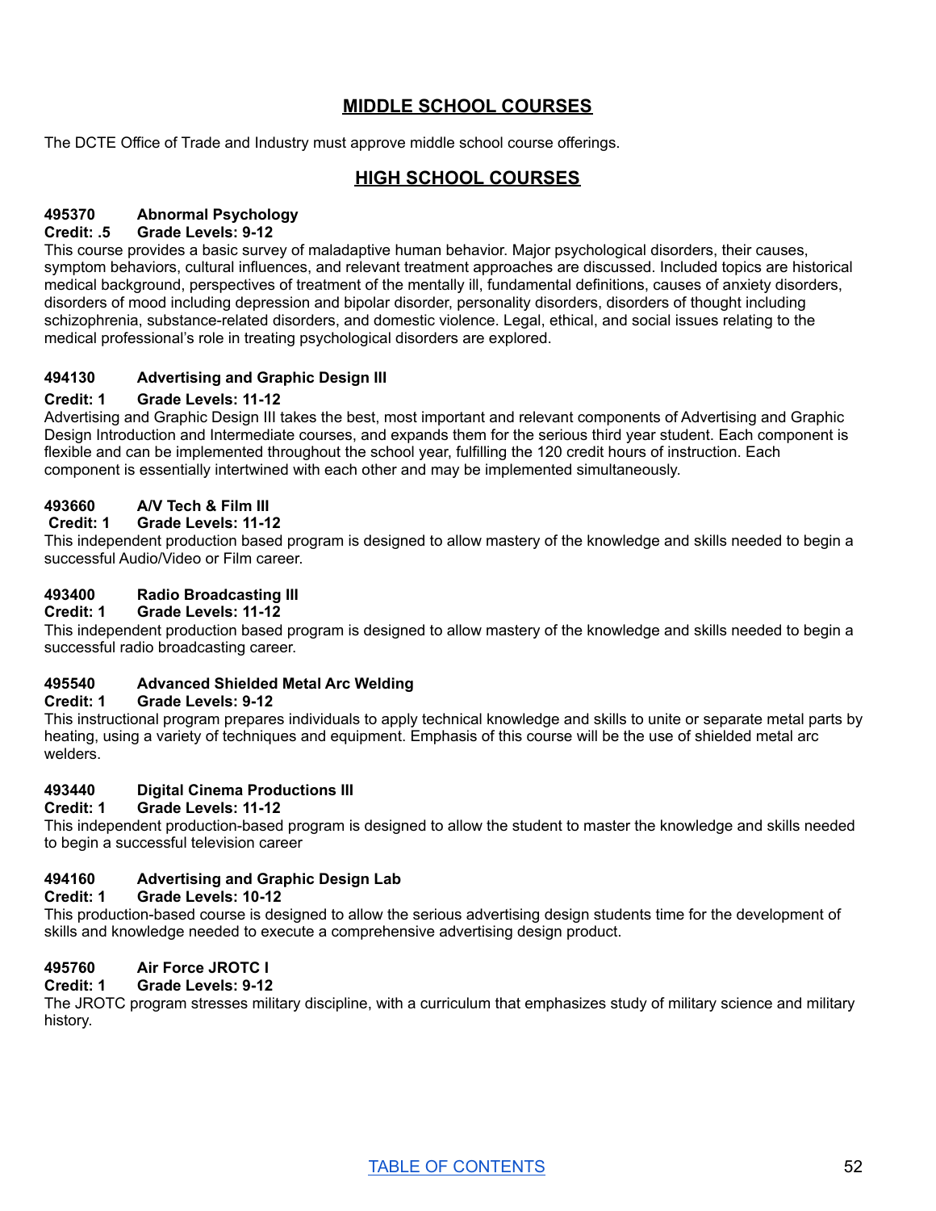## MIDDLE SCHOOL COURSES

The DCTE Office of Trade and Industry must approve middle school course offerings.

## HIGH SCHOOL COURSES

**495370 Abnormal Psychology**
**Credit: .5 Grade Levels: 9-12**
This course provides a basic survey of maladaptive human behavior. Major psychological disorders, their causes, symptom behaviors, cultural influences, and relevant treatment approaches are discussed. Included topics are historical medical background, perspectives of treatment of the mentally ill, fundamental definitions, causes of anxiety disorders, disorders of mood including depression and bipolar disorder, personality disorders, disorders of thought including schizophrenia, substance-related disorders, and domestic violence. Legal, ethical, and social issues relating to the medical professional's role in treating psychological disorders are explored.

**494130 Advertising and Graphic Design III**
**Credit: 1 Grade Levels: 11-12**
Advertising and Graphic Design III takes the best, most important and relevant components of Advertising and Graphic Design Introduction and Intermediate courses, and expands them for the serious third year student. Each component is flexible and can be implemented throughout the school year, fulfilling the 120 credit hours of instruction. Each component is essentially intertwined with each other and may be implemented simultaneously.

**493660 A/V Tech & Film III**
**Credit: 1 Grade Levels: 11-12**
This independent production based program is designed to allow mastery of the knowledge and skills needed to begin a successful Audio/Video or Film career.

**493400 Radio Broadcasting III**
**Credit: 1 Grade Levels: 11-12**
This independent production based program is designed to allow mastery of the knowledge and skills needed to begin a successful radio broadcasting career.

**495540 Advanced Shielded Metal Arc Welding**
**Credit: 1 Grade Levels: 9-12**
This instructional program prepares individuals to apply technical knowledge and skills to unite or separate metal parts by heating, using a variety of techniques and equipment. Emphasis of this course will be the use of shielded metal arc welders.

**493440 Digital Cinema Productions III**
**Credit: 1 Grade Levels: 11-12**
This independent production-based program is designed to allow the student to master the knowledge and skills needed to begin a successful television career

**494160 Advertising and Graphic Design Lab**
**Credit: 1 Grade Levels: 10-12**
This production-based course is designed to allow the serious advertising design students time for the development of skills and knowledge needed to execute a comprehensive advertising design product.

**495760 Air Force JROTC I**
**Credit: 1 Grade Levels: 9-12**
The JROTC program stresses military discipline, with a curriculum that emphasizes study of military science and military history.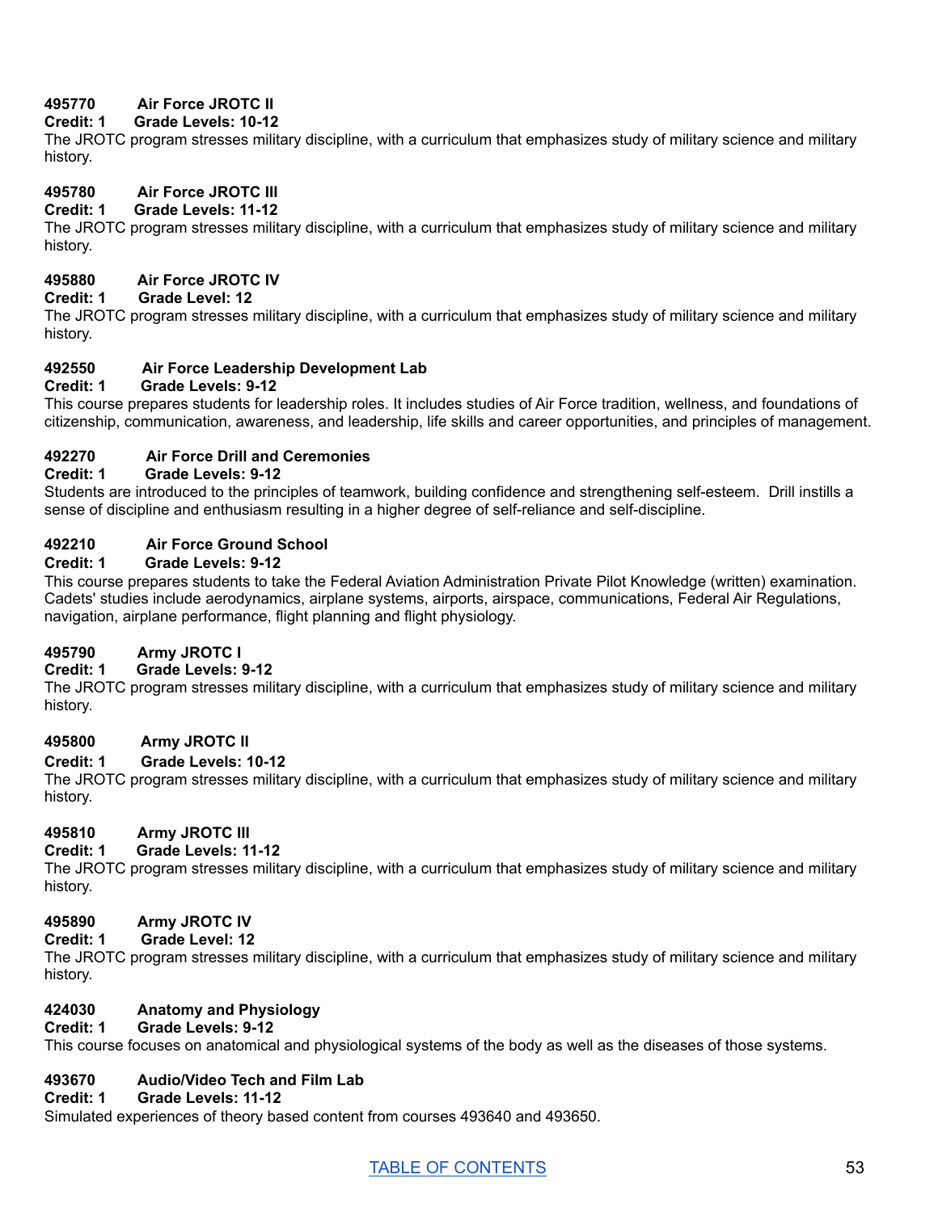**495770 Air Force JROTC II**
**Credit: 1 Grade Levels: 10-12**
The JROTC program stresses military discipline, with a curriculum that emphasizes study of military science and military history.

**495780 Air Force JROTC III**
**Credit: 1 Grade Levels: 11-12**
The JROTC program stresses military discipline, with a curriculum that emphasizes study of military science and military history.

**495880 Air Force JROTC IV**
**Credit: 1 Grade Level: 12**
The JROTC program stresses military discipline, with a curriculum that emphasizes study of military science and military history.

**492550 Air Force Leadership Development Lab**
**Credit: 1 Grade Levels: 9-12**
This course prepares students for leadership roles. It includes studies of Air Force tradition, wellness, and foundations of citizenship, communication, awareness, and leadership, life skills and career opportunities, and principles of management.

**492270 Air Force Drill and Ceremonies**
**Credit: 1 Grade Levels: 9-12**
Students are introduced to the principles of teamwork, building confidence and strengthening self-esteem. Drill instills a sense of discipline and enthusiasm resulting in a higher degree of self-reliance and self-discipline.

**492210 Air Force Ground School**
**Credit: 1 Grade Levels: 9-12**
This course prepares students to take the Federal Aviation Administration Private Pilot Knowledge (written) examination. Cadets' studies include aerodynamics, airplane systems, airports, airspace, communications, Federal Air Regulations, navigation, airplane performance, flight planning and flight physiology.

**495790 Army JROTC I**
**Credit: 1 Grade Levels: 9-12**
The JROTC program stresses military discipline, with a curriculum that emphasizes study of military science and military history.

**495800 Army JROTC II**
**Credit: 1 Grade Levels: 10-12**
The JROTC program stresses military discipline, with a curriculum that emphasizes study of military science and military history.

**495810 Army JROTC III**
**Credit: 1 Grade Levels: 11-12**
The JROTC program stresses military discipline, with a curriculum that emphasizes study of military science and military history.

**495890 Army JROTC IV**
**Credit: 1 Grade Level: 12**
The JROTC program stresses military discipline, with a curriculum that emphasizes study of military science and military history.

**424030 Anatomy and Physiology**
**Credit: 1 Grade Levels: 9-12**
This course focuses on anatomical and physiological systems of the body as well as the diseases of those systems.

**493670 Audio/Video Tech and Film Lab**
**Credit: 1 Grade Levels: 11-12**
Simulated experiences of theory based content from courses 493640 and 493650.

[TABLE OF CONTENTS]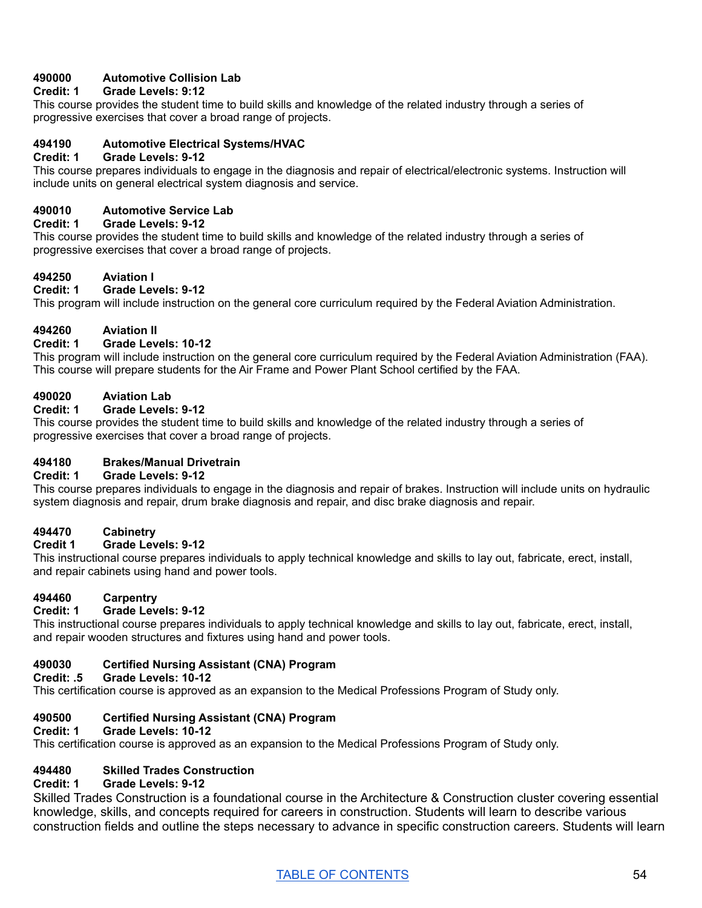**490000 Automotive Collision Lab**
**Credit: 1 Grade Levels: 9:12**
This course provides the student time to build skills and knowledge of the related industry through a series of progressive exercises that cover a broad range of projects.

**494190 Automotive Electrical Systems/HVAC**
**Credit: 1 Grade Levels: 9-12**
This course prepares individuals to engage in the diagnosis and repair of electrical/electronic systems. Instruction will include units on general electrical system diagnosis and service.

**490010 Automotive Service Lab**
**Credit: 1 Grade Levels: 9-12**
This course provides the student time to build skills and knowledge of the related industry through a series of progressive exercises that cover a broad range of projects.

**494250 Aviation I**
**Credit: 1 Grade Levels: 9-12**
This program will include instruction on the general core curriculum required by the Federal Aviation Administration.

**494260 Aviation II**
**Credit: 1 Grade Levels: 10-12**
This program will include instruction on the general core curriculum required by the Federal Aviation Administration (FAA). This course will prepare students for the Air Frame and Power Plant School certified by the FAA.

**490020 Aviation Lab**
**Credit: 1 Grade Levels: 9-12**
This course provides the student time to build skills and knowledge of the related industry through a series of progressive exercises that cover a broad range of projects.

**494180 Brakes/Manual Drivetrain**
**Credit: 1 Grade Levels: 9-12**
This course prepares individuals to engage in the diagnosis and repair of brakes. Instruction will include units on hydraulic system diagnosis and repair, drum brake diagnosis and repair, and disc brake diagnosis and repair.

**494470 Cabinetry**
**Credit 1 Grade Levels: 9-12**
This instructional course prepares individuals to apply technical knowledge and skills to lay out, fabricate, erect, install, and repair cabinets using hand and power tools.

**494460 Carpentry**
**Credit: 1 Grade Levels: 9-12**
This instructional course prepares individuals to apply technical knowledge and skills to lay out, fabricate, erect, install, and repair wooden structures and fixtures using hand and power tools.

**490030 Certified Nursing Assistant (CNA) Program**
**Credit: .5 Grade Levels: 10-12**
This certification course is approved as an expansion to the Medical Professions Program of Study only.

**490500 Certified Nursing Assistant (CNA) Program**
**Credit: 1 Grade Levels: 10-12**
This certification course is approved as an expansion to the Medical Professions Program of Study only.

**494480 Skilled Trades Construction**
**Credit: 1 Grade Levels: 9-12**
Skilled Trades Construction is a foundational course in the Architecture & Construction cluster covering essential knowledge, skills, and concepts required for careers in construction. Students will learn to describe various construction fields and outline the steps necessary to advance in specific construction careers. Students will learn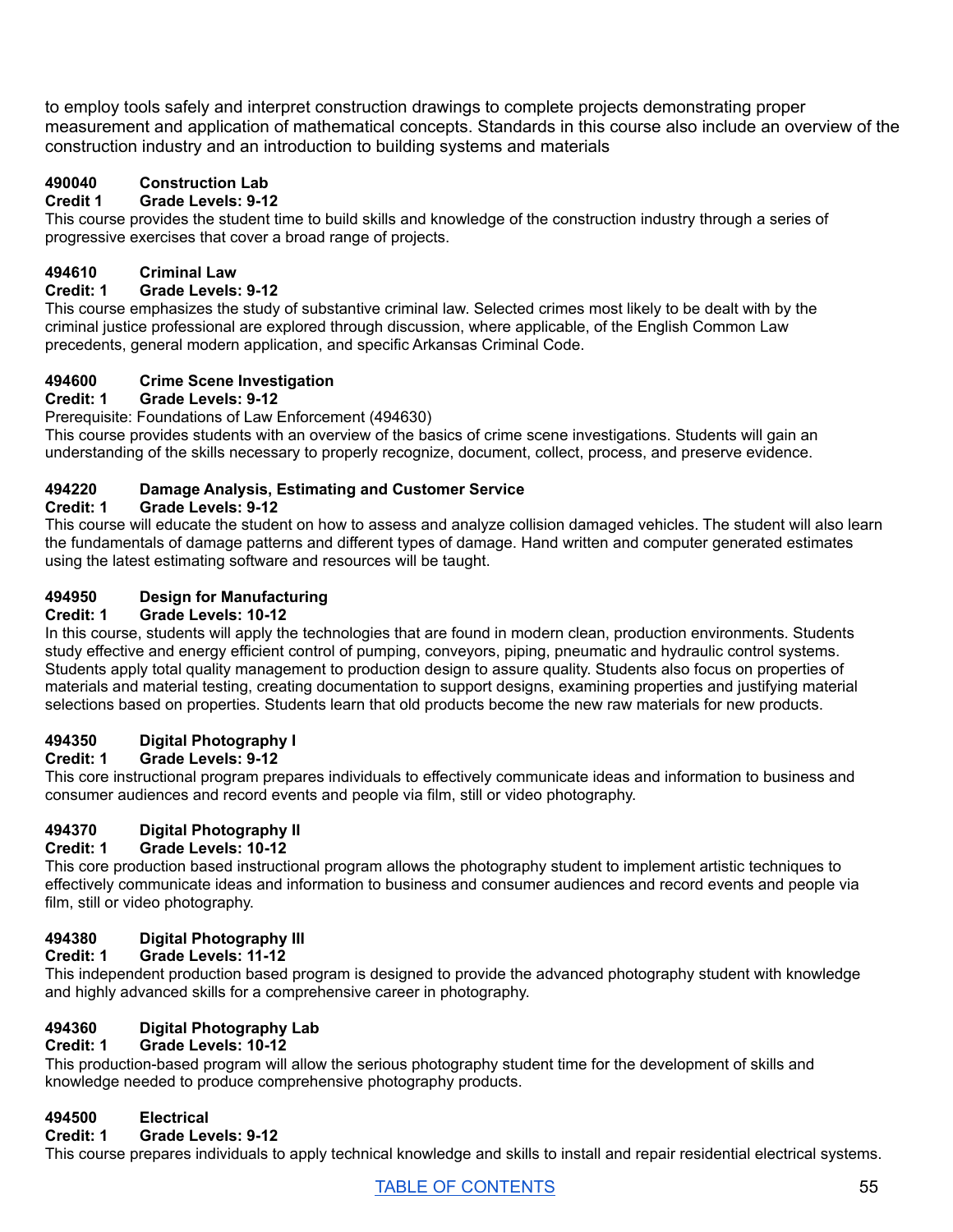to employ tools safely and interpret construction drawings to complete projects demonstrating proper measurement and application of mathematical concepts. Standards in this course also include an overview of the construction industry and an introduction to building systems and materials

**490040 Construction Lab**
**Credit 1 Grade Levels: 9-12**
This course provides the student time to build skills and knowledge of the construction industry through a series of progressive exercises that cover a broad range of projects.

**494610 Criminal Law**
**Credit: 1 Grade Levels: 9-12**
This course emphasizes the study of substantive criminal law. Selected crimes most likely to be dealt with by the criminal justice professional are explored through discussion, where applicable, of the English Common Law precedents, general modern application, and specific Arkansas Criminal Code.

**494600 Crime Scene Investigation**
**Credit: 1 Grade Levels: 9-12**
Prerequisite: Foundations of Law Enforcement (494630)
This course provides students with an overview of the basics of crime scene investigations. Students will gain an understanding of the skills necessary to properly recognize, document, collect, process, and preserve evidence.

**494220 Damage Analysis, Estimating and Customer Service**
**Credit: 1 Grade Levels: 9-12**
This course will educate the student on how to assess and analyze collision damaged vehicles. The student will also learn the fundamentals of damage patterns and different types of damage. Hand written and computer generated estimates using the latest estimating software and resources will be taught.

**494950 Design for Manufacturing**
**Credit: 1 Grade Levels: 10-12**
In this course, students will apply the technologies that are found in modern clean, production environments. Students study effective and energy efficient control of pumping, conveyors, piping, pneumatic and hydraulic control systems. Students apply total quality management to production design to assure quality. Students also focus on properties of materials and material testing, creating documentation to support designs, examining properties and justifying material selections based on properties. Students learn that old products become the new raw materials for new products.

**494350 Digital Photography I**
**Credit: 1 Grade Levels: 9-12**
This core instructional program prepares individuals to effectively communicate ideas and information to business and consumer audiences and record events and people via film, still or video photography.

**494370 Digital Photography II**
**Credit: 1 Grade Levels: 10-12**
This core production based instructional program allows the photography student to implement artistic techniques to effectively communicate ideas and information to business and consumer audiences and record events and people via film, still or video photography.

**494380 Digital Photography III**
**Credit: 1 Grade Levels: 11-12**
This independent production based program is designed to provide the advanced photography student with knowledge and highly advanced skills for a comprehensive career in photography.

**494360 Digital Photography Lab**
**Credit: 1 Grade Levels: 10-12**
This production-based program will allow the serious photography student time for the development of skills and knowledge needed to produce comprehensive photography products.

**494500 Electrical**
**Credit: 1 Grade Levels: 9-12**
This course prepares individuals to apply technical knowledge and skills to install and repair residential electrical systems.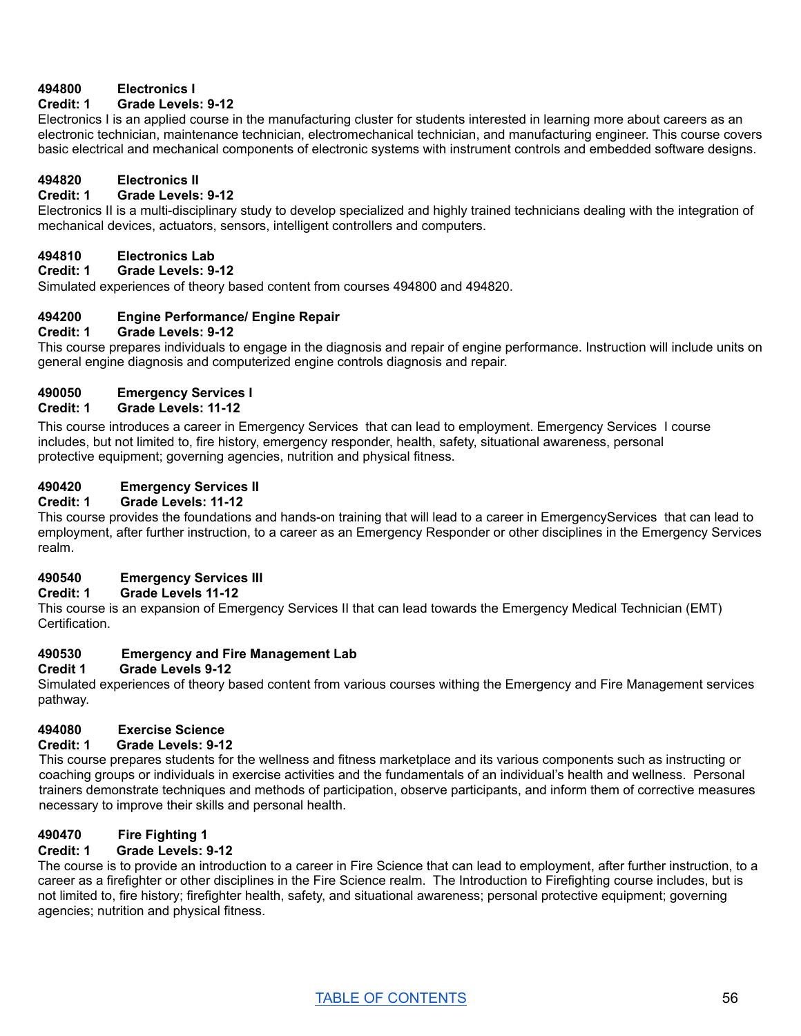**494800 Electronics I**
**Credit: 1 Grade Levels: 9-12**

Electronics I is an applied course in the manufacturing cluster for students interested in learning more about careers as an electronic technician, maintenance technician, electromechanical technician, and manufacturing engineer. This course covers basic electrical and mechanical components of electronic systems with instrument controls and embedded software designs.

**494820 Electronics II**
**Credit: 1 Grade Levels: 9-12**

Electronics II is a multi-disciplinary study to develop specialized and highly trained technicians dealing with the integration of mechanical devices, actuators, sensors, intelligent controllers and computers.

**494810 Electronics Lab**
**Credit: 1 Grade Levels: 9-12**

Simulated experiences of theory based content from courses 494800 and 494820.

**494200 Engine Performance/ Engine Repair**
**Credit: 1 Grade Levels: 9-12**

This course prepares individuals to engage in the diagnosis and repair of engine performance. Instruction will include units on general engine diagnosis and computerized engine controls diagnosis and repair.

**490050 Emergency Services I**
**Credit: 1 Grade Levels: 11-12**

This course introduces a career in Emergency Services that can lead to employment. Emergency Services I course includes, but not limited to, fire history, emergency responder, health, safety, situational awareness, personal protective equipment; governing agencies, nutrition and physical fitness.

**490420 Emergency Services II**
**Credit: 1 Grade Levels: 11-12**

This course provides the foundations and hands-on training that will lead to a career in EmergencyServices that can lead to employment, after further instruction, to a career as an Emergency Responder or other disciplines in the Emergency Services realm.

**490540 Emergency Services III**
**Credit: 1 Grade Levels 11-12**

This course is an expansion of Emergency Services II that can lead towards the Emergency Medical Technician (EMT) Certification.

**490530 Emergency and Fire Management Lab**
**Credit 1 Grade Levels 9-12**

Simulated experiences of theory based content from various courses withing the Emergency and Fire Management services pathway.

**494080 Exercise Science**
**Credit: 1 Grade Levels: 9-12**

This course prepares students for the wellness and fitness marketplace and its various components such as instructing or coaching groups or individuals in exercise activities and the fundamentals of an individual's health and wellness. Personal trainers demonstrate techniques and methods of participation, observe participants, and inform them of corrective measures necessary to improve their skills and personal health.

**490470 Fire Fighting 1**
**Credit: 1 Grade Levels: 9-12**

The course is to provide an introduction to a career in Fire Science that can lead to employment, after further instruction, to a career as a firefighter or other disciplines in the Fire Science realm. The Introduction to Firefighting course includes, but is not limited to, fire history; firefighter health, safety, and situational awareness; personal protective equipment; governing agencies; nutrition and physical fitness.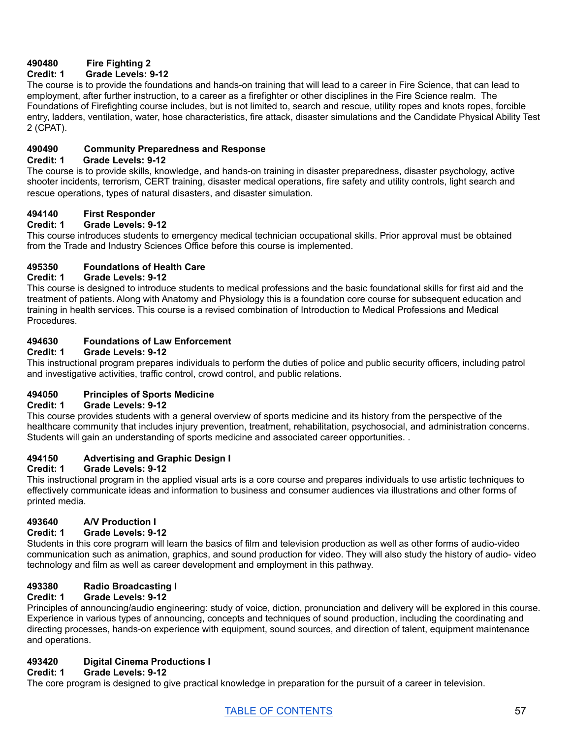**490480 Fire Fighting 2**
**Credit: 1 Grade Levels: 9-12**
The course is to provide the foundations and hands-on training that will lead to a career in Fire Science, that can lead to employment, after further instruction, to a career as a firefighter or other disciplines in the Fire Science realm. The Foundations of Firefighting course includes, but is not limited to, search and rescue, utility ropes and knots ropes, forcible entry, ladders, ventilation, water, hose characteristics, fire attack, disaster simulations and the Candidate Physical Ability Test 2 (CPAT).

**490490 Community Preparedness and Response**
**Credit: 1 Grade Levels: 9-12**
The course is to provide skills, knowledge, and hands-on training in disaster preparedness, disaster psychology, active shooter incidents, terrorism, CERT training, disaster medical operations, fire safety and utility controls, light search and rescue operations, types of natural disasters, and disaster simulation.

**494140 First Responder**
**Credit: 1 Grade Levels: 9-12**
This course introduces students to emergency medical technician occupational skills. Prior approval must be obtained from the Trade and Industry Sciences Office before this course is implemented.

**495350 Foundations of Health Care**
**Credit: 1 Grade Levels: 9-12**
This course is designed to introduce students to medical professions and the basic foundational skills for first aid and the treatment of patients. Along with Anatomy and Physiology this is a foundation core course for subsequent education and training in health services. This course is a revised combination of Introduction to Medical Professions and Medical Procedures.

**494630 Foundations of Law Enforcement**
**Credit: 1 Grade Levels: 9-12**
This instructional program prepares individuals to perform the duties of police and public security officers, including patrol and investigative activities, traffic control, crowd control, and public relations.

**494050 Principles of Sports Medicine**
**Credit: 1 Grade Levels: 9-12**
This course provides students with a general overview of sports medicine and its history from the perspective of the healthcare community that includes injury prevention, treatment, rehabilitation, psychosocial, and administration concerns. Students will gain an understanding of sports medicine and associated career opportunities. .

**494150 Advertising and Graphic Design I**
**Credit: 1 Grade Levels: 9-12**
This instructional program in the applied visual arts is a core course and prepares individuals to use artistic techniques to effectively communicate ideas and information to business and consumer audiences via illustrations and other forms of printed media.

**493640 A/V Production I**
**Credit: 1 Grade Levels: 9-12**
Students in this core program will learn the basics of film and television production as well as other forms of audio-video communication such as animation, graphics, and sound production for video. They will also study the history of audio- video technology and film as well as career development and employment in this pathway.

**493380 Radio Broadcasting I**
**Credit: 1 Grade Levels: 9-12**
Principles of announcing/audio engineering: study of voice, diction, pronunciation and delivery will be explored in this course. Experience in various types of announcing, concepts and techniques of sound production, including the coordinating and directing processes, hands-on experience with equipment, sound sources, and direction of talent, equipment maintenance and operations.

**493420 Digital Cinema Productions I**
**Credit: 1 Grade Levels: 9-12**
The core program is designed to give practical knowledge in preparation for the pursuit of a career in television.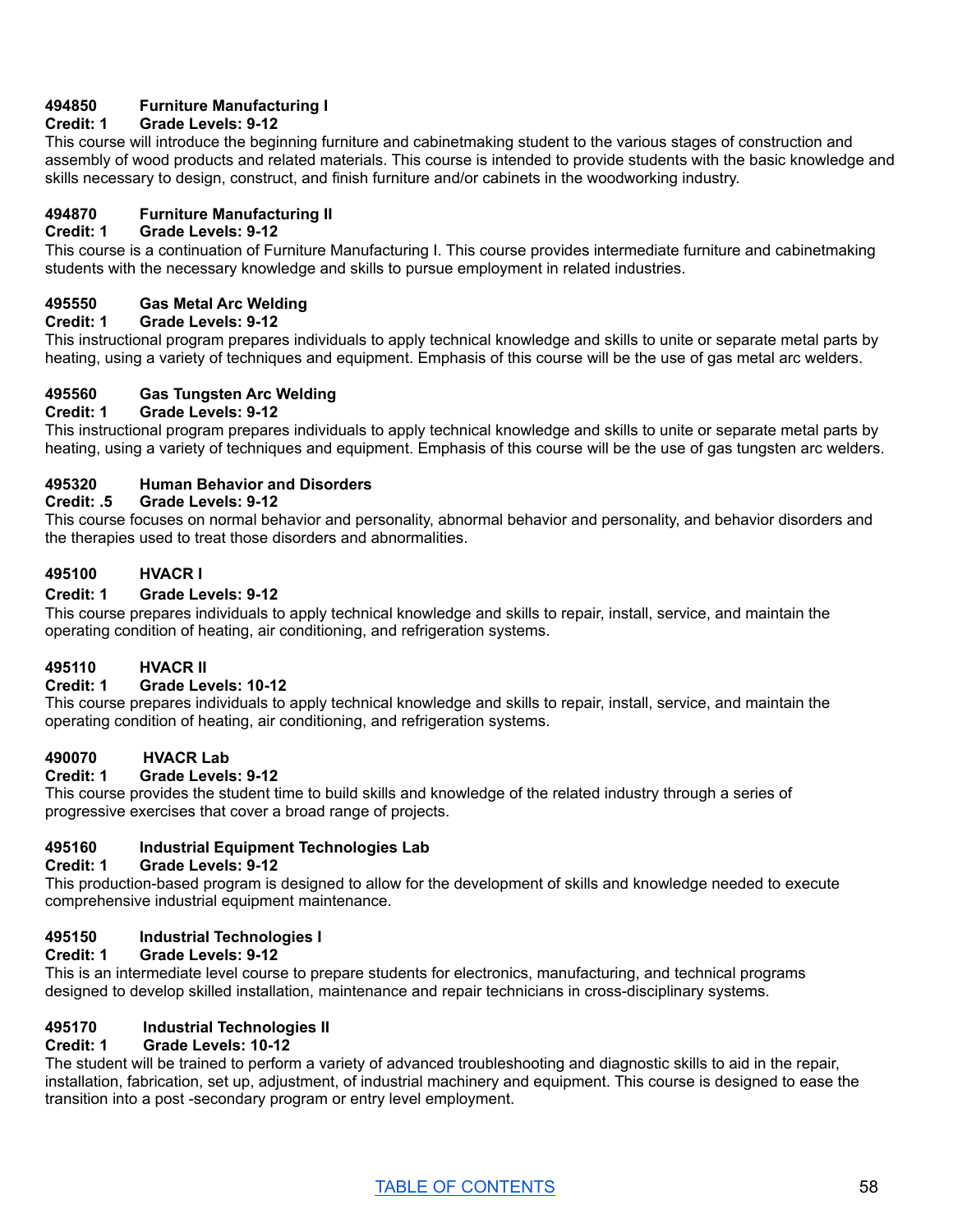**494850 Furniture Manufacturing I**
**Credit: 1 Grade Levels: 9-12**

This course will introduce the beginning furniture and cabinetmaking student to the various stages of construction and assembly of wood products and related materials. This course is intended to provide students with the basic knowledge and skills necessary to design, construct, and finish furniture and/or cabinets in the woodworking industry.

**494870 Furniture Manufacturing II**
**Credit: 1 Grade Levels: 9-12**

This course is a continuation of Furniture Manufacturing I. This course provides intermediate furniture and cabinetmaking students with the necessary knowledge and skills to pursue employment in related industries.

**495550 Gas Metal Arc Welding**
**Credit: 1 Grade Levels: 9-12**

This instructional program prepares individuals to apply technical knowledge and skills to unite or separate metal parts by heating, using a variety of techniques and equipment. Emphasis of this course will be the use of gas metal arc welders.

**495560 Gas Tungsten Arc Welding**
**Credit: 1 Grade Levels: 9-12**

This instructional program prepares individuals to apply technical knowledge and skills to unite or separate metal parts by heating, using a variety of techniques and equipment. Emphasis of this course will be the use of gas tungsten arc welders.

**495320 Human Behavior and Disorders**
**Credit: .5 Grade Levels: 9-12**

This course focuses on normal behavior and personality, abnormal behavior and personality, and behavior disorders and the therapies used to treat those disorders and abnormalities.

**495100 HVACR I**
**Credit: 1 Grade Levels: 9-12**

This course prepares individuals to apply technical knowledge and skills to repair, install, service, and maintain the operating condition of heating, air conditioning, and refrigeration systems.

**495110 HVACR II**
**Credit: 1 Grade Levels: 10-12**

This course prepares individuals to apply technical knowledge and skills to repair, install, service, and maintain the operating condition of heating, air conditioning, and refrigeration systems.

**490070 HVACR Lab**
**Credit: 1 Grade Levels: 9-12**

This course provides the student time to build skills and knowledge of the related industry through a series of progressive exercises that cover a broad range of projects.

**495160 Industrial Equipment Technologies Lab**
**Credit: 1 Grade Levels: 9-12**

This production-based program is designed to allow for the development of skills and knowledge needed to execute comprehensive industrial equipment maintenance.

**495150 Industrial Technologies I**
**Credit: 1 Grade Levels: 9-12**

This is an intermediate level course to prepare students for electronics, manufacturing, and technical programs designed to develop skilled installation, maintenance and repair technicians in cross-disciplinary systems.

**495170 Industrial Technologies II**
**Credit: 1 Grade Levels: 10-12**

The student will be trained to perform a variety of advanced troubleshooting and diagnostic skills to aid in the repair, installation, fabrication, set up, adjustment, of industrial machinery and equipment. This course is designed to ease the transition into a post -secondary program or entry level employment.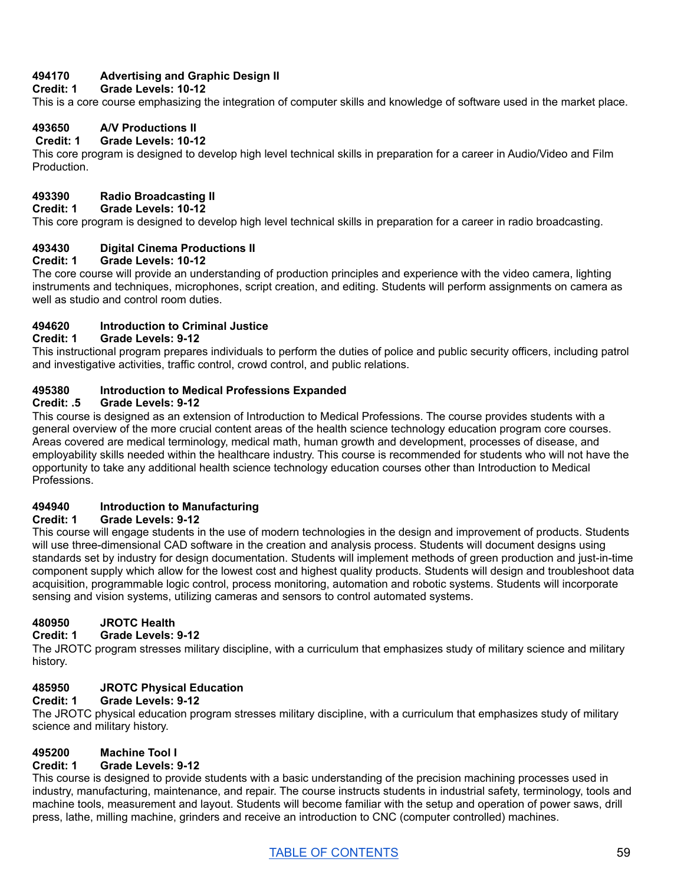**494170 Advertising and Graphic Design II**
**Credit: 1 Grade Levels: 10-12**
This is a core course emphasizing the integration of computer skills and knowledge of software used in the market place.

**493650 A/V Productions II**
**Credit: 1 Grade Levels: 10-12**
This core program is designed to develop high level technical skills in preparation for a career in Audio/Video and Film Production.

**493390 Radio Broadcasting II**
**Credit: 1 Grade Levels: 10-12**
This core program is designed to develop high level technical skills in preparation for a career in radio broadcasting.

**493430 Digital Cinema Productions II**
**Credit: 1 Grade Levels: 10-12**
The core course will provide an understanding of production principles and experience with the video camera, lighting instruments and techniques, microphones, script creation, and editing. Students will perform assignments on camera as well as studio and control room duties.

**494620 Introduction to Criminal Justice**
**Credit: 1 Grade Levels: 9-12**
This instructional program prepares individuals to perform the duties of police and public security officers, including patrol and investigative activities, traffic control, crowd control, and public relations.

**495380 Introduction to Medical Professions Expanded**
**Credit: .5 Grade Levels: 9-12**
This course is designed as an extension of Introduction to Medical Professions. The course provides students with a general overview of the more crucial content areas of the health science technology education program core courses. Areas covered are medical terminology, medical math, human growth and development, processes of disease, and employability skills needed within the healthcare industry. This course is recommended for students who will not have the opportunity to take any additional health science technology education courses other than Introduction to Medical Professions.

**494940 Introduction to Manufacturing**
**Credit: 1 Grade Levels: 9-12**
This course will engage students in the use of modern technologies in the design and improvement of products. Students will use three-dimensional CAD software in the creation and analysis process. Students will document designs using standards set by industry for design documentation. Students will implement methods of green production and just-in-time component supply which allow for the lowest cost and highest quality products. Students will design and troubleshoot data acquisition, programmable logic control, process monitoring, automation and robotic systems. Students will incorporate sensing and vision systems, utilizing cameras and sensors to control automated systems.

**480950 JROTC Health**
**Credit: 1 Grade Levels: 9-12**
The JROTC program stresses military discipline, with a curriculum that emphasizes study of military science and military history.

**485950 JROTC Physical Education**
**Credit: 1 Grade Levels: 9-12**
The JROTC physical education program stresses military discipline, with a curriculum that emphasizes study of military science and military history.

**495200 Machine Tool I**
**Credit: 1 Grade Levels: 9-12**
This course is designed to provide students with a basic understanding of the precision machining processes used in industry, manufacturing, maintenance, and repair. The course instructs students in industrial safety, terminology, tools and machine tools, measurement and layout. Students will become familiar with the setup and operation of power saws, drill press, lathe, milling machine, grinders and receive an introduction to CNC (computer controlled) machines.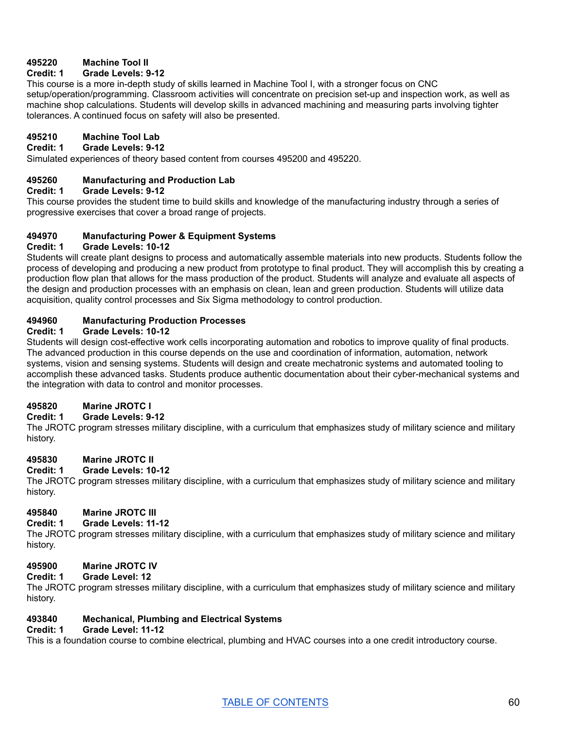**495220 Machine Tool II**
**Credit: 1 Grade Levels: 9-12**
This course is a more in-depth study of skills learned in Machine Tool I, with a stronger focus on CNC setup/operation/programming. Classroom activities will concentrate on precision set-up and inspection work, as well as machine shop calculations. Students will develop skills in advanced machining and measuring parts involving tighter tolerances. A continued focus on safety will also be presented.

**495210 Machine Tool Lab**
**Credit: 1 Grade Levels: 9-12**
Simulated experiences of theory based content from courses 495200 and 495220.

**495260 Manufacturing and Production Lab**
**Credit: 1 Grade Levels: 9-12**
This course provides the student time to build skills and knowledge of the manufacturing industry through a series of progressive exercises that cover a broad range of projects.

**494970 Manufacturing Power & Equipment Systems**
**Credit: 1 Grade Levels: 10-12**
Students will create plant designs to process and automatically assemble materials into new products. Students follow the process of developing and producing a new product from prototype to final product. They will accomplish this by creating a production flow plan that allows for the mass production of the product. Students will analyze and evaluate all aspects of the design and production processes with an emphasis on clean, lean and green production. Students will utilize data acquisition, quality control processes and Six Sigma methodology to control production.

**494960 Manufacturing Production Processes**
**Credit: 1 Grade Levels: 10-12**
Students will design cost-effective work cells incorporating automation and robotics to improve quality of final products. The advanced production in this course depends on the use and coordination of information, automation, network systems, vision and sensing systems. Students will design and create mechatronic systems and automated tooling to accomplish these advanced tasks. Students produce authentic documentation about their cyber-mechanical systems and the integration with data to control and monitor processes.

**495820 Marine JROTC I**
**Credit: 1 Grade Levels: 9-12**
The JROTC program stresses military discipline, with a curriculum that emphasizes study of military science and military history.

**495830 Marine JROTC II**
**Credit: 1 Grade Levels: 10-12**
The JROTC program stresses military discipline, with a curriculum that emphasizes study of military science and military history.

**495840 Marine JROTC III**
**Credit: 1 Grade Levels: 11-12**
The JROTC program stresses military discipline, with a curriculum that emphasizes study of military science and military history.

**495900 Marine JROTC IV**
**Credit: 1 Grade Level: 12**
The JROTC program stresses military discipline, with a curriculum that emphasizes study of military science and military history.

**493840 Mechanical, Plumbing and Electrical Systems**
**Credit: 1 Grade Level: 11-12**
This is a foundation course to combine electrical, plumbing and HVAC courses into a one credit introductory course.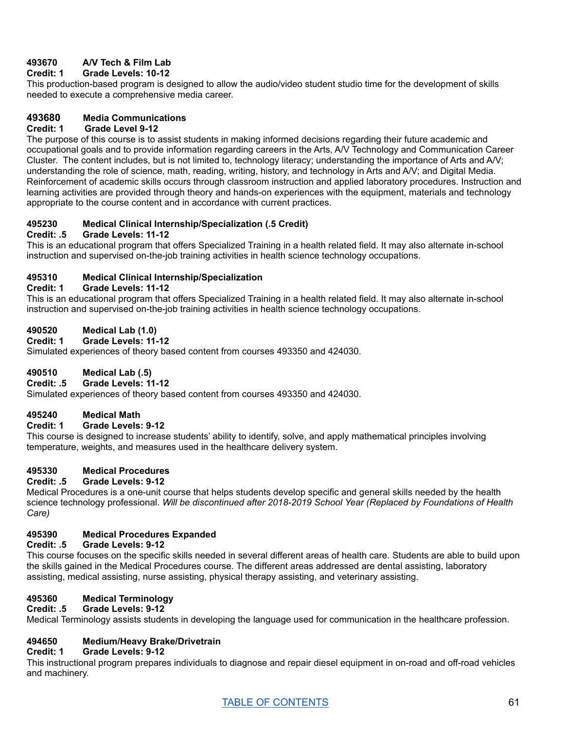**493670 A/V Tech & Film Lab**
**Credit: 1 Grade Levels: 10-12**
This production-based program is designed to allow the audio/video student studio time for the development of skills needed to execute a comprehensive media career.

**493680 Media Communications**
**Credit: 1 Grade Level 9-12**
The purpose of this course is to assist students in making informed decisions regarding their future academic and occupational goals and to provide information regarding careers in the Arts, A/V Technology and Communication Career Cluster. The content includes, but is not limited to, technology literacy; understanding the importance of Arts and A/V; understanding the role of science, math, reading, writing, history, and technology in Arts and A/V; and Digital Media. Reinforcement of academic skills occurs through classroom instruction and applied laboratory procedures. Instruction and learning activities are provided through theory and hands-on experiences with the equipment, materials and technology appropriate to the course content and in accordance with current practices.

**495230 Medical Clinical Internship/Specialization (.5 Credit)**
**Credit: .5 Grade Levels: 11-12**
This is an educational program that offers Specialized Training in a health related field. It may also alternate in-school instruction and supervised on-the-job training activities in health science technology occupations.

**495310 Medical Clinical Internship/Specialization**
**Credit: 1 Grade Levels: 11-12**
This is an educational program that offers Specialized Training in a health related field. It may also alternate in-school instruction and supervised on-the-job training activities in health science technology occupations.

**490520 Medical Lab (1.0)**
**Credit: 1 Grade Levels: 11-12**
Simulated experiences of theory based content from courses 493350 and 424030.

**490510 Medical Lab (.5)**
**Credit: .5 Grade Levels: 11-12**
Simulated experiences of theory based content from courses 493350 and 424030.

**495240 Medical Math**
**Credit: 1 Grade Levels: 9-12**
This course is designed to increase students' ability to identify, solve, and apply mathematical principles involving temperature, weights, and measures used in the healthcare delivery system.

**495330 Medical Procedures**
**Credit: .5 Grade Levels: 9-12**
Medical Procedures is a one-unit course that helps students develop specific and general skills needed by the health science technology professional. *Will be discontinued after 2018-2019 School Year (Replaced by Foundations of Health Care)*

**495390 Medical Procedures Expanded**
**Credit: .5 Grade Levels: 9-12**
This course focuses on the specific skills needed in several different areas of health care. Students are able to build upon the skills gained in the Medical Procedures course. The different areas addressed are dental assisting, laboratory assisting, medical assisting, nurse assisting, physical therapy assisting, and veterinary assisting.

**495360 Medical Terminology**
**Credit: .5 Grade Levels: 9-12**
Medical Terminology assists students in developing the language used for communication in the healthcare profession.

**494650 Medium/Heavy Brake/Drivetrain**
**Credit: 1 Grade Levels: 9-12**
This instructional program prepares individuals to diagnose and repair diesel equipment in on-road and off-road vehicles and machinery.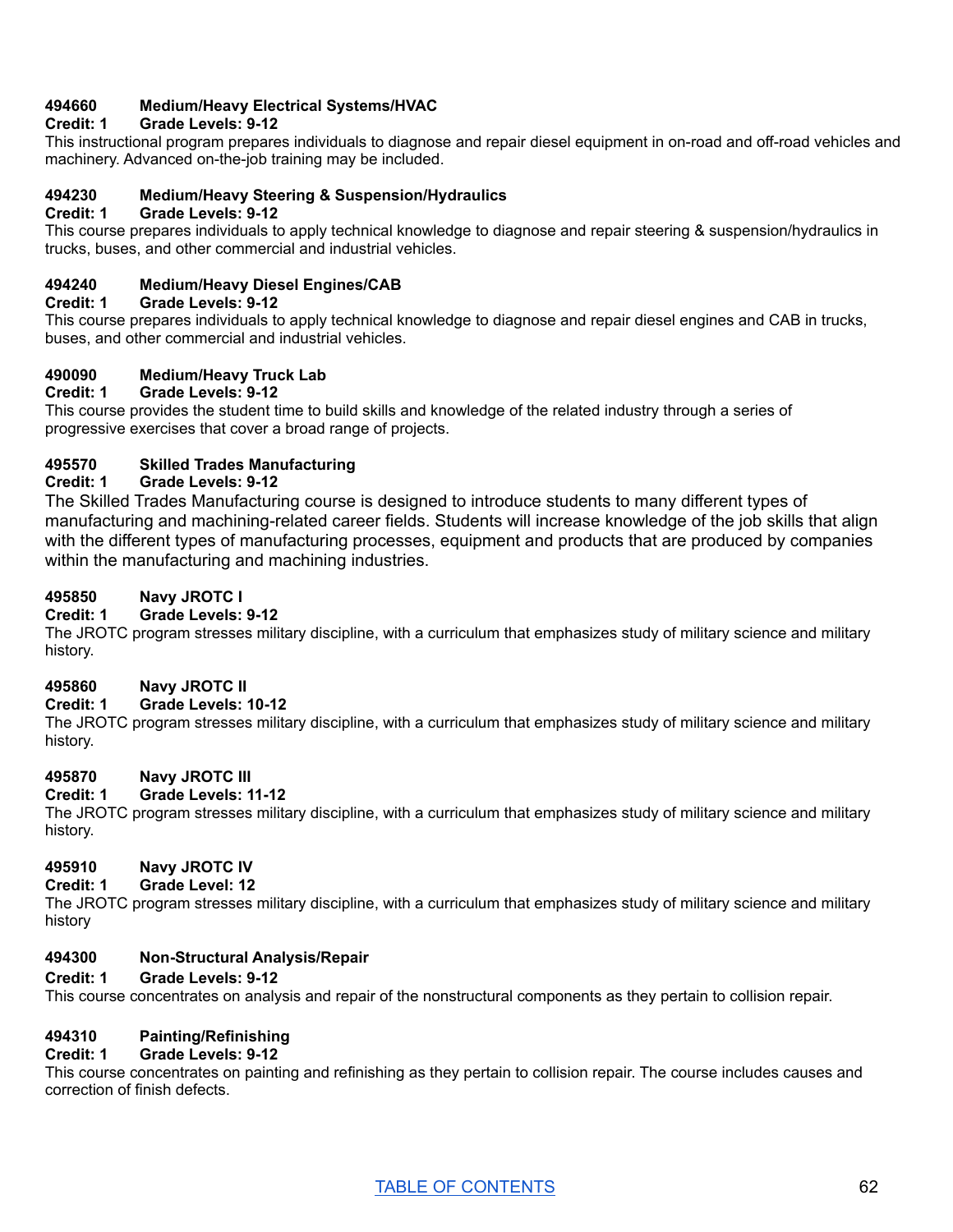**494660 Medium/Heavy Electrical Systems/HVAC**
**Credit: 1 Grade Levels: 9-12**
This instructional program prepares individuals to diagnose and repair diesel equipment in on-road and off-road vehicles and machinery. Advanced on-the-job training may be included.

**494230 Medium/Heavy Steering & Suspension/Hydraulics**
**Credit: 1 Grade Levels: 9-12**
This course prepares individuals to apply technical knowledge to diagnose and repair steering & suspension/hydraulics in trucks, buses, and other commercial and industrial vehicles.

**494240 Medium/Heavy Diesel Engines/CAB**
**Credit: 1 Grade Levels: 9-12**
This course prepares individuals to apply technical knowledge to diagnose and repair diesel engines and CAB in trucks, buses, and other commercial and industrial vehicles.

**490090 Medium/Heavy Truck Lab**
**Credit: 1 Grade Levels: 9-12**
This course provides the student time to build skills and knowledge of the related industry through a series of progressive exercises that cover a broad range of projects.

**495570 Skilled Trades Manufacturing**
**Credit: 1 Grade Levels: 9-12**
The Skilled Trades Manufacturing course is designed to introduce students to many different types of manufacturing and machining-related career fields. Students will increase knowledge of the job skills that align with the different types of manufacturing processes, equipment and products that are produced by companies within the manufacturing and machining industries.

**495850 Navy JROTC I**
**Credit: 1 Grade Levels: 9-12**
The JROTC program stresses military discipline, with a curriculum that emphasizes study of military science and military history.

**495860 Navy JROTC II**
**Credit: 1 Grade Levels: 10-12**
The JROTC program stresses military discipline, with a curriculum that emphasizes study of military science and military history.

**495870 Navy JROTC III**
**Credit: 1 Grade Levels: 11-12**
The JROTC program stresses military discipline, with a curriculum that emphasizes study of military science and military history.

**495910 Navy JROTC IV**
**Credit: 1 Grade Level: 12**
The JROTC program stresses military discipline, with a curriculum that emphasizes study of military science and military history

**494300 Non-Structural Analysis/Repair**
**Credit: 1 Grade Levels: 9-12**
This course concentrates on analysis and repair of the nonstructural components as they pertain to collision repair.

**494310 Painting/Refinishing**
**Credit: 1 Grade Levels: 9-12**
This course concentrates on painting and refinishing as they pertain to collision repair. The course includes causes and correction of finish defects.

TABLE OF CONTENTS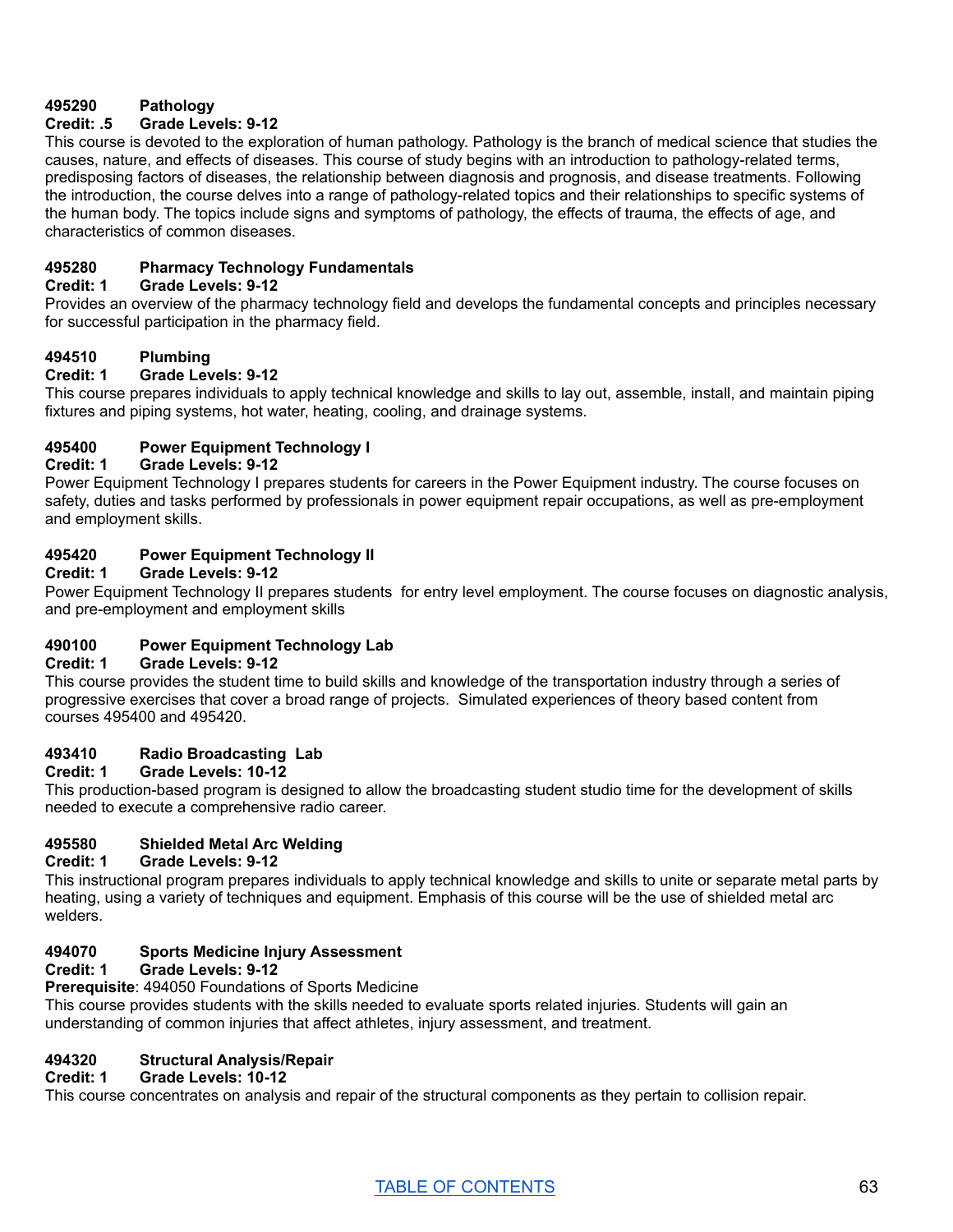**495290 Pathology**
**Credit: .5 Grade Levels: 9-12**
This course is devoted to the exploration of human pathology. Pathology is the branch of medical science that studies the causes, nature, and effects of diseases. This course of study begins with an introduction to pathology-related terms, predisposing factors of diseases, the relationship between diagnosis and prognosis, and disease treatments. Following the introduction, the course delves into a range of pathology-related topics and their relationships to specific systems of the human body. The topics include signs and symptoms of pathology, the effects of trauma, the effects of age, and characteristics of common diseases.

**495280 Pharmacy Technology Fundamentals**
**Credit: 1 Grade Levels: 9-12**
Provides an overview of the pharmacy technology field and develops the fundamental concepts and principles necessary for successful participation in the pharmacy field.

**494510 Plumbing**
**Credit: 1 Grade Levels: 9-12**
This course prepares individuals to apply technical knowledge and skills to lay out, assemble, install, and maintain piping fixtures and piping systems, hot water, heating, cooling, and drainage systems.

**495400 Power Equipment Technology I**
**Credit: 1 Grade Levels: 9-12**
Power Equipment Technology I prepares students for careers in the Power Equipment industry. The course focuses on safety, duties and tasks performed by professionals in power equipment repair occupations, as well as pre-employment and employment skills.

**495420 Power Equipment Technology II**
**Credit: 1 Grade Levels: 9-12**
Power Equipment Technology II prepares students for entry level employment. The course focuses on diagnostic analysis, and pre-employment and employment skills

**490100 Power Equipment Technology Lab**
**Credit: 1 Grade Levels: 9-12**
This course provides the student time to build skills and knowledge of the transportation industry through a series of progressive exercises that cover a broad range of projects. Simulated experiences of theory based content from courses 495400 and 495420.

**493410 Radio Broadcasting Lab**
**Credit: 1 Grade Levels: 10-12**
This production-based program is designed to allow the broadcasting student studio time for the development of skills needed to execute a comprehensive radio career.

**495580 Shielded Metal Arc Welding**
**Credit: 1 Grade Levels: 9-12**
This instructional program prepares individuals to apply technical knowledge and skills to unite or separate metal parts by heating, using a variety of techniques and equipment. Emphasis of this course will be the use of shielded metal arc welders.

**494070 Sports Medicine Injury Assessment**
**Credit: 1 Grade Levels: 9-12**
**Prerequisite**: 494050 Foundations of Sports Medicine
This course provides students with the skills needed to evaluate sports related injuries. Students will gain an understanding of common injuries that affect athletes, injury assessment, and treatment.

**494320 Structural Analysis/Repair**
**Credit: 1 Grade Levels: 10-12**
This course concentrates on analysis and repair of the structural components as they pertain to collision repair.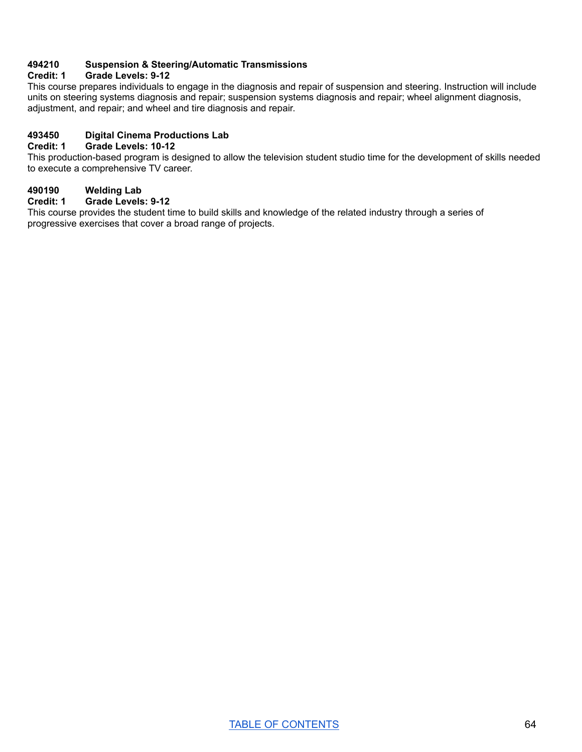**494210 Suspension & Steering/Automatic Transmissions**
**Credit: 1 Grade Levels: 9-12**
This course prepares individuals to engage in the diagnosis and repair of suspension and steering. Instruction will include units on steering systems diagnosis and repair; suspension systems diagnosis and repair; wheel alignment diagnosis, adjustment, and repair; and wheel and tire diagnosis and repair.

**493450 Digital Cinema Productions Lab**
**Credit: 1 Grade Levels: 10-12**
This production-based program is designed to allow the television student studio time for the development of skills needed to execute a comprehensive TV career.

**490190 Welding Lab**
**Credit: 1 Grade Levels: 9-12**
This course provides the student time to build skills and knowledge of the related industry through a series of progressive exercises that cover a broad range of projects.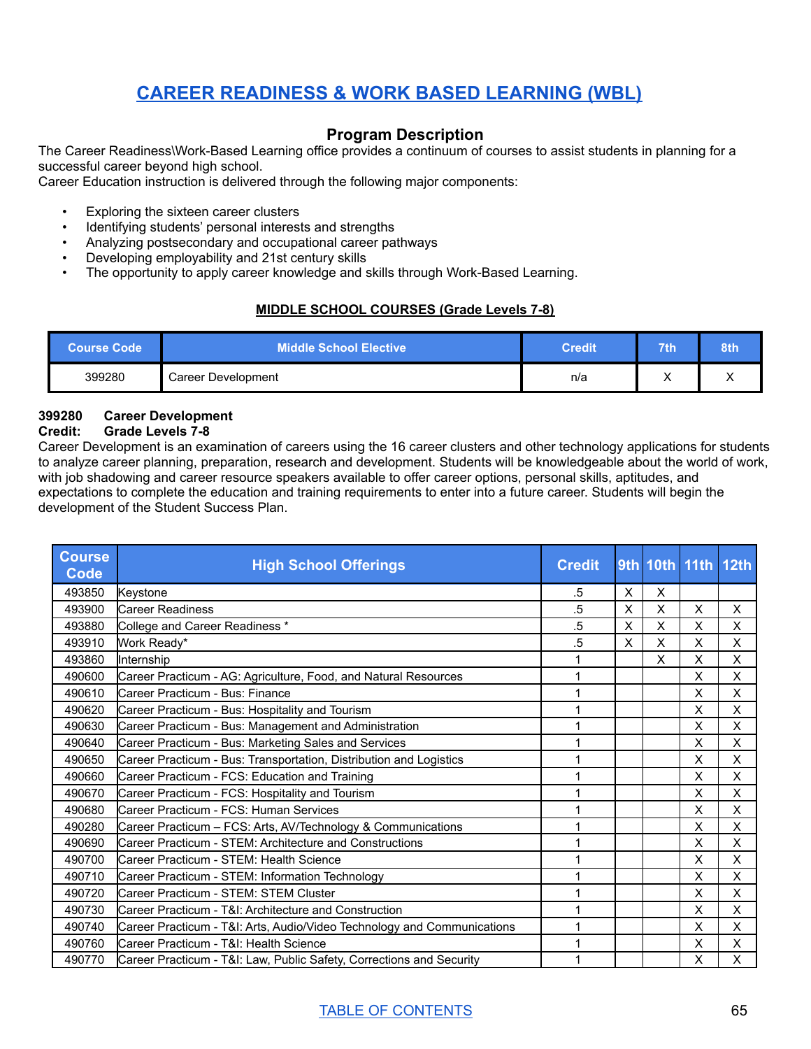# CAREER READINESS & WORK BASED LEARNING (WBL)

## Program Description

The Career Readiness\Work-Based Learning office provides a continuum of courses to assist students in planning for a successful career beyond high school.
Career Education instruction is delivered through the following major components:

- Exploring the sixteen career clusters
- Identifying students' personal interests and strengths
- Analyzing postsecondary and occupational career pathways
- Developing employability and 21st century skills
- The opportunity to apply career knowledge and skills through Work-Based Learning.

### MIDDLE SCHOOL COURSES (Grade Levels 7-8)

| Course Code | Middle School Elective | Credit | 7th | 8th |
|---|---|---|---|---|
| 399280 | Career Development | n/a | X | X |

**399280 Career Development**
**Credit: Grade Levels 7-8**
Career Development is an examination of careers using the 16 career clusters and other technology applications for students to analyze career planning, preparation, research and development. Students will be knowledgeable about the world of work, with job shadowing and career resource speakers available to offer career options, personal skills, aptitudes, and expectations to complete the education and training requirements to enter into a future career. Students will begin the development of the Student Success Plan.

| Course Code | High School Offerings | Credit | 9th | 10th | 11th | 12th |
|---|---|---|---|---|---|---|
| 493850 | Keystone | .5 | X | X | | |
| 493900 | Career Readiness | .5 | X | X | X | X |
| 493880 | College and Career Readiness * | .5 | X | X | X | X |
| 493910 | Work Ready* | .5 | X | X | X | X |
| 493860 | Internship | 1 | | X | X | X |
| 490600 | Career Practicum - AG: Agriculture, Food, and Natural Resources | 1 | | | X | X |
| 490610 | Career Practicum - Bus: Finance | 1 | | | X | X |
| 490620 | Career Practicum - Bus: Hospitality and Tourism | 1 | | | X | X |
| 490630 | Career Practicum - Bus: Management and Administration | 1 | | | X | X |
| 490640 | Career Practicum - Bus: Marketing Sales and Services | 1 | | | X | X |
| 490650 | Career Practicum - Bus: Transportation, Distribution and Logistics | 1 | | | X | X |
| 490660 | Career Practicum - FCS: Education and Training | 1 | | | X | X |
| 490670 | Career Practicum - FCS: Hospitality and Tourism | 1 | | | X | X |
| 490680 | Career Practicum - FCS: Human Services | 1 | | | X | X |
| 490280 | Career Practicum – FCS: Arts, AV/Technology & Communications | 1 | | | X | X |
| 490690 | Career Practicum - STEM: Architecture and Constructions | 1 | | | X | X |
| 490700 | Career Practicum - STEM: Health Science | 1 | | | X | X |
| 490710 | Career Practicum - STEM: Information Technology | 1 | | | X | X |
| 490720 | Career Practicum - STEM: STEM Cluster | 1 | | | X | X |
| 490730 | Career Practicum - T&I: Architecture and Construction | 1 | | | X | X |
| 490740 | Career Practicum - T&I: Arts, Audio/Video Technology and Communications | 1 | | | X | X |
| 490760 | Career Practicum - T&I: Health Science | 1 | | | X | X |
| 490770 | Career Practicum - T&I: Law, Public Safety, Corrections and Security | 1 | | | X | X |

TABLE OF CONTENTS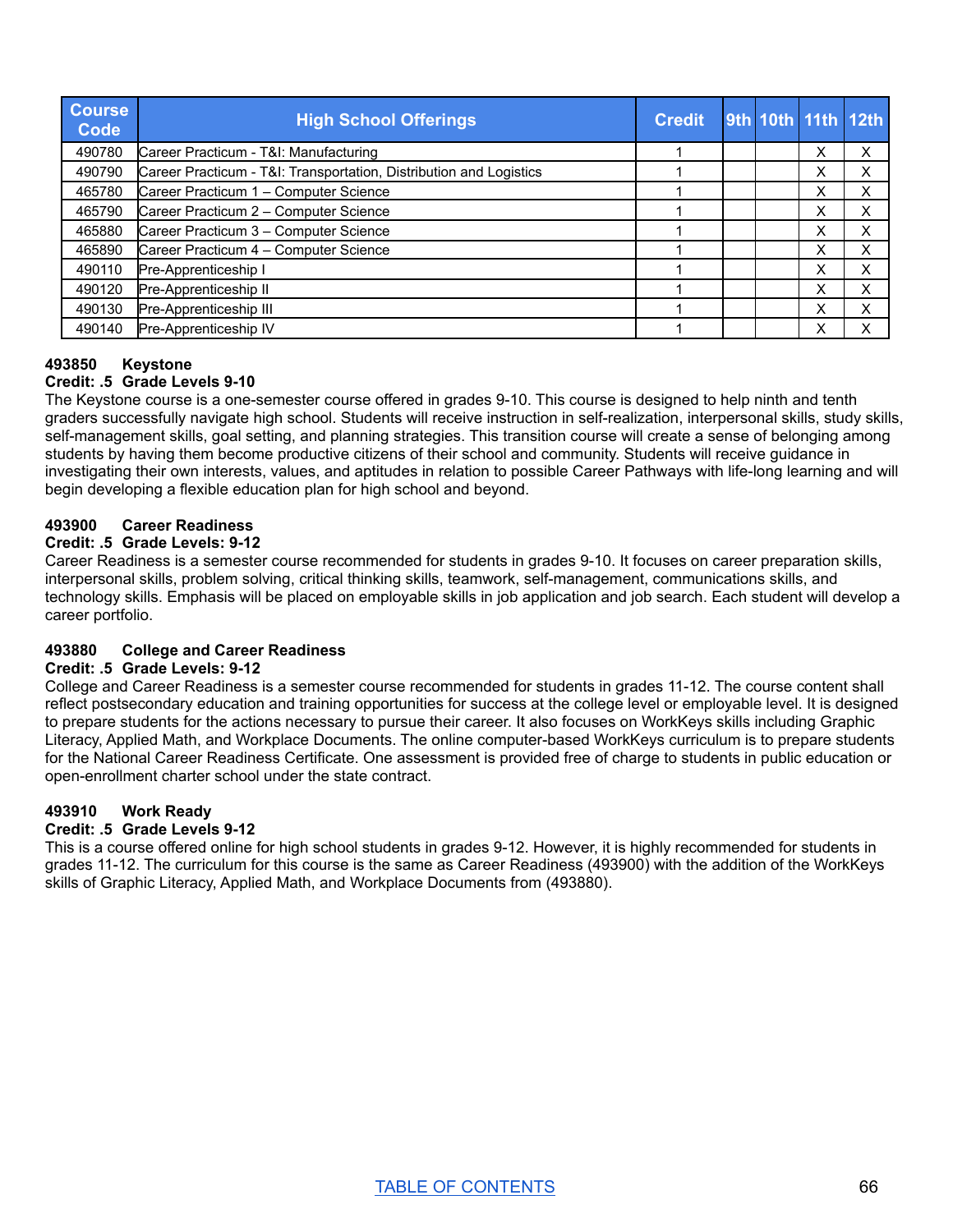| Course Code | High School Offerings | Credit | 9th | 10th | 11th | 12th |
|---|---|---|---|---|---|---|
| 490780 | Career Practicum - T&I: Manufacturing | 1 | | | X | X |
| 490790 | Career Practicum - T&I: Transportation, Distribution and Logistics | 1 | | | X | X |
| 465780 | Career Practicum 1 – Computer Science | 1 | | | X | X |
| 465790 | Career Practicum 2 – Computer Science | 1 | | | X | X |
| 465880 | Career Practicum 3 – Computer Science | 1 | | | X | X |
| 465890 | Career Practicum 4 – Computer Science | 1 | | | X | X |
| 490110 | Pre-Apprenticeship I | 1 | | | X | X |
| 490120 | Pre-Apprenticeship II | 1 | | | X | X |
| 490130 | Pre-Apprenticeship III | 1 | | | X | X |
| 490140 | Pre-Apprenticeship IV | 1 | | | X | X |

**493850 Keystone**
**Credit: .5 Grade Levels 9-10**
The Keystone course is a one-semester course offered in grades 9-10. This course is designed to help ninth and tenth graders successfully navigate high school. Students will receive instruction in self-realization, interpersonal skills, study skills, self-management skills, goal setting, and planning strategies. This transition course will create a sense of belonging among students by having them become productive citizens of their school and community. Students will receive guidance in investigating their own interests, values, and aptitudes in relation to possible Career Pathways with life-long learning and will begin developing a flexible education plan for high school and beyond.

**493900 Career Readiness**
**Credit: .5 Grade Levels: 9-12**
Career Readiness is a semester course recommended for students in grades 9-10. It focuses on career preparation skills, interpersonal skills, problem solving, critical thinking skills, teamwork, self-management, communications skills, and technology skills. Emphasis will be placed on employable skills in job application and job search. Each student will develop a career portfolio.

**493880 College and Career Readiness**
**Credit: .5 Grade Levels: 9-12**
College and Career Readiness is a semester course recommended for students in grades 11-12. The course content shall reflect postsecondary education and training opportunities for success at the college level or employable level. It is designed to prepare students for the actions necessary to pursue their career. It also focuses on WorkKeys skills including Graphic Literacy, Applied Math, and Workplace Documents. The online computer-based WorkKeys curriculum is to prepare students for the National Career Readiness Certificate. One assessment is provided free of charge to students in public education or open-enrollment charter school under the state contract.

**493910 Work Ready**
**Credit: .5 Grade Levels 9-12**
This is a course offered online for high school students in grades 9-12. However, it is highly recommended for students in grades 11-12. The curriculum for this course is the same as Career Readiness (493900) with the addition of the WorkKeys skills of Graphic Literacy, Applied Math, and Workplace Documents from (493880).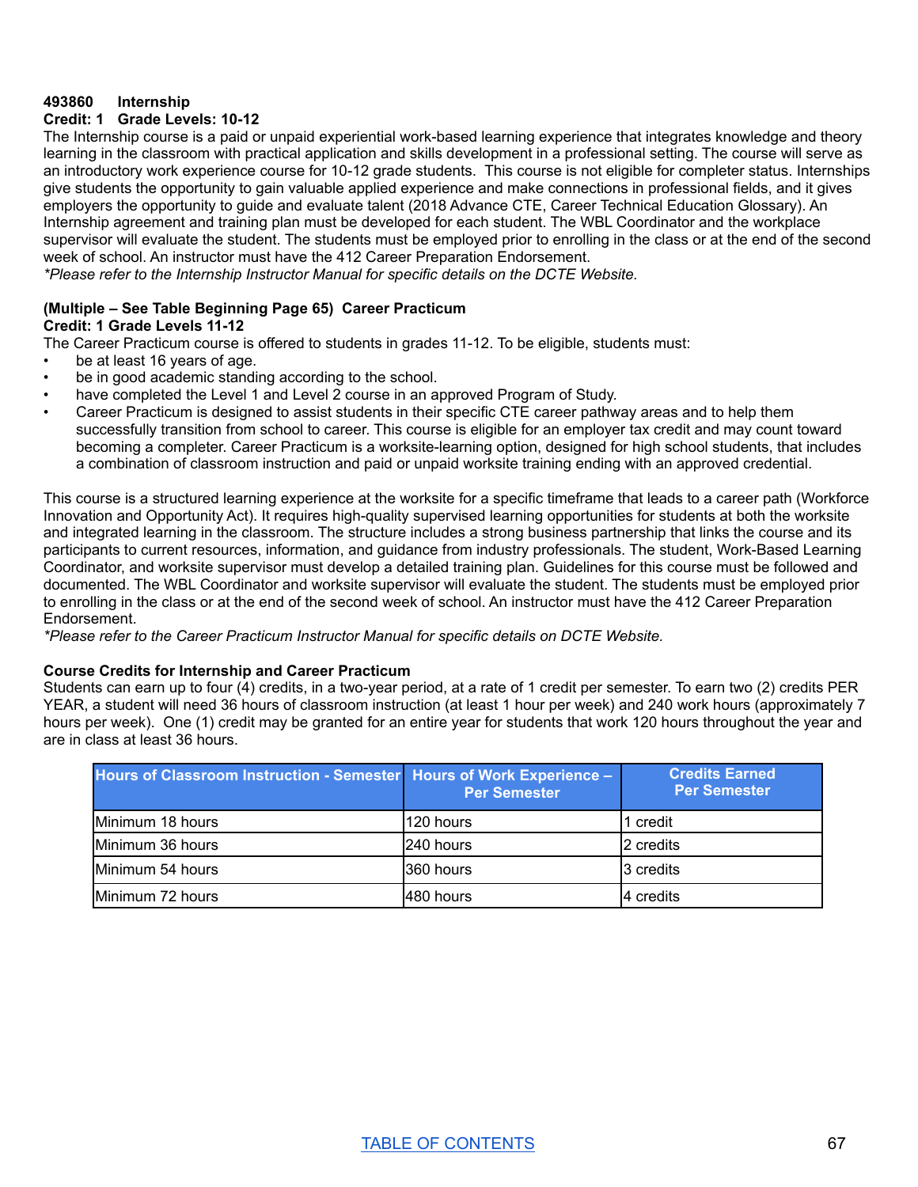**493860 Internship**
**Credit: 1 Grade Levels: 10-12**
The Internship course is a paid or unpaid experiential work-based learning experience that integrates knowledge and theory learning in the classroom with practical application and skills development in a professional setting. The course will serve as an introductory work experience course for 10-12 grade students. This course is not eligible for completer status. Internships give students the opportunity to gain valuable applied experience and make connections in professional fields, and it gives employers the opportunity to guide and evaluate talent (2018 Advance CTE, Career Technical Education Glossary). An Internship agreement and training plan must be developed for each student. The WBL Coordinator and the workplace supervisor will evaluate the student. The students must be employed prior to enrolling in the class or at the end of the second week of school. An instructor must have the 412 Career Preparation Endorsement.
*\*Please refer to the Internship Instructor Manual for specific details on the DCTE Website.*

**(Multiple – See Table Beginning Page 65) Career Practicum**
**Credit: 1 Grade Levels 11-12**
The Career Practicum course is offered to students in grades 11-12. To be eligible, students must:

- be at least 16 years of age.
- be in good academic standing according to the school.
- have completed the Level 1 and Level 2 course in an approved Program of Study.
- Career Practicum is designed to assist students in their specific CTE career pathway areas and to help them successfully transition from school to career. This course is eligible for an employer tax credit and may count toward becoming a completer. Career Practicum is a worksite-learning option, designed for high school students, that includes a combination of classroom instruction and paid or unpaid worksite training ending with an approved credential.

This course is a structured learning experience at the worksite for a specific timeframe that leads to a career path (Workforce Innovation and Opportunity Act). It requires high-quality supervised learning opportunities for students at both the worksite and integrated learning in the classroom. The structure includes a strong business partnership that links the course and its participants to current resources, information, and guidance from industry professionals. The student, Work-Based Learning Coordinator, and worksite supervisor must develop a detailed training plan. Guidelines for this course must be followed and documented. The WBL Coordinator and worksite supervisor will evaluate the student. The students must be employed prior to enrolling in the class or at the end of the second week of school. An instructor must have the 412 Career Preparation Endorsement.
*\*Please refer to the Career Practicum Instructor Manual for specific details on DCTE Website.*

**Course Credits for Internship and Career Practicum**
Students can earn up to four (4) credits, in a two-year period, at a rate of 1 credit per semester. To earn two (2) credits PER YEAR, a student will need 36 hours of classroom instruction (at least 1 hour per week) and 240 work hours (approximately 7 hours per week). One (1) credit may be granted for an entire year for students that work 120 hours throughout the year and are in class at least 36 hours.

| Hours of Classroom Instruction - Semester | Hours of Work Experience – Per Semester | Credits Earned Per Semester |
|---|---|---|
| Minimum 18 hours | 120 hours | 1 credit |
| Minimum 36 hours | 240 hours | 2 credits |
| Minimum 54 hours | 360 hours | 3 credits |
| Minimum 72 hours | 480 hours | 4 credits |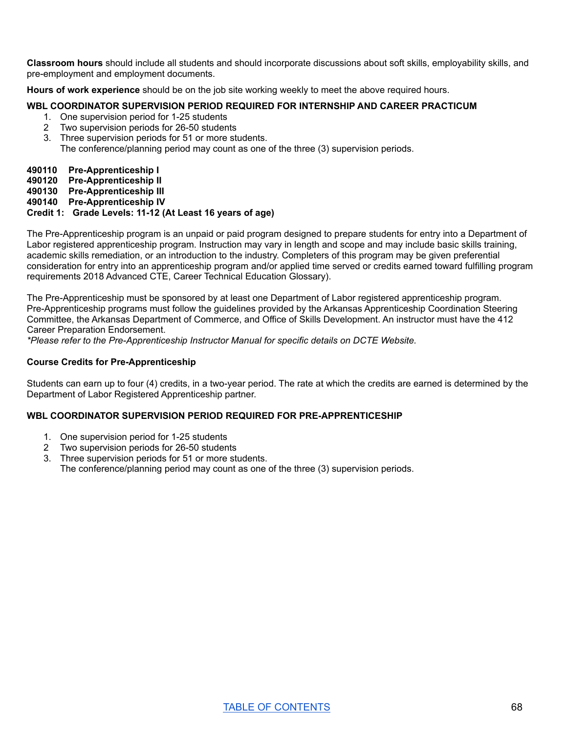**Classroom hours** should include all students and should incorporate discussions about soft skills, employability skills, and pre-employment and employment documents.

**Hours of work experience** should be on the job site working weekly to meet the above required hours.

**WBL COORDINATOR SUPERVISION PERIOD REQUIRED FOR INTERNSHIP AND CAREER PRACTICUM**

1. One supervision period for 1-25 students
2. Two supervision periods for 26-50 students
3. Three supervision periods for 51 or more students.
   The conference/planning period may count as one of the three (3) supervision periods.

**490110 Pre-Apprenticeship I**
**490120 Pre-Apprenticeship II**
**490130 Pre-Apprenticeship III**
**490140 Pre-Apprenticeship IV**
**Credit 1: Grade Levels: 11-12 (At Least 16 years of age)**

The Pre-Apprenticeship program is an unpaid or paid program designed to prepare students for entry into a Department of Labor registered apprenticeship program. Instruction may vary in length and scope and may include basic skills training, academic skills remediation, or an introduction to the industry. Completers of this program may be given preferential consideration for entry into an apprenticeship program and/or applied time served or credits earned toward fulfilling program requirements 2018 Advanced CTE, Career Technical Education Glossary).

The Pre-Apprenticeship must be sponsored by at least one Department of Labor registered apprenticeship program. Pre-Apprenticeship programs must follow the guidelines provided by the Arkansas Apprenticeship Coordination Steering Committee, the Arkansas Department of Commerce, and Office of Skills Development. An instructor must have the 412 Career Preparation Endorsement.
*\*Please refer to the Pre-Apprenticeship Instructor Manual for specific details on DCTE Website.*

**Course Credits for Pre-Apprenticeship**

Students can earn up to four (4) credits, in a two-year period. The rate at which the credits are earned is determined by the Department of Labor Registered Apprenticeship partner.

**WBL COORDINATOR SUPERVISION PERIOD REQUIRED FOR PRE-APPRENTICESHIP**

1. One supervision period for 1-25 students
2. Two supervision periods for 26-50 students
3. Three supervision periods for 51 or more students.
   The conference/planning period may count as one of the three (3) supervision periods.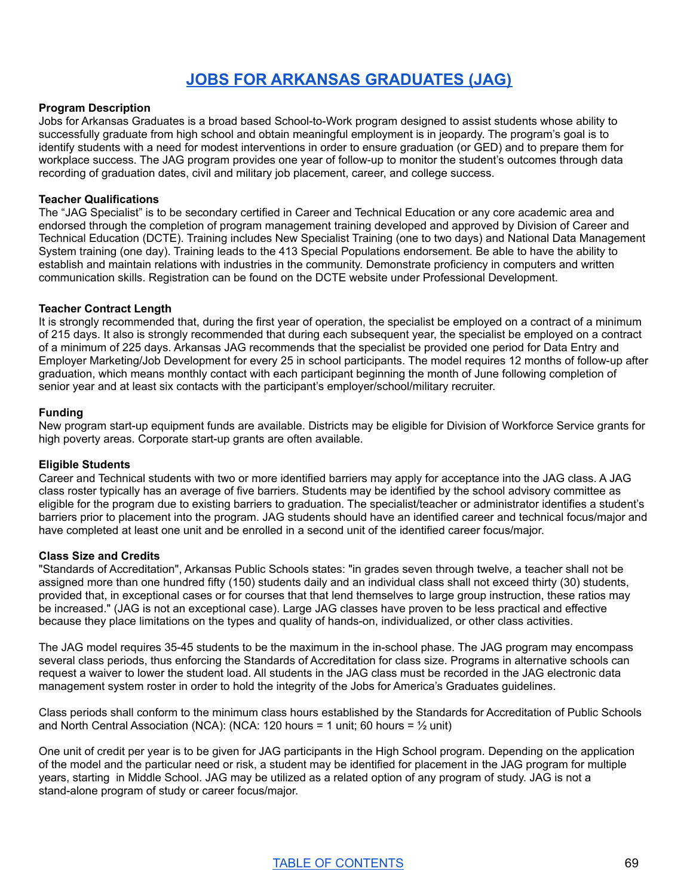# JOBS FOR ARKANSAS GRADUATES (JAG)

**Program Description**

Jobs for Arkansas Graduates is a broad based School-to-Work program designed to assist students whose ability to successfully graduate from high school and obtain meaningful employment is in jeopardy. The program's goal is to identify students with a need for modest interventions in order to ensure graduation (or GED) and to prepare them for workplace success. The JAG program provides one year of follow-up to monitor the student's outcomes through data recording of graduation dates, civil and military job placement, career, and college success.

**Teacher Qualifications**

The "JAG Specialist" is to be secondary certified in Career and Technical Education or any core academic area and endorsed through the completion of program management training developed and approved by Division of Career and Technical Education (DCTE). Training includes New Specialist Training (one to two days) and National Data Management System training (one day). Training leads to the 413 Special Populations endorsement. Be able to have the ability to establish and maintain relations with industries in the community. Demonstrate proficiency in computers and written communication skills. Registration can be found on the DCTE website under Professional Development.

**Teacher Contract Length**

It is strongly recommended that, during the first year of operation, the specialist be employed on a contract of a minimum of 215 days. It also is strongly recommended that during each subsequent year, the specialist be employed on a contract of a minimum of 225 days. Arkansas JAG recommends that the specialist be provided one period for Data Entry and Employer Marketing/Job Development for every 25 in school participants. The model requires 12 months of follow-up after graduation, which means monthly contact with each participant beginning the month of June following completion of senior year and at least six contacts with the participant's employer/school/military recruiter.

**Funding**

New program start-up equipment funds are available. Districts may be eligible for Division of Workforce Service grants for high poverty areas. Corporate start-up grants are often available.

**Eligible Students**

Career and Technical students with two or more identified barriers may apply for acceptance into the JAG class. A JAG class roster typically has an average of five barriers. Students may be identified by the school advisory committee as eligible for the program due to existing barriers to graduation. The specialist/teacher or administrator identifies a student's barriers prior to placement into the program. JAG students should have an identified career and technical focus/major and have completed at least one unit and be enrolled in a second unit of the identified career focus/major.

**Class Size and Credits**

"Standards of Accreditation", Arkansas Public Schools states: "in grades seven through twelve, a teacher shall not be assigned more than one hundred fifty (150) students daily and an individual class shall not exceed thirty (30) students, provided that, in exceptional cases or for courses that that lend themselves to large group instruction, these ratios may be increased." (JAG is not an exceptional case). Large JAG classes have proven to be less practical and effective because they place limitations on the types and quality of hands-on, individualized, or other class activities.

The JAG model requires 35-45 students to be the maximum in the in-school phase. The JAG program may encompass several class periods, thus enforcing the Standards of Accreditation for class size. Programs in alternative schools can request a waiver to lower the student load. All students in the JAG class must be recorded in the JAG electronic data management system roster in order to hold the integrity of the Jobs for America's Graduates guidelines.

Class periods shall conform to the minimum class hours established by the Standards for Accreditation of Public Schools and North Central Association (NCA): (NCA: 120 hours = 1 unit; 60 hours = ½ unit)

One unit of credit per year is to be given for JAG participants in the High School program. Depending on the application of the model and the particular need or risk, a student may be identified for placement in the JAG program for multiple years, starting in Middle School. JAG may be utilized as a related option of any program of study. JAG is not a stand-alone program of study or career focus/major.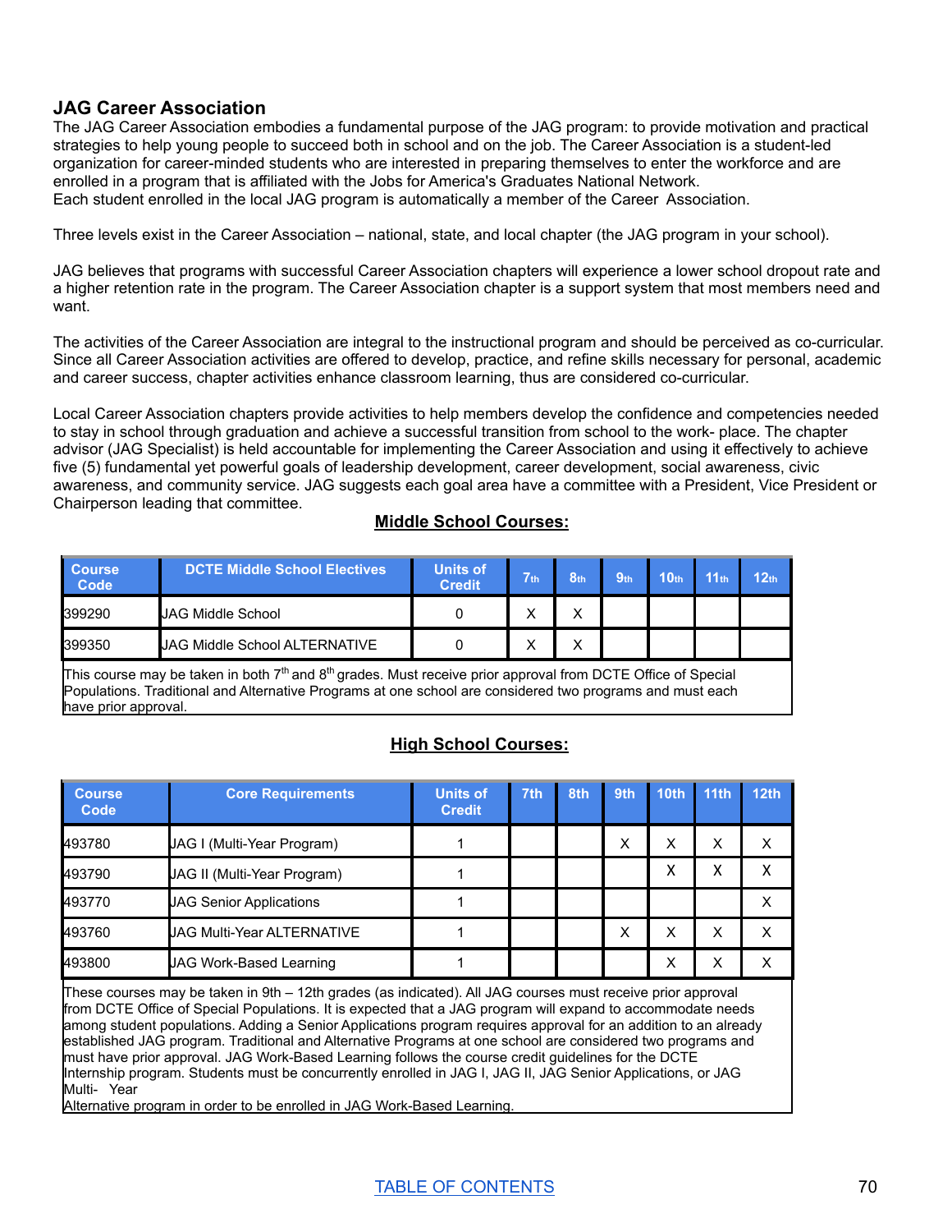## JAG Career Association

The JAG Career Association embodies a fundamental purpose of the JAG program: to provide motivation and practical strategies to help young people to succeed both in school and on the job. The Career Association is a student-led organization for career-minded students who are interested in preparing themselves to enter the workforce and are enrolled in a program that is affiliated with the Jobs for America's Graduates National Network.
Each student enrolled in the local JAG program is automatically a member of the Career Association.

Three levels exist in the Career Association – national, state, and local chapter (the JAG program in your school).

JAG believes that programs with successful Career Association chapters will experience a lower school dropout rate and a higher retention rate in the program. The Career Association chapter is a support system that most members need and want.

The activities of the Career Association are integral to the instructional program and should be perceived as co-curricular. Since all Career Association activities are offered to develop, practice, and refine skills necessary for personal, academic and career success, chapter activities enhance classroom learning, thus are considered co-curricular.

Local Career Association chapters provide activities to help members develop the confidence and competencies needed to stay in school through graduation and achieve a successful transition from school to the work- place. The chapter advisor (JAG Specialist) is held accountable for implementing the Career Association and using it effectively to achieve five (5) fundamental yet powerful goals of leadership development, career development, social awareness, civic awareness, and community service. JAG suggests each goal area have a committee with a President, Vice President or Chairperson leading that committee.

**Middle School Courses:**

| Course Code | DCTE Middle School Electives | Units of Credit | 7th | 8th | 9th | 10th | 11th | 12th |
|---|---|---|---|---|---|---|---|---|
| 399290 | JAG Middle School | 0 | X | X | | | | |
| 399350 | JAG Middle School ALTERNATIVE | 0 | X | X | | | | |

This course may be taken in both 7th and 8th grades. Must receive prior approval from DCTE Office of Special Populations. Traditional and Alternative Programs at one school are considered two programs and must each have prior approval.

**High School Courses:**

| Course Code | Core Requirements | Units of Credit | 7th | 8th | 9th | 10th | 11th | 12th |
|---|---|---|---|---|---|---|---|---|
| 493780 | JAG I (Multi-Year Program) | 1 | | | X | X | X | X |
| 493790 | JAG II (Multi-Year Program) | 1 | | | | X | X | X |
| 493770 | JAG Senior Applications | 1 | | | | | | X |
| 493760 | JAG Multi-Year ALTERNATIVE | 1 | | | X | X | X | X |
| 493800 | JAG Work-Based Learning | 1 | | | | X | X | X |

These courses may be taken in 9th – 12th grades (as indicated). All JAG courses must receive prior approval from DCTE Office of Special Populations. It is expected that a JAG program will expand to accommodate needs among student populations. Adding a Senior Applications program requires approval for an addition to an already established JAG program. Traditional and Alternative Programs at one school are considered two programs and must have prior approval. JAG Work-Based Learning follows the course credit guidelines for the DCTE Internship program. Students must be concurrently enrolled in JAG I, JAG II, JAG Senior Applications, or JAG Multi- Year Alternative program in order to be enrolled in JAG Work-Based Learning.

TABLE OF CONTENTS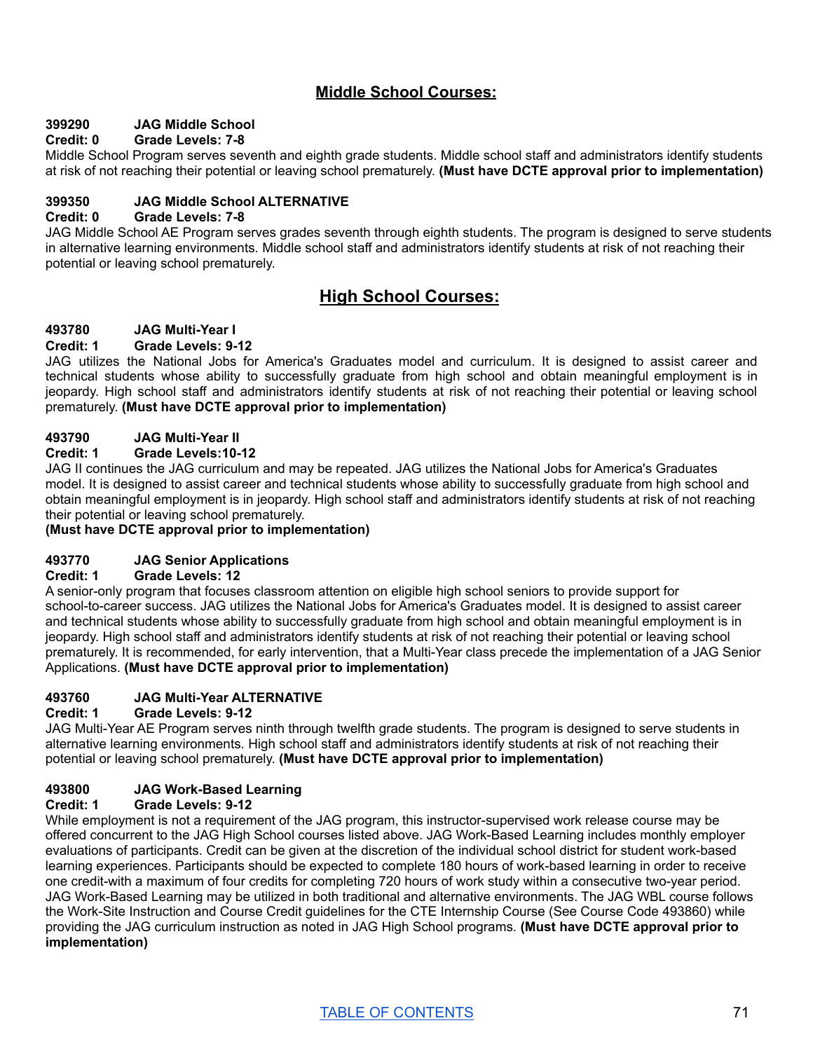## Middle School Courses:

**399290 JAG Middle School**
**Credit: 0 Grade Levels: 7-8**
Middle School Program serves seventh and eighth grade students. Middle school staff and administrators identify students at risk of not reaching their potential or leaving school prematurely. **(Must have DCTE approval prior to implementation)**

**399350 JAG Middle School ALTERNATIVE**
**Credit: 0 Grade Levels: 7-8**
JAG Middle School AE Program serves grades seventh through eighth students. The program is designed to serve students in alternative learning environments. Middle school staff and administrators identify students at risk of not reaching their potential or leaving school prematurely.

## High School Courses:

**493780 JAG Multi-Year I**
**Credit: 1 Grade Levels: 9-12**
JAG utilizes the National Jobs for America's Graduates model and curriculum. It is designed to assist career and technical students whose ability to successfully graduate from high school and obtain meaningful employment is in jeopardy. High school staff and administrators identify students at risk of not reaching their potential or leaving school prematurely. **(Must have DCTE approval prior to implementation)**

**493790 JAG Multi-Year II**
**Credit: 1 Grade Levels:10-12**
JAG II continues the JAG curriculum and may be repeated. JAG utilizes the National Jobs for America's Graduates model. It is designed to assist career and technical students whose ability to successfully graduate from high school and obtain meaningful employment is in jeopardy. High school staff and administrators identify students at risk of not reaching their potential or leaving school prematurely.
**(Must have DCTE approval prior to implementation)**

**493770 JAG Senior Applications**
**Credit: 1 Grade Levels: 12**
A senior-only program that focuses classroom attention on eligible high school seniors to provide support for school-to-career success. JAG utilizes the National Jobs for America's Graduates model. It is designed to assist career and technical students whose ability to successfully graduate from high school and obtain meaningful employment is in jeopardy. High school staff and administrators identify students at risk of not reaching their potential or leaving school prematurely. It is recommended, for early intervention, that a Multi-Year class precede the implementation of a JAG Senior Applications. **(Must have DCTE approval prior to implementation)**

**493760 JAG Multi-Year ALTERNATIVE**
**Credit: 1 Grade Levels: 9-12**
JAG Multi-Year AE Program serves ninth through twelfth grade students. The program is designed to serve students in alternative learning environments. High school staff and administrators identify students at risk of not reaching their potential or leaving school prematurely. **(Must have DCTE approval prior to implementation)**

**493800 JAG Work-Based Learning**
**Credit: 1 Grade Levels: 9-12**
While employment is not a requirement of the JAG program, this instructor-supervised work release course may be offered concurrent to the JAG High School courses listed above. JAG Work-Based Learning includes monthly employer evaluations of participants. Credit can be given at the discretion of the individual school district for student work-based learning experiences. Participants should be expected to complete 180 hours of work-based learning in order to receive one credit-with a maximum of four credits for completing 720 hours of work study within a consecutive two-year period. JAG Work-Based Learning may be utilized in both traditional and alternative environments. The JAG WBL course follows the Work-Site Instruction and Course Credit guidelines for the CTE Internship Course (See Course Code 493860) while providing the JAG curriculum instruction as noted in JAG High School programs. **(Must have DCTE approval prior to implementation)**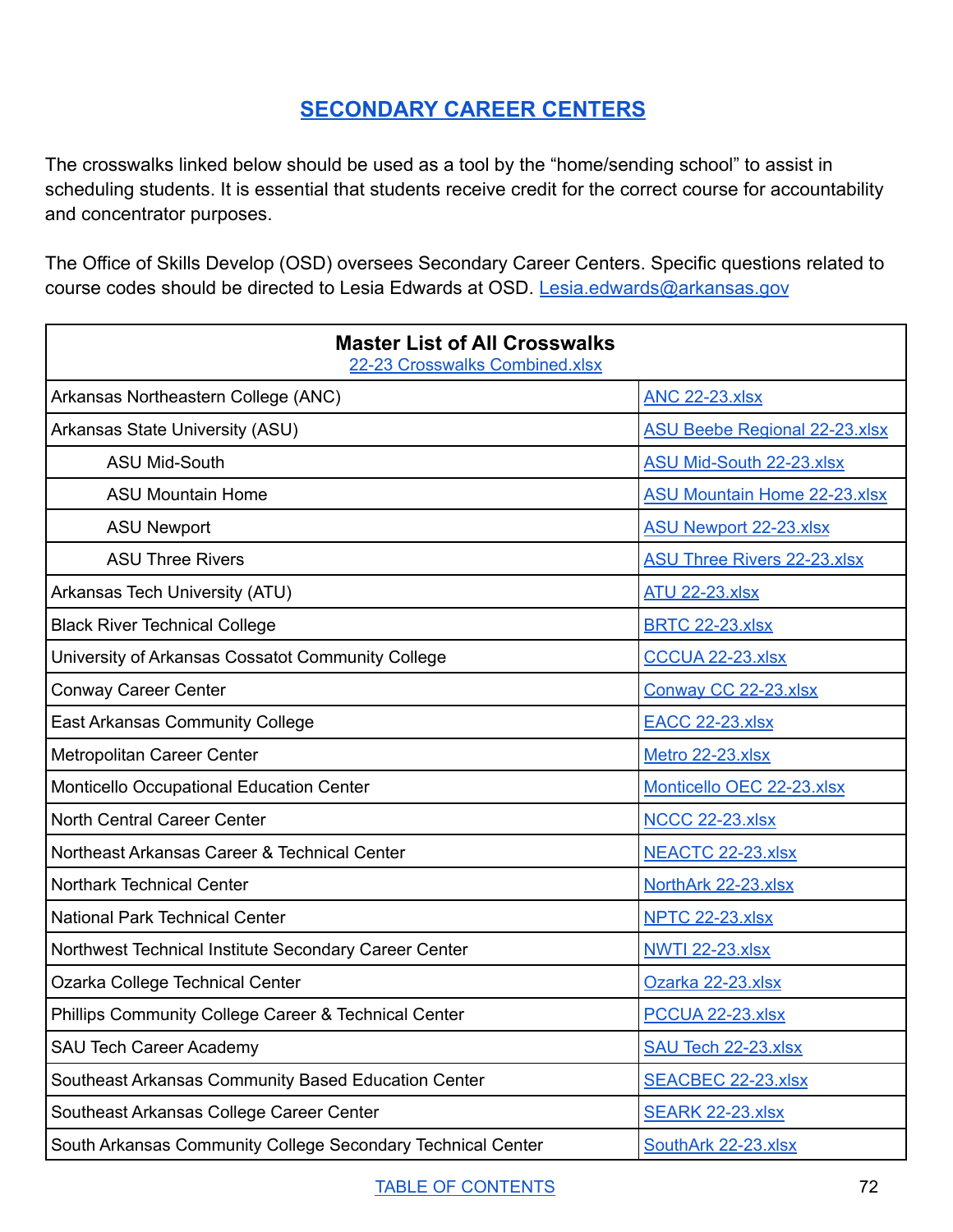## SECONDARY CAREER CENTERS

The crosswalks linked below should be used as a tool by the "home/sending school" to assist in scheduling students. It is essential that students receive credit for the correct course for accountability and concentrator purposes.

The Office of Skills Develop (OSD) oversees Secondary Career Centers. Specific questions related to course codes should be directed to Lesia Edwards at OSD. Lesia.edwards@arkansas.gov

| **Master List of All Crosswalks** 22-23 Crosswalks Combined.xlsx | |
|---|---|
| Arkansas Northeastern College (ANC) | ANC 22-23.xlsx |
| Arkansas State University (ASU) | ASU Beebe Regional 22-23.xlsx |
| ASU Mid-South | ASU Mid-South 22-23.xlsx |
| ASU Mountain Home | ASU Mountain Home 22-23.xlsx |
| ASU Newport | ASU Newport 22-23.xlsx |
| ASU Three Rivers | ASU Three Rivers 22-23.xlsx |
| Arkansas Tech University (ATU) | ATU 22-23.xlsx |
| Black River Technical College | BRTC 22-23.xlsx |
| University of Arkansas Cossatot Community College | CCCUA 22-23.xlsx |
| Conway Career Center | Conway CC 22-23.xlsx |
| East Arkansas Community College | EACC 22-23.xlsx |
| Metropolitan Career Center | Metro 22-23.xlsx |
| Monticello Occupational Education Center | Monticello OEC 22-23.xlsx |
| North Central Career Center | NCCC 22-23.xlsx |
| Northeast Arkansas Career & Technical Center | NEACTC 22-23.xlsx |
| Northark Technical Center | NorthArk 22-23.xlsx |
| National Park Technical Center | NPTC 22-23.xlsx |
| Northwest Technical Institute Secondary Career Center | NWTI 22-23.xlsx |
| Ozarka College Technical Center | Ozarka 22-23.xlsx |
| Phillips Community College Career & Technical Center | PCCUA 22-23.xlsx |
| SAU Tech Career Academy | SAU Tech 22-23.xlsx |
| Southeast Arkansas Community Based Education Center | SEACBEC 22-23.xlsx |
| Southeast Arkansas College Career Center | SEARK 22-23.xlsx |
| South Arkansas Community College Secondary Technical Center | SouthArk 22-23.xlsx |

TABLE OF CONTENTS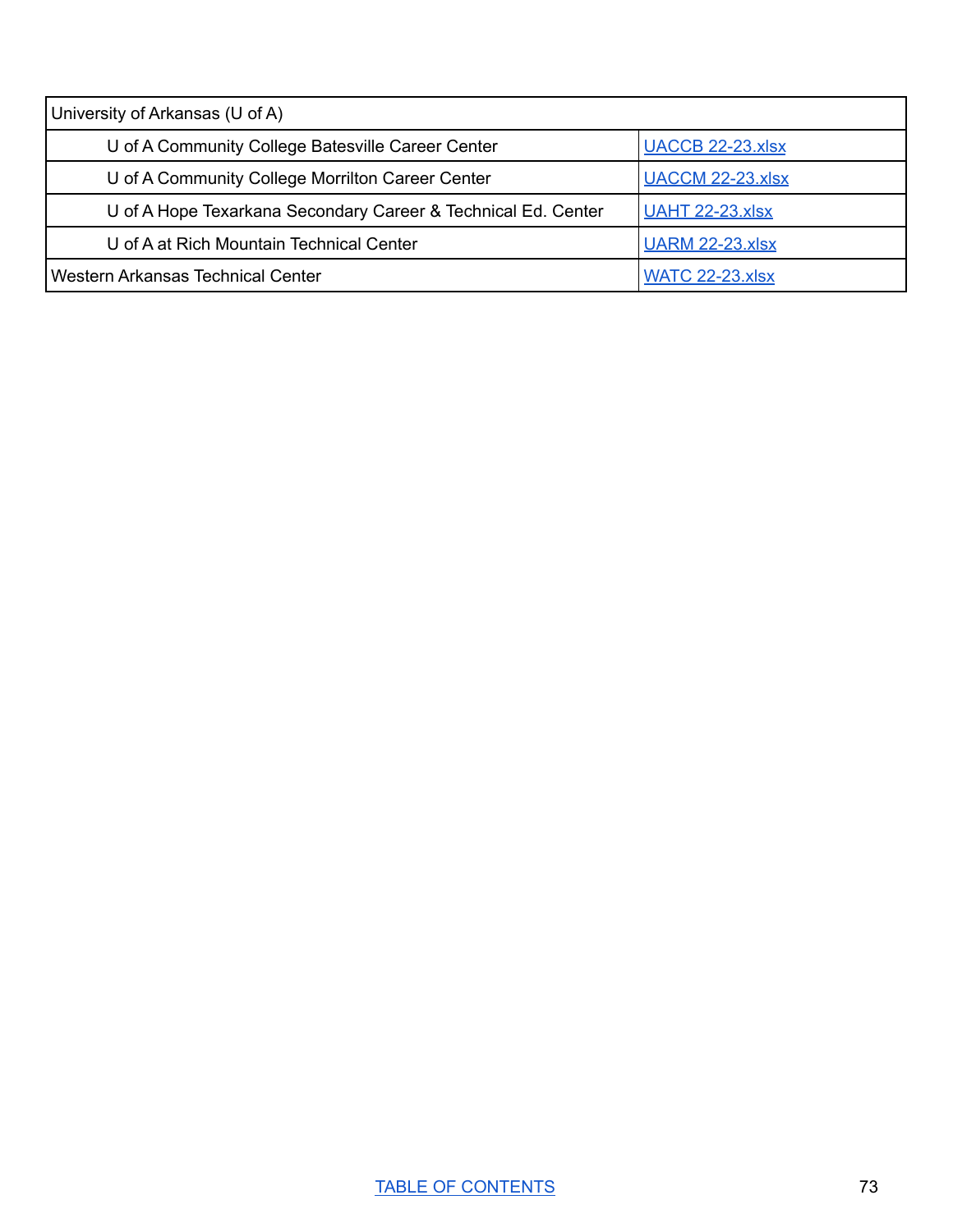| | |
|---|---|
| University of Arkansas (U of A) | |
| U of A Community College Batesville Career Center | UACCB 22-23.xlsx |
| U of A Community College Morrilton Career Center | UACCM 22-23.xlsx |
| U of A Hope Texarkana Secondary Career & Technical Ed. Center | UAHT 22-23.xlsx |
| U of A at Rich Mountain Technical Center | UARM 22-23.xlsx |
| Western Arkansas Technical Center | WATC 22-23.xlsx |

TABLE OF CONTENTS